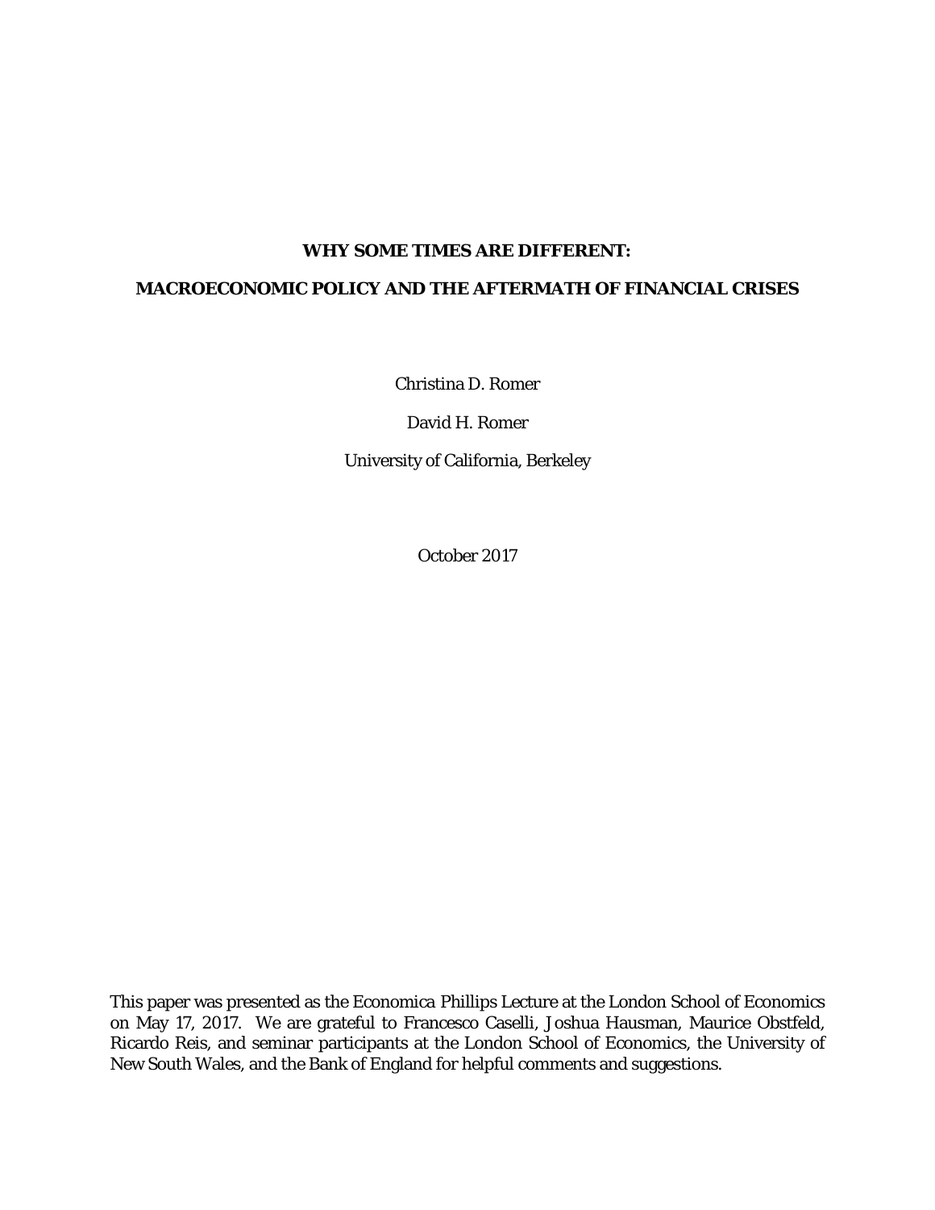# WHY SOME TIMES ARE DIFFERENT:

# MACROECONOMIC POLICY AND THE AFTERMATH OF FINANCIAL CRISES

Christina D. Romer

David H. Romer

University of California, Berkeley

October 2017

This paper was presented as the Economica Phillips Lecture at the London School of Economics on May 17, 2017. We are grateful to Francesco Caselli, Joshua Hausman, Maurice Obstfeld, Ricardo Reis, and seminar participants at the London School of Economics, the University of New South Wales, and the Bank of England for helpful comments and suggestions.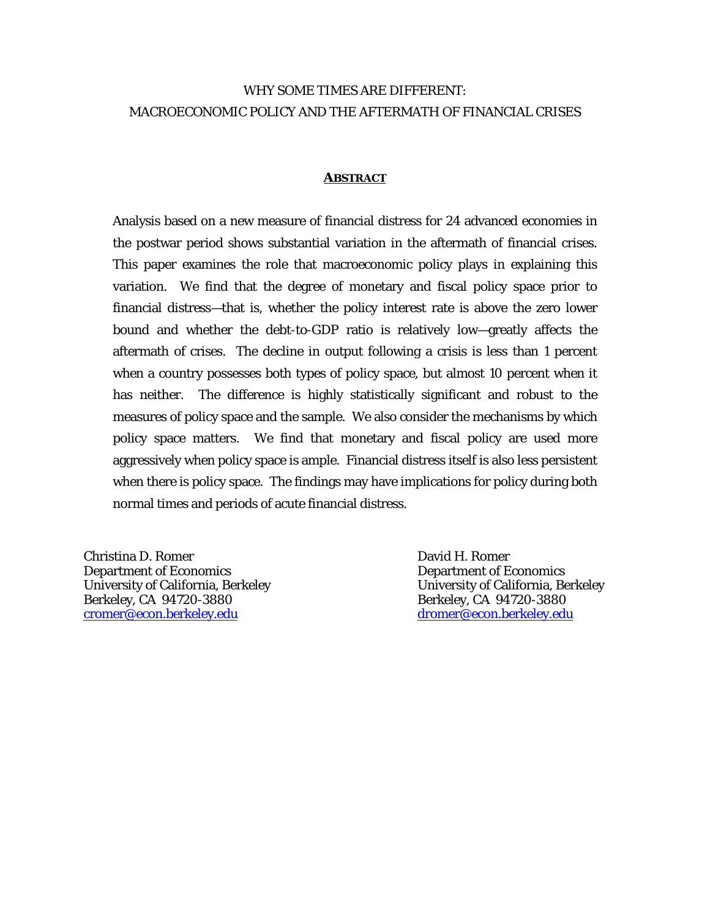# WHY SOME TIMES ARE DIFFERENT:
# MACROECONOMIC POLICY AND THE AFTERMATH OF FINANCIAL CRISES

## ABSTRACT

Analysis based on a new measure of financial distress for 24 advanced economies in the postwar period shows substantial variation in the aftermath of financial crises. This paper examines the role that macroeconomic policy plays in explaining this variation. We find that the degree of monetary and fiscal policy space prior to financial distress—that is, whether the policy interest rate is above the zero lower bound and whether the debt-to-GDP ratio is relatively low—greatly affects the aftermath of crises. The decline in output following a crisis is less than 1 percent when a country possesses both types of policy space, but almost 10 percent when it has neither. The difference is highly statistically significant and robust to the measures of policy space and the sample. We also consider the mechanisms by which policy space matters. We find that monetary and fiscal policy are used more aggressively when policy space is ample. Financial distress itself is also less persistent when there is policy space. The findings may have implications for policy during both normal times and periods of acute financial distress.

Christina D. Romer
Department of Economics
University of California, Berkeley
Berkeley, CA 94720-3880
cromer@econ.berkeley.edu

David H. Romer
Department of Economics
University of California, Berkeley
Berkeley, CA 94720-3880
dromer@econ.berkeley.edu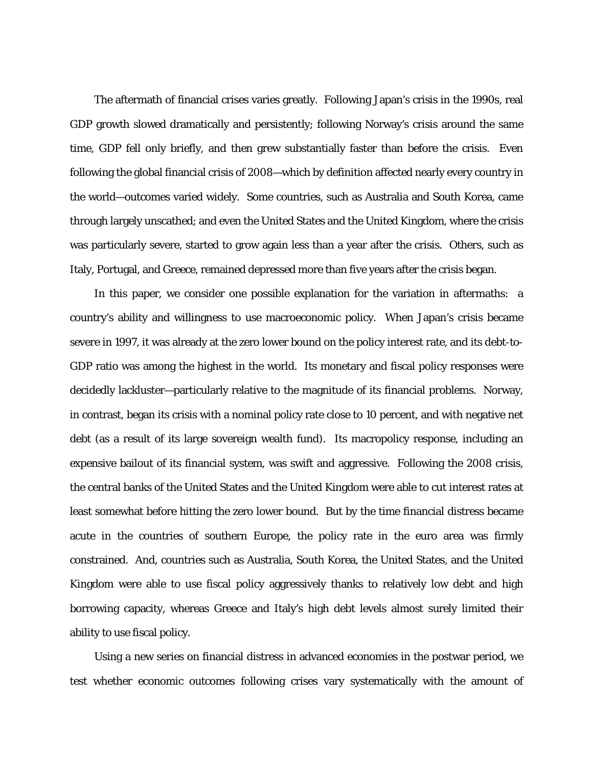The aftermath of financial crises varies greatly. Following Japan's crisis in the 1990s, real GDP growth slowed dramatically and persistently; following Norway's crisis around the same time, GDP fell only briefly, and then grew substantially faster than before the crisis. Even following the global financial crisis of 2008—which by definition affected nearly every country in the world—outcomes varied widely. Some countries, such as Australia and South Korea, came through largely unscathed; and even the United States and the United Kingdom, where the crisis was particularly severe, started to grow again less than a year after the crisis. Others, such as Italy, Portugal, and Greece, remained depressed more than five years after the crisis began.

In this paper, we consider one possible explanation for the variation in aftermaths: a country's ability and willingness to use macroeconomic policy. When Japan's crisis became severe in 1997, it was already at the zero lower bound on the policy interest rate, and its debt-to-GDP ratio was among the highest in the world. Its monetary and fiscal policy responses were decidedly lackluster—particularly relative to the magnitude of its financial problems. Norway, in contrast, began its crisis with a nominal policy rate close to 10 percent, and with negative net debt (as a result of its large sovereign wealth fund). Its macropolicy response, including an expensive bailout of its financial system, was swift and aggressive. Following the 2008 crisis, the central banks of the United States and the United Kingdom were able to cut interest rates at least somewhat before hitting the zero lower bound. But by the time financial distress became acute in the countries of southern Europe, the policy rate in the euro area was firmly constrained. And, countries such as Australia, South Korea, the United States, and the United Kingdom were able to use fiscal policy aggressively thanks to relatively low debt and high borrowing capacity, whereas Greece and Italy's high debt levels almost surely limited their ability to use fiscal policy.

Using a new series on financial distress in advanced economies in the postwar period, we test whether economic outcomes following crises vary systematically with the amount of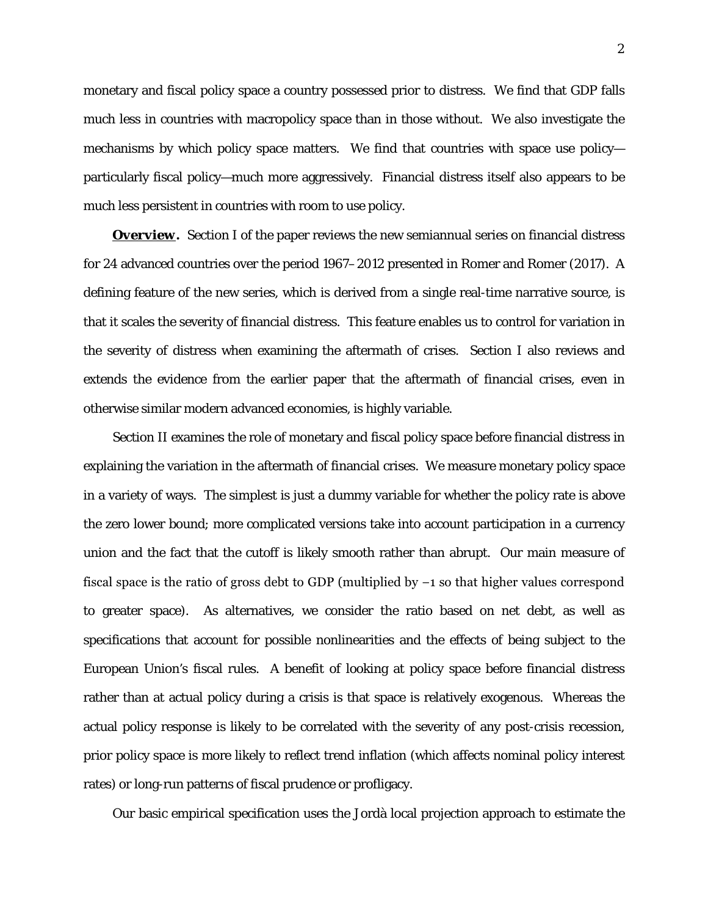monetary and fiscal policy space a country possessed prior to distress. We find that GDP falls much less in countries with macropolicy space than in those without. We also investigate the mechanisms by which policy space matters. We find that countries with space use policy—particularly fiscal policy—much more aggressively. Financial distress itself also appears to be much less persistent in countries with room to use policy.

***Overview.*** Section I of the paper reviews the new semiannual series on financial distress for 24 advanced countries over the period 1967–2012 presented in Romer and Romer (2017). A defining feature of the new series, which is derived from a single real-time narrative source, is that it scales the severity of financial distress. This feature enables us to control for variation in the severity of distress when examining the aftermath of crises. Section I also reviews and extends the evidence from the earlier paper that the aftermath of financial crises, even in otherwise similar modern advanced economies, is highly variable.

Section II examines the role of monetary and fiscal policy space before financial distress in explaining the variation in the aftermath of financial crises. We measure monetary policy space in a variety of ways. The simplest is just a dummy variable for whether the policy rate is above the zero lower bound; more complicated versions take into account participation in a currency union and the fact that the cutoff is likely smooth rather than abrupt. Our main measure of fiscal space is the ratio of gross debt to GDP (multiplied by −1 so that higher values correspond to greater space). As alternatives, we consider the ratio based on net debt, as well as specifications that account for possible nonlinearities and the effects of being subject to the European Union's fiscal rules. A benefit of looking at policy space before financial distress rather than at actual policy during a crisis is that space is relatively exogenous. Whereas the actual policy response is likely to be correlated with the severity of any post-crisis recession, prior policy space is more likely to reflect trend inflation (which affects nominal policy interest rates) or long-run patterns of fiscal prudence or profligacy.

Our basic empirical specification uses the Jordà local projection approach to estimate the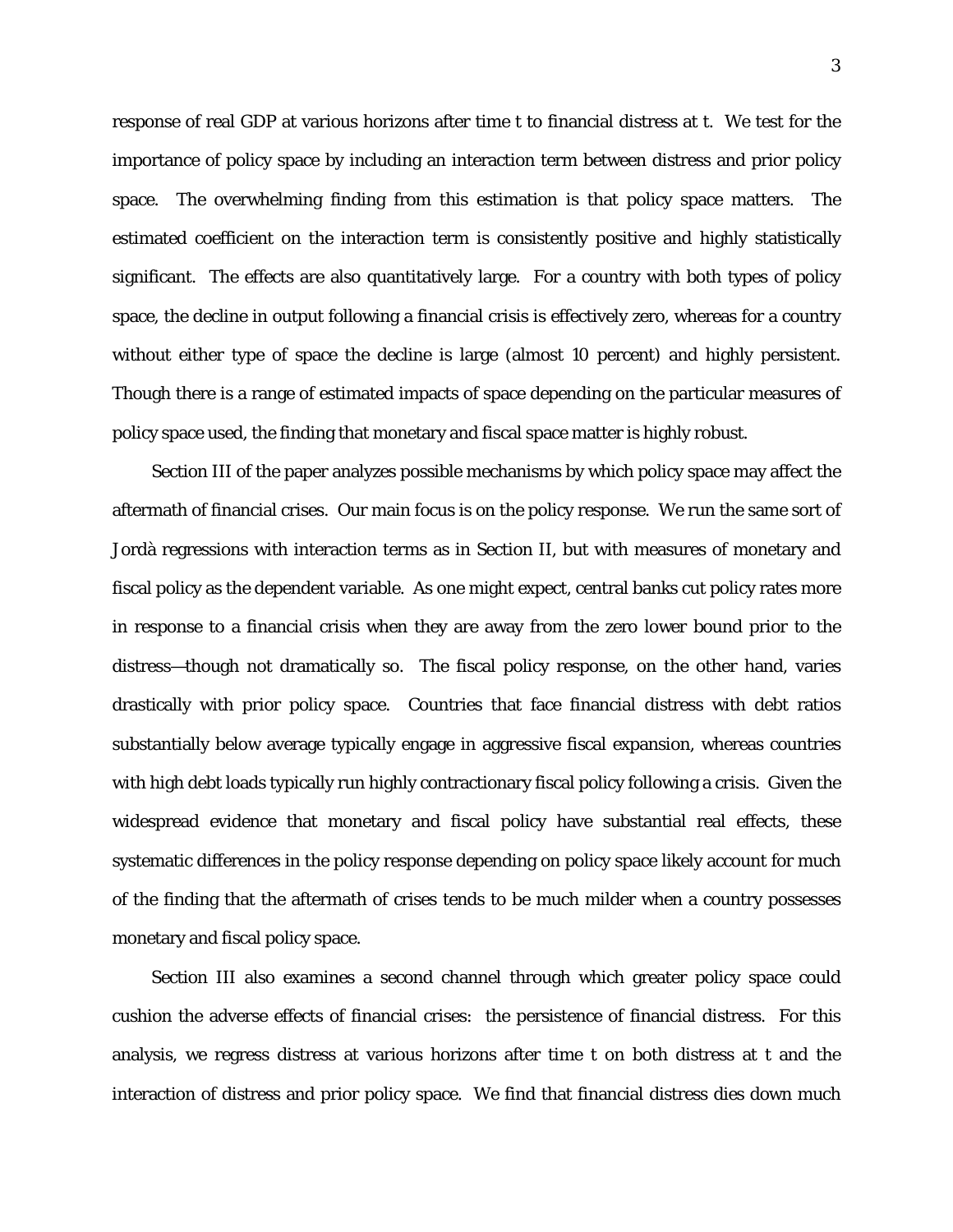response of real GDP at various horizons after time t to financial distress at t. We test for the importance of policy space by including an interaction term between distress and prior policy space. The overwhelming finding from this estimation is that policy space matters. The estimated coefficient on the interaction term is consistently positive and highly statistically significant. The effects are also quantitatively large. For a country with both types of policy space, the decline in output following a financial crisis is effectively zero, whereas for a country without either type of space the decline is large (almost 10 percent) and highly persistent. Though there is a range of estimated impacts of space depending on the particular measures of policy space used, the finding that monetary and fiscal space matter is highly robust.

Section III of the paper analyzes possible mechanisms by which policy space may affect the aftermath of financial crises. Our main focus is on the policy response. We run the same sort of Jordà regressions with interaction terms as in Section II, but with measures of monetary and fiscal policy as the dependent variable. As one might expect, central banks cut policy rates more in response to a financial crisis when they are away from the zero lower bound prior to the distress—though not dramatically so. The fiscal policy response, on the other hand, varies drastically with prior policy space. Countries that face financial distress with debt ratios substantially below average typically engage in aggressive fiscal expansion, whereas countries with high debt loads typically run highly contractionary fiscal policy following a crisis. Given the widespread evidence that monetary and fiscal policy have substantial real effects, these systematic differences in the policy response depending on policy space likely account for much of the finding that the aftermath of crises tends to be much milder when a country possesses monetary and fiscal policy space.

Section III also examines a second channel through which greater policy space could cushion the adverse effects of financial crises: the persistence of financial distress. For this analysis, we regress distress at various horizons after time t on both distress at t and the interaction of distress and prior policy space. We find that financial distress dies down much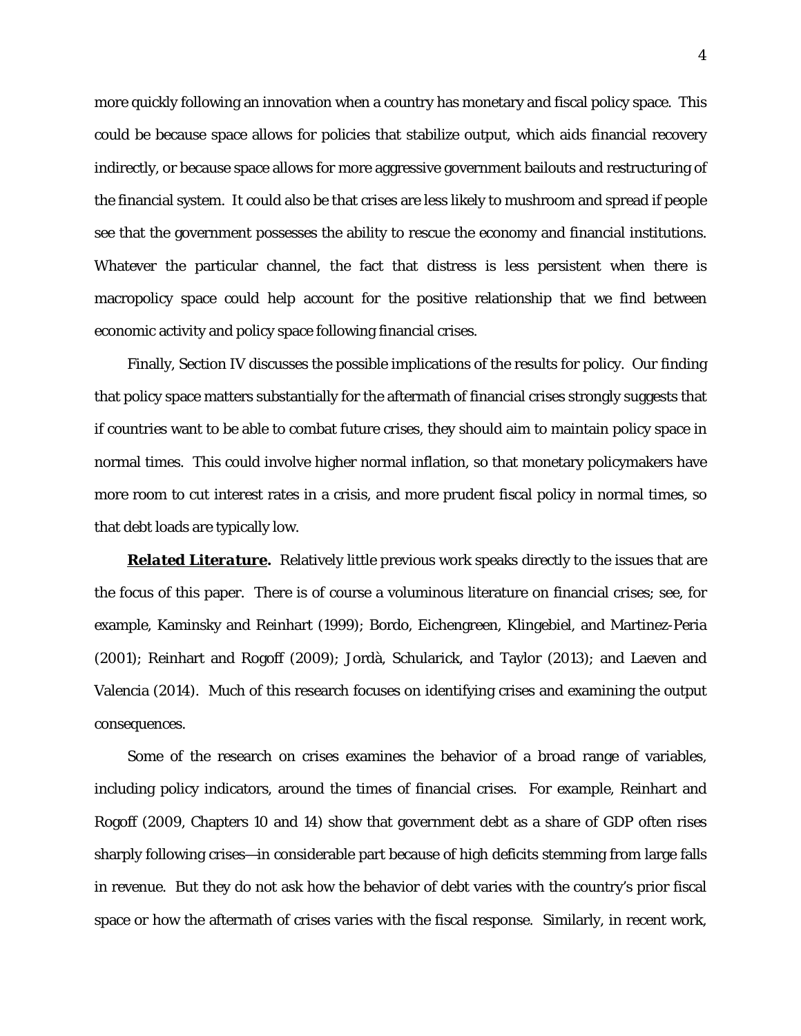more quickly following an innovation when a country has monetary and fiscal policy space. This could be because space allows for policies that stabilize output, which aids financial recovery indirectly, or because space allows for more aggressive government bailouts and restructuring of the financial system. It could also be that crises are less likely to mushroom and spread if people see that the government possesses the ability to rescue the economy and financial institutions. Whatever the particular channel, the fact that distress is less persistent when there is macropolicy space could help account for the positive relationship that we find between economic activity and policy space following financial crises.

Finally, Section IV discusses the possible implications of the results for policy. Our finding that policy space matters substantially for the aftermath of financial crises strongly suggests that if countries want to be able to combat future crises, they should aim to maintain policy space in normal times. This could involve higher normal inflation, so that monetary policymakers have more room to cut interest rates in a crisis, and more prudent fiscal policy in normal times, so that debt loads are typically low.

***Related Literature*.** Relatively little previous work speaks directly to the issues that are the focus of this paper. There is of course a voluminous literature on financial crises; see, for example, Kaminsky and Reinhart (1999); Bordo, Eichengreen, Klingebiel, and Martinez-Peria (2001); Reinhart and Rogoff (2009); Jordà, Schularick, and Taylor (2013); and Laeven and Valencia (2014). Much of this research focuses on identifying crises and examining the output consequences.

Some of the research on crises examines the behavior of a broad range of variables, including policy indicators, around the times of financial crises. For example, Reinhart and Rogoff (2009, Chapters 10 and 14) show that government debt as a share of GDP often rises sharply following crises—in considerable part because of high deficits stemming from large falls in revenue. But they do not ask how the behavior of debt varies with the country's prior fiscal space or how the aftermath of crises varies with the fiscal response. Similarly, in recent work,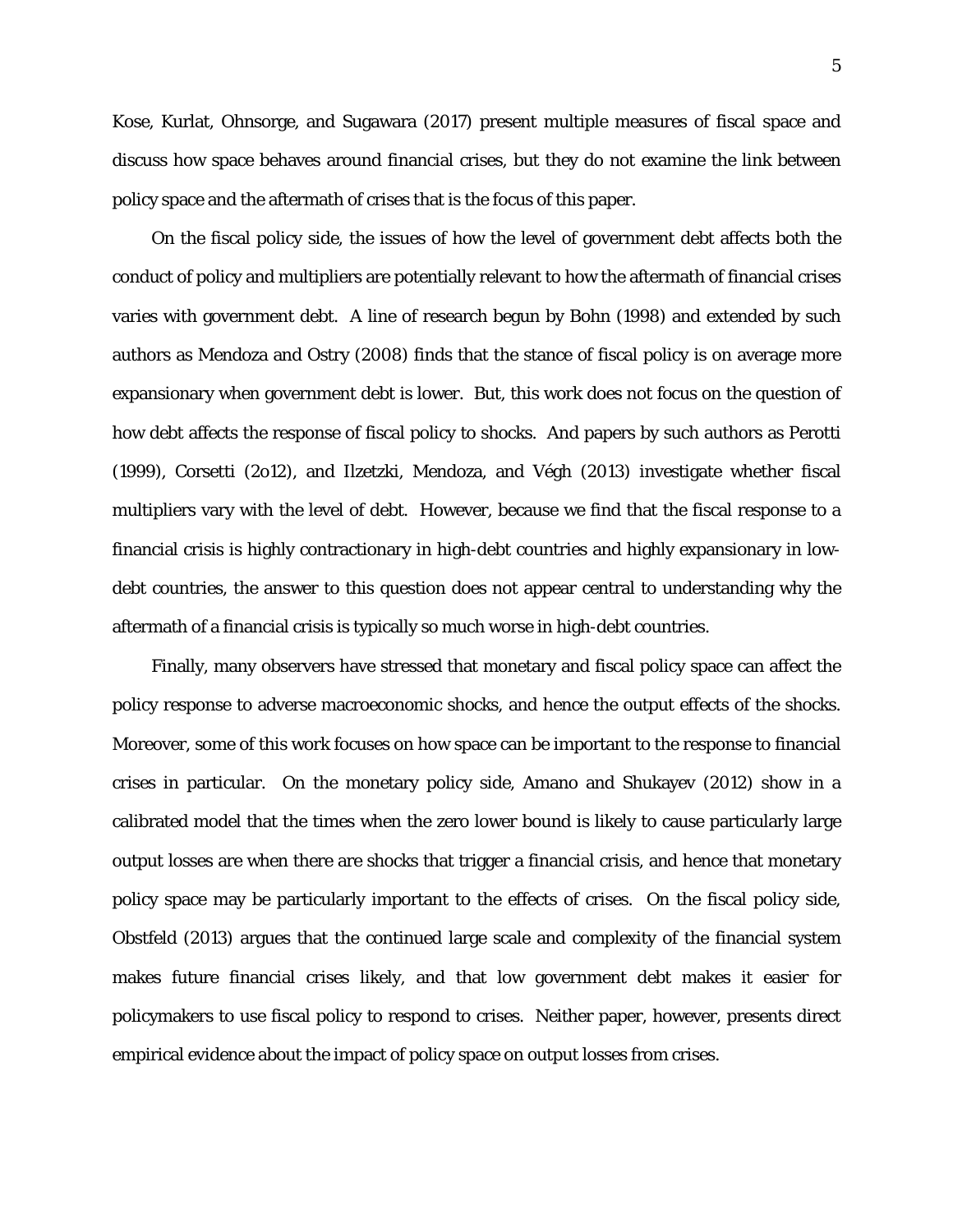Kose, Kurlat, Ohnsorge, and Sugawara (2017) present multiple measures of fiscal space and discuss how space behaves around financial crises, but they do not examine the link between policy space and the aftermath of crises that is the focus of this paper.

On the fiscal policy side, the issues of how the level of government debt affects both the conduct of policy and multipliers are potentially relevant to how the aftermath of financial crises varies with government debt. A line of research begun by Bohn (1998) and extended by such authors as Mendoza and Ostry (2008) finds that the stance of fiscal policy is on average more expansionary when government debt is lower. But, this work does not focus on the question of how debt affects the response of fiscal policy to shocks. And papers by such authors as Perotti (1999), Corsetti (2o12), and Ilzetzki, Mendoza, and Végh (2013) investigate whether fiscal multipliers vary with the level of debt. However, because we find that the fiscal response to a financial crisis is highly contractionary in high-debt countries and highly expansionary in low-debt countries, the answer to this question does not appear central to understanding why the aftermath of a financial crisis is typically so much worse in high-debt countries.

Finally, many observers have stressed that monetary and fiscal policy space can affect the policy response to adverse macroeconomic shocks, and hence the output effects of the shocks. Moreover, some of this work focuses on how space can be important to the response to financial crises in particular. On the monetary policy side, Amano and Shukayev (2012) show in a calibrated model that the times when the zero lower bound is likely to cause particularly large output losses are when there are shocks that trigger a financial crisis, and hence that monetary policy space may be particularly important to the effects of crises. On the fiscal policy side, Obstfeld (2013) argues that the continued large scale and complexity of the financial system makes future financial crises likely, and that low government debt makes it easier for policymakers to use fiscal policy to respond to crises. Neither paper, however, presents direct empirical evidence about the impact of policy space on output losses from crises.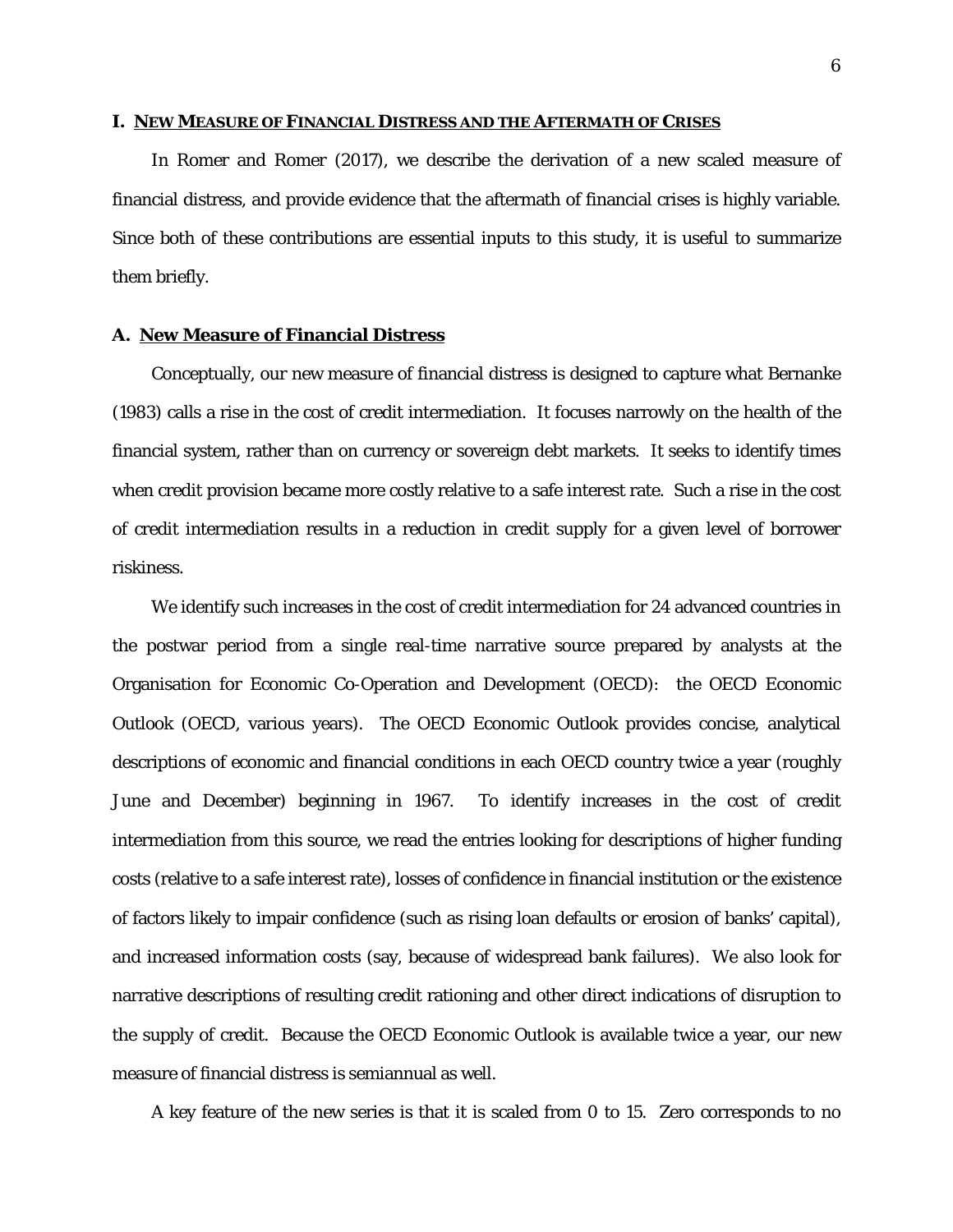## I. NEW MEASURE OF FINANCIAL DISTRESS AND THE AFTERMATH OF CRISES

In Romer and Romer (2017), we describe the derivation of a new scaled measure of financial distress, and provide evidence that the aftermath of financial crises is highly variable. Since both of these contributions are essential inputs to this study, it is useful to summarize them briefly.

### A. New Measure of Financial Distress

Conceptually, our new measure of financial distress is designed to capture what Bernanke (1983) calls a rise in the cost of credit intermediation. It focuses narrowly on the health of the financial system, rather than on currency or sovereign debt markets. It seeks to identify times when credit provision became more costly relative to a safe interest rate. Such a rise in the cost of credit intermediation results in a reduction in credit supply for a given level of borrower riskiness.

We identify such increases in the cost of credit intermediation for 24 advanced countries in the postwar period from a single real-time narrative source prepared by analysts at the Organisation for Economic Co-Operation and Development (OECD): the OECD Economic Outlook (OECD, various years). The OECD Economic Outlook provides concise, analytical descriptions of economic and financial conditions in each OECD country twice a year (roughly June and December) beginning in 1967. To identify increases in the cost of credit intermediation from this source, we read the entries looking for descriptions of higher funding costs (relative to a safe interest rate), losses of confidence in financial institution or the existence of factors likely to impair confidence (such as rising loan defaults or erosion of banks' capital), and increased information costs (say, because of widespread bank failures). We also look for narrative descriptions of resulting credit rationing and other direct indications of disruption to the supply of credit. Because the OECD Economic Outlook is available twice a year, our new measure of financial distress is semiannual as well.

A key feature of the new series is that it is scaled from 0 to 15. Zero corresponds to no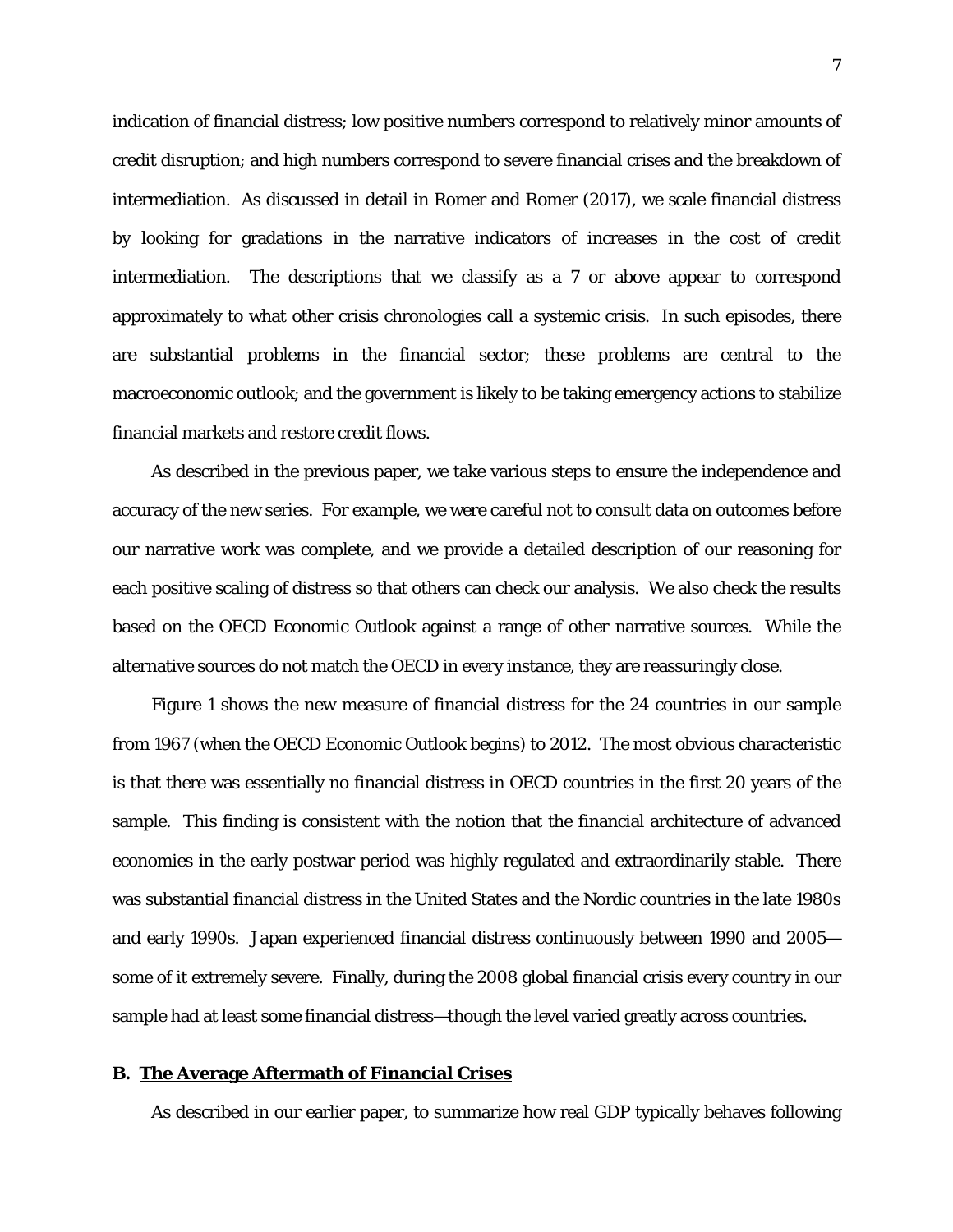indication of financial distress; low positive numbers correspond to relatively minor amounts of credit disruption; and high numbers correspond to severe financial crises and the breakdown of intermediation. As discussed in detail in Romer and Romer (2017), we scale financial distress by looking for gradations in the narrative indicators of increases in the cost of credit intermediation. The descriptions that we classify as a 7 or above appear to correspond approximately to what other crisis chronologies call a systemic crisis. In such episodes, there are substantial problems in the financial sector; these problems are central to the macroeconomic outlook; and the government is likely to be taking emergency actions to stabilize financial markets and restore credit flows.

As described in the previous paper, we take various steps to ensure the independence and accuracy of the new series. For example, we were careful not to consult data on outcomes before our narrative work was complete, and we provide a detailed description of our reasoning for each positive scaling of distress so that others can check our analysis. We also check the results based on the OECD Economic Outlook against a range of other narrative sources. While the alternative sources do not match the OECD in every instance, they are reassuringly close.

Figure 1 shows the new measure of financial distress for the 24 countries in our sample from 1967 (when the OECD Economic Outlook begins) to 2012. The most obvious characteristic is that there was essentially no financial distress in OECD countries in the first 20 years of the sample. This finding is consistent with the notion that the financial architecture of advanced economies in the early postwar period was highly regulated and extraordinarily stable. There was substantial financial distress in the United States and the Nordic countries in the late 1980s and early 1990s. Japan experienced financial distress continuously between 1990 and 2005—some of it extremely severe. Finally, during the 2008 global financial crisis every country in our sample had at least some financial distress—though the level varied greatly across countries.

### B. The Average Aftermath of Financial Crises

As described in our earlier paper, to summarize how real GDP typically behaves following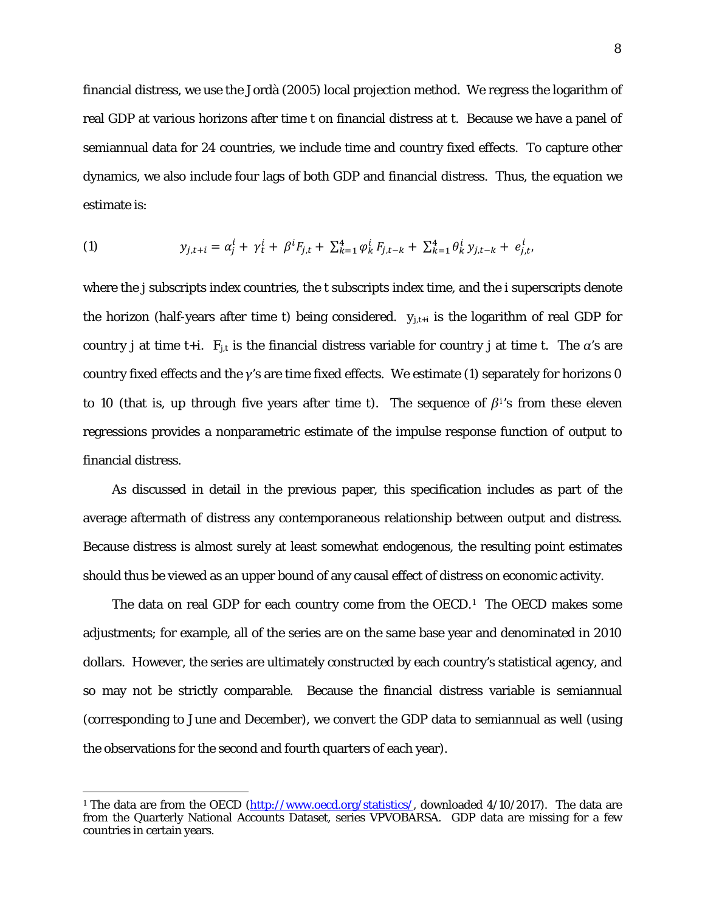financial distress, we use the Jordà (2005) local projection method. We regress the logarithm of real GDP at various horizons after time t on financial distress at t. Because we have a panel of semiannual data for 24 countries, we include time and country fixed effects. To capture other dynamics, we also include four lags of both GDP and financial distress. Thus, the equation we estimate is:

$$(1) \qquad y_{j,t+i} = \alpha_j^i + \gamma_t^i + \beta^i F_{j,t} + \sum_{k=1}^{4} \varphi_k^i F_{j,t-k} + \sum_{k=1}^{4} \theta_k^i y_{j,t-k} + e_{j,t}^i,$$

where the j subscripts index countries, the t subscripts index time, and the i superscripts denote the horizon (half-years after time t) being considered. $y_{j,t+i}$ is the logarithm of real GDP for country j at time t+i. $F_{j,t}$ is the financial distress variable for country j at time t. The $\alpha$'s are country fixed effects and the $\gamma$'s are time fixed effects. We estimate (1) separately for horizons 0 to 10 (that is, up through five years after time t). The sequence of $\beta^i$'s from these eleven regressions provides a nonparametric estimate of the impulse response function of output to financial distress.

As discussed in detail in the previous paper, this specification includes as part of the average aftermath of distress any contemporaneous relationship between output and distress. Because distress is almost surely at least somewhat endogenous, the resulting point estimates should thus be viewed as an upper bound of any causal effect of distress on economic activity.

The data on real GDP for each country come from the OECD.[1] The OECD makes some adjustments; for example, all of the series are on the same base year and denominated in 2010 dollars. However, the series are ultimately constructed by each country's statistical agency, and so may not be strictly comparable. Because the financial distress variable is semiannual (corresponding to June and December), we convert the GDP data to semiannual as well (using the observations for the second and fourth quarters of each year).

---

[1] The data are from the OECD (http://www.oecd.org/statistics/, downloaded 4/10/2017). The data are from the Quarterly National Accounts Dataset, series VPVOBARSA. GDP data are missing for a few countries in certain years.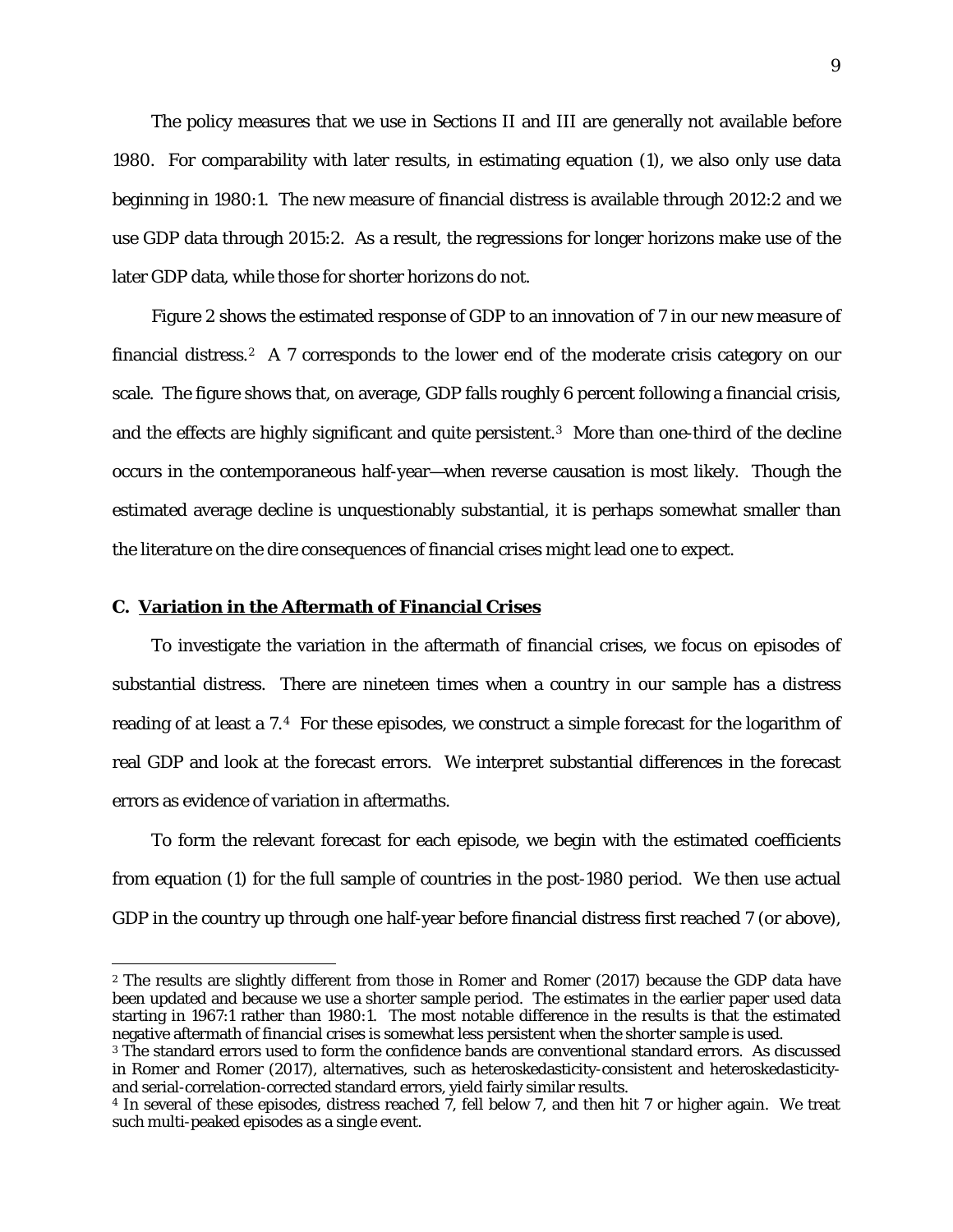The policy measures that we use in Sections II and III are generally not available before 1980. For comparability with later results, in estimating equation (1), we also only use data beginning in 1980:1. The new measure of financial distress is available through 2012:2 and we use GDP data through 2015:2. As a result, the regressions for longer horizons make use of the later GDP data, while those for shorter horizons do not.

Figure 2 shows the estimated response of GDP to an innovation of 7 in our new measure of financial distress.[2] A 7 corresponds to the lower end of the moderate crisis category on our scale. The figure shows that, on average, GDP falls roughly 6 percent following a financial crisis, and the effects are highly significant and quite persistent.[3] More than one-third of the decline occurs in the contemporaneous half-year—when reverse causation is most likely. Though the estimated average decline is unquestionably substantial, it is perhaps somewhat smaller than the literature on the dire consequences of financial crises might lead one to expect.

### C. Variation in the Aftermath of Financial Crises

To investigate the variation in the aftermath of financial crises, we focus on episodes of substantial distress. There are nineteen times when a country in our sample has a distress reading of at least a 7.[4] For these episodes, we construct a simple forecast for the logarithm of real GDP and look at the forecast errors. We interpret substantial differences in the forecast errors as evidence of variation in aftermaths.

To form the relevant forecast for each episode, we begin with the estimated coefficients from equation (1) for the full sample of countries in the post-1980 period. We then use actual GDP in the country up through one half-year before financial distress first reached 7 (or above),

---

[2] The results are slightly different from those in Romer and Romer (2017) because the GDP data have been updated and because we use a shorter sample period. The estimates in the earlier paper used data starting in 1967:1 rather than 1980:1. The most notable difference in the results is that the estimated negative aftermath of financial crises is somewhat less persistent when the shorter sample is used.

[3] The standard errors used to form the confidence bands are conventional standard errors. As discussed in Romer and Romer (2017), alternatives, such as heteroskedasticity-consistent and heteroskedasticity-and serial-correlation-corrected standard errors, yield fairly similar results.

[4] In several of these episodes, distress reached 7, fell below 7, and then hit 7 or higher again. We treat such multi-peaked episodes as a single event.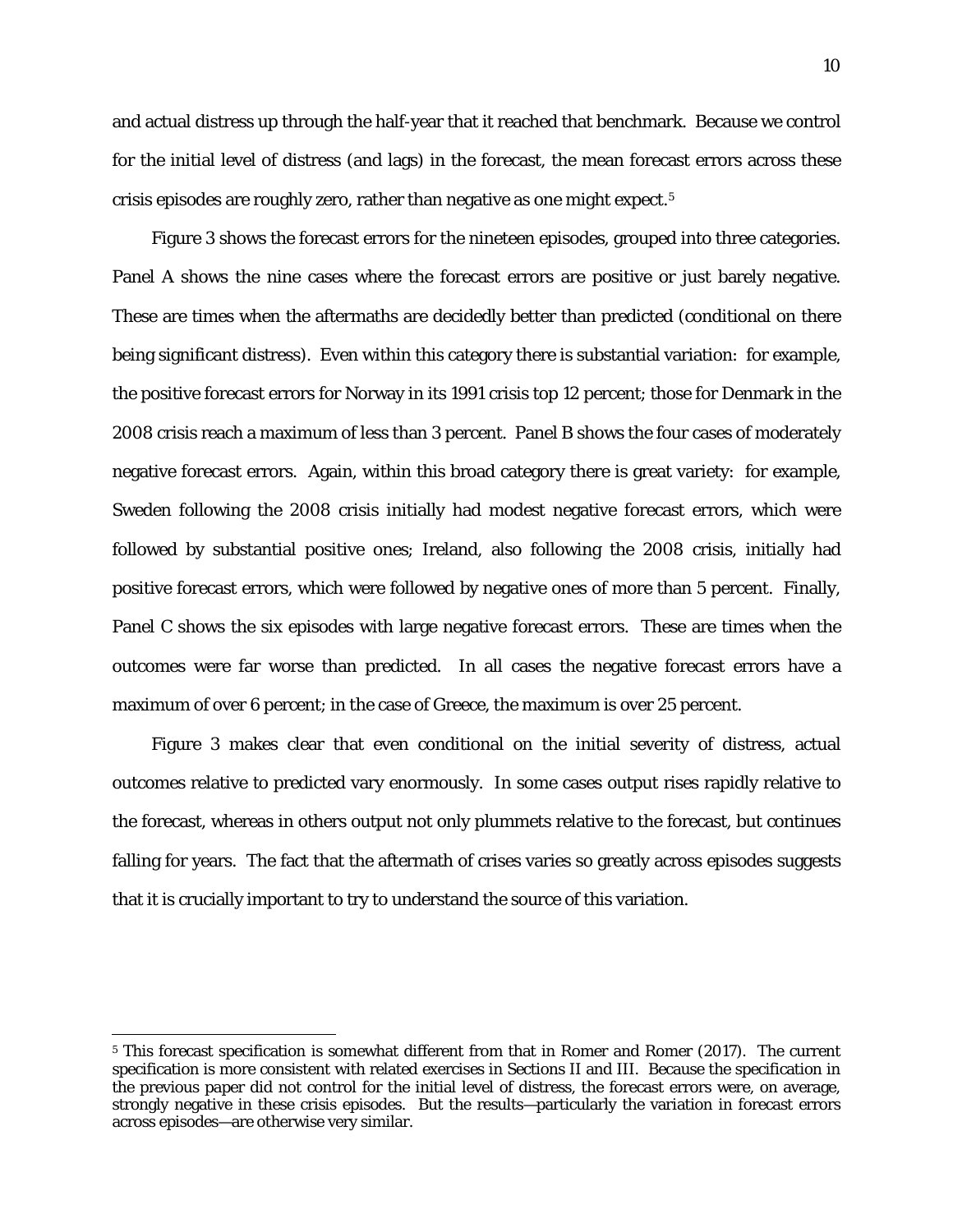and actual distress up through the half-year that it reached that benchmark. Because we control for the initial level of distress (and lags) in the forecast, the mean forecast errors across these crisis episodes are roughly zero, rather than negative as one might expect.[5]

Figure 3 shows the forecast errors for the nineteen episodes, grouped into three categories. Panel A shows the nine cases where the forecast errors are positive or just barely negative. These are times when the aftermaths are decidedly better than predicted (conditional on there being significant distress). Even within this category there is substantial variation: for example, the positive forecast errors for Norway in its 1991 crisis top 12 percent; those for Denmark in the 2008 crisis reach a maximum of less than 3 percent. Panel B shows the four cases of moderately negative forecast errors. Again, within this broad category there is great variety: for example, Sweden following the 2008 crisis initially had modest negative forecast errors, which were followed by substantial positive ones; Ireland, also following the 2008 crisis, initially had positive forecast errors, which were followed by negative ones of more than 5 percent. Finally, Panel C shows the six episodes with large negative forecast errors. These are times when the outcomes were far worse than predicted. In all cases the negative forecast errors have a maximum of over 6 percent; in the case of Greece, the maximum is over 25 percent.

Figure 3 makes clear that even conditional on the initial severity of distress, actual outcomes relative to predicted vary enormously. In some cases output rises rapidly relative to the forecast, whereas in others output not only plummets relative to the forecast, but continues falling for years. The fact that the aftermath of crises varies so greatly across episodes suggests that it is crucially important to try to understand the source of this variation.

---

[5] This forecast specification is somewhat different from that in Romer and Romer (2017). The current specification is more consistent with related exercises in Sections II and III. Because the specification in the previous paper did not control for the initial level of distress, the forecast errors were, on average, strongly negative in these crisis episodes. But the results—particularly the variation in forecast errors across episodes—are otherwise very similar.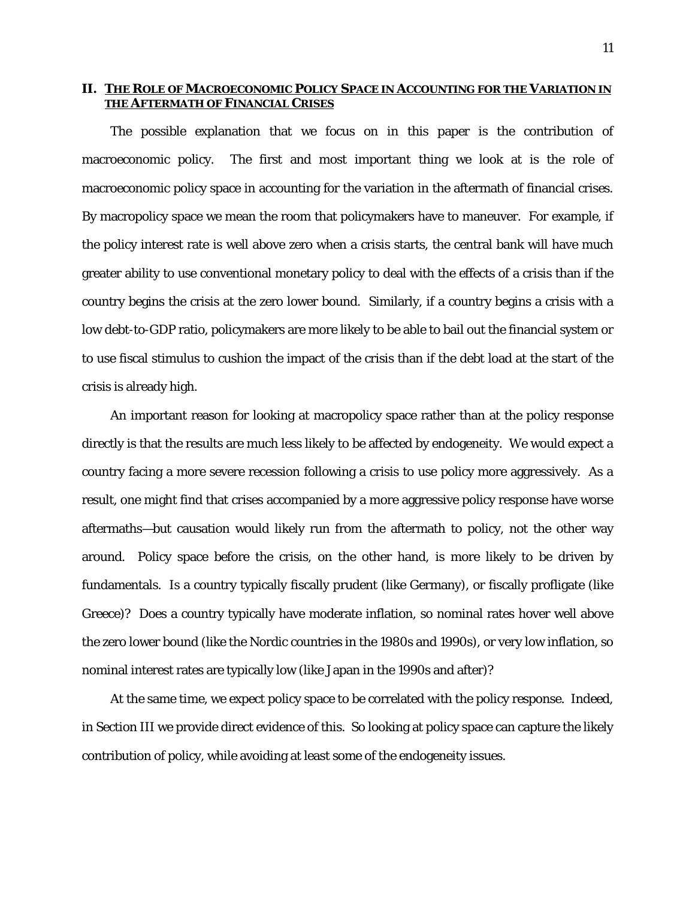## II. THE ROLE OF MACROECONOMIC POLICY SPACE IN ACCOUNTING FOR THE VARIATION IN THE AFTERMATH OF FINANCIAL CRISES

The possible explanation that we focus on in this paper is the contribution of macroeconomic policy. The first and most important thing we look at is the role of macroeconomic policy space in accounting for the variation in the aftermath of financial crises. By macropolicy space we mean the room that policymakers have to maneuver. For example, if the policy interest rate is well above zero when a crisis starts, the central bank will have much greater ability to use conventional monetary policy to deal with the effects of a crisis than if the country begins the crisis at the zero lower bound. Similarly, if a country begins a crisis with a low debt-to-GDP ratio, policymakers are more likely to be able to bail out the financial system or to use fiscal stimulus to cushion the impact of the crisis than if the debt load at the start of the crisis is already high.

An important reason for looking at macropolicy space rather than at the policy response directly is that the results are much less likely to be affected by endogeneity. We would expect a country facing a more severe recession following a crisis to use policy more aggressively. As a result, one might find that crises accompanied by a more aggressive policy response have worse aftermaths—but causation would likely run from the aftermath to policy, not the other way around. Policy space before the crisis, on the other hand, is more likely to be driven by fundamentals. Is a country typically fiscally prudent (like Germany), or fiscally profligate (like Greece)? Does a country typically have moderate inflation, so nominal rates hover well above the zero lower bound (like the Nordic countries in the 1980s and 1990s), or very low inflation, so nominal interest rates are typically low (like Japan in the 1990s and after)?

At the same time, we expect policy space to be correlated with the policy response. Indeed, in Section III we provide direct evidence of this. So looking at policy space can capture the likely contribution of policy, while avoiding at least some of the endogeneity issues.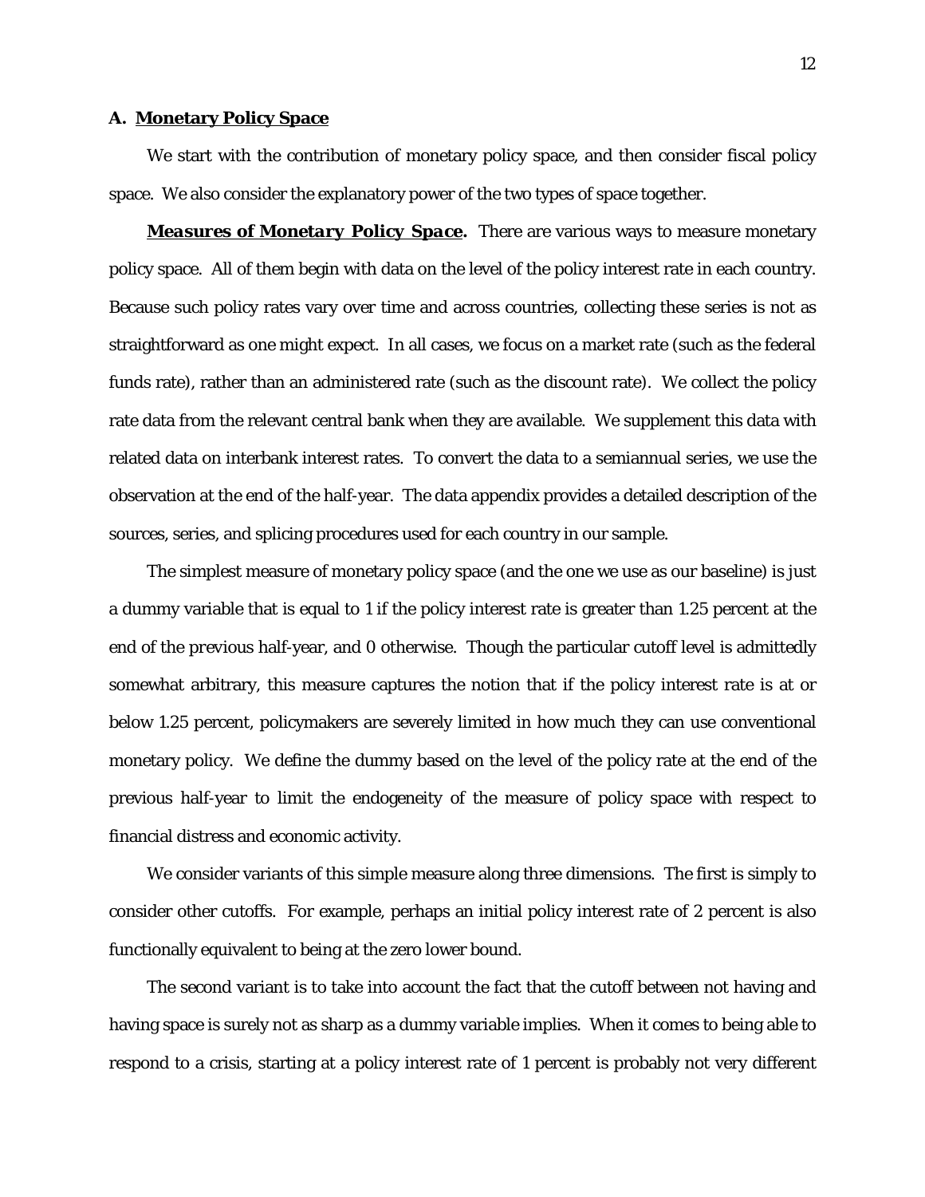### A. Monetary Policy Space

We start with the contribution of monetary policy space, and then consider fiscal policy space. We also consider the explanatory power of the two types of space together.

***Measures of Monetary Policy Space.*** There are various ways to measure monetary policy space. All of them begin with data on the level of the policy interest rate in each country. Because such policy rates vary over time and across countries, collecting these series is not as straightforward as one might expect. In all cases, we focus on a market rate (such as the federal funds rate), rather than an administered rate (such as the discount rate). We collect the policy rate data from the relevant central bank when they are available. We supplement this data with related data on interbank interest rates. To convert the data to a semiannual series, we use the observation at the end of the half-year. The data appendix provides a detailed description of the sources, series, and splicing procedures used for each country in our sample.

The simplest measure of monetary policy space (and the one we use as our baseline) is just a dummy variable that is equal to 1 if the policy interest rate is greater than 1.25 percent at the end of the previous half-year, and 0 otherwise. Though the particular cutoff level is admittedly somewhat arbitrary, this measure captures the notion that if the policy interest rate is at or below 1.25 percent, policymakers are severely limited in how much they can use conventional monetary policy. We define the dummy based on the level of the policy rate at the end of the previous half-year to limit the endogeneity of the measure of policy space with respect to financial distress and economic activity.

We consider variants of this simple measure along three dimensions. The first is simply to consider other cutoffs. For example, perhaps an initial policy interest rate of 2 percent is also functionally equivalent to being at the zero lower bound.

The second variant is to take into account the fact that the cutoff between not having and having space is surely not as sharp as a dummy variable implies. When it comes to being able to respond to a crisis, starting at a policy interest rate of 1 percent is probably not very different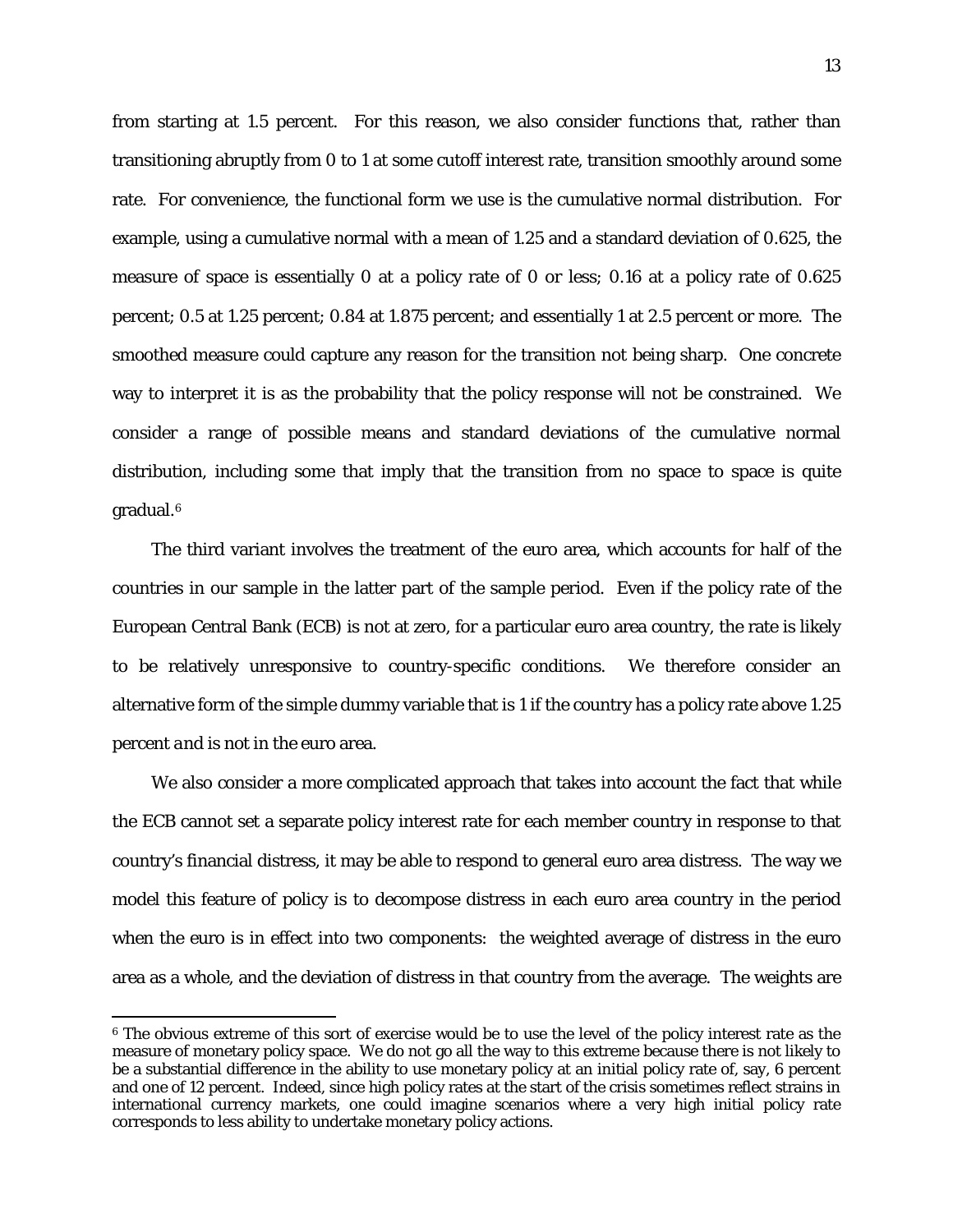from starting at 1.5 percent. For this reason, we also consider functions that, rather than transitioning abruptly from 0 to 1 at some cutoff interest rate, transition smoothly around some rate. For convenience, the functional form we use is the cumulative normal distribution. For example, using a cumulative normal with a mean of 1.25 and a standard deviation of 0.625, the measure of space is essentially 0 at a policy rate of 0 or less; 0.16 at a policy rate of 0.625 percent; 0.5 at 1.25 percent; 0.84 at 1.875 percent; and essentially 1 at 2.5 percent or more. The smoothed measure could capture any reason for the transition not being sharp. One concrete way to interpret it is as the probability that the policy response will not be constrained. We consider a range of possible means and standard deviations of the cumulative normal distribution, including some that imply that the transition from no space to space is quite gradual.[6]

The third variant involves the treatment of the euro area, which accounts for half of the countries in our sample in the latter part of the sample period. Even if the policy rate of the European Central Bank (ECB) is not at zero, for a particular euro area country, the rate is likely to be relatively unresponsive to country-specific conditions. We therefore consider an alternative form of the simple dummy variable that is 1 if the country has a policy rate above 1.25 percent *and* is not in the euro area.

We also consider a more complicated approach that takes into account the fact that while the ECB cannot set a separate policy interest rate for each member country in response to that country's financial distress, it may be able to respond to general euro area distress. The way we model this feature of policy is to decompose distress in each euro area country in the period when the euro is in effect into two components: the weighted average of distress in the euro area as a whole, and the deviation of distress in that country from the average. The weights are

[6] The obvious extreme of this sort of exercise would be to use the level of the policy interest rate as the measure of monetary policy space. We do not go all the way to this extreme because there is not likely to be a substantial difference in the ability to use monetary policy at an initial policy rate of, say, 6 percent and one of 12 percent. Indeed, since high policy rates at the start of the crisis sometimes reflect strains in international currency markets, one could imagine scenarios where a very high initial policy rate corresponds to less ability to undertake monetary policy actions.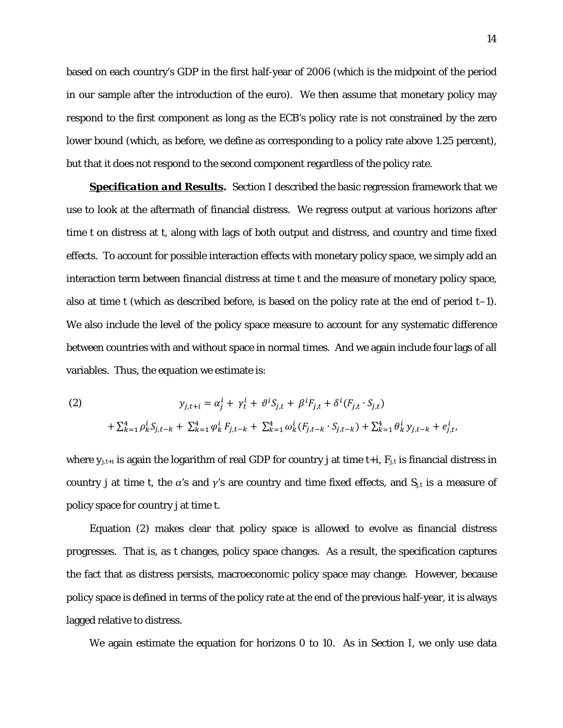based on each country's GDP in the first half-year of 2006 (which is the midpoint of the period in our sample after the introduction of the euro). We then assume that monetary policy may respond to the first component as long as the ECB's policy rate is not constrained by the zero lower bound (which, as before, we define as corresponding to a policy rate above 1.25 percent), but that it does not respond to the second component regardless of the policy rate.

***Specification and Results.*** Section I described the basic regression framework that we use to look at the aftermath of financial distress. We regress output at various horizons after time t on distress at t, along with lags of both output and distress, and country and time fixed effects. To account for possible interaction effects with monetary policy space, we simply add an interaction term between financial distress at time t and the measure of monetary policy space, also at time t (which as described before, is based on the policy rate at the end of period t−1). We also include the level of the policy space measure to account for any systematic difference between countries with and without space in normal times. And we again include four lags of all variables. Thus, the equation we estimate is:

$$(2) \qquad y_{j,t+i} = \alpha_j^i + \gamma_t^i + \vartheta^i S_{j,t} + \beta^i F_{j,t} + \delta^i (F_{j,t} \cdot S_{j,t})$$
$$+ \sum_{k=1}^{4} \rho_k^i S_{j,t-k} + \sum_{k=1}^{4} \varphi_k^i F_{j,t-k} + \sum_{k=1}^{4} \omega_k^i (F_{j,t-k} \cdot S_{j,t-k}) + \sum_{k=1}^{4} \theta_k^i y_{j,t-k} + e_{j,t}^i,$$

where $y_{j,t+i}$ is again the logarithm of real GDP for country j at time t+i, $F_{j,t}$ is financial distress in country j at time t, the $\alpha$'s and $\gamma$'s are country and time fixed effects, and $S_{j,t}$ is a measure of policy space for country j at time t.

Equation (2) makes clear that policy space is allowed to evolve as financial distress progresses. That is, as t changes, policy space changes. As a result, the specification captures the fact that as distress persists, macroeconomic policy space may change. However, because policy space is defined in terms of the policy rate at the end of the previous half-year, it is always lagged relative to distress.

We again estimate the equation for horizons 0 to 10. As in Section I, we only use data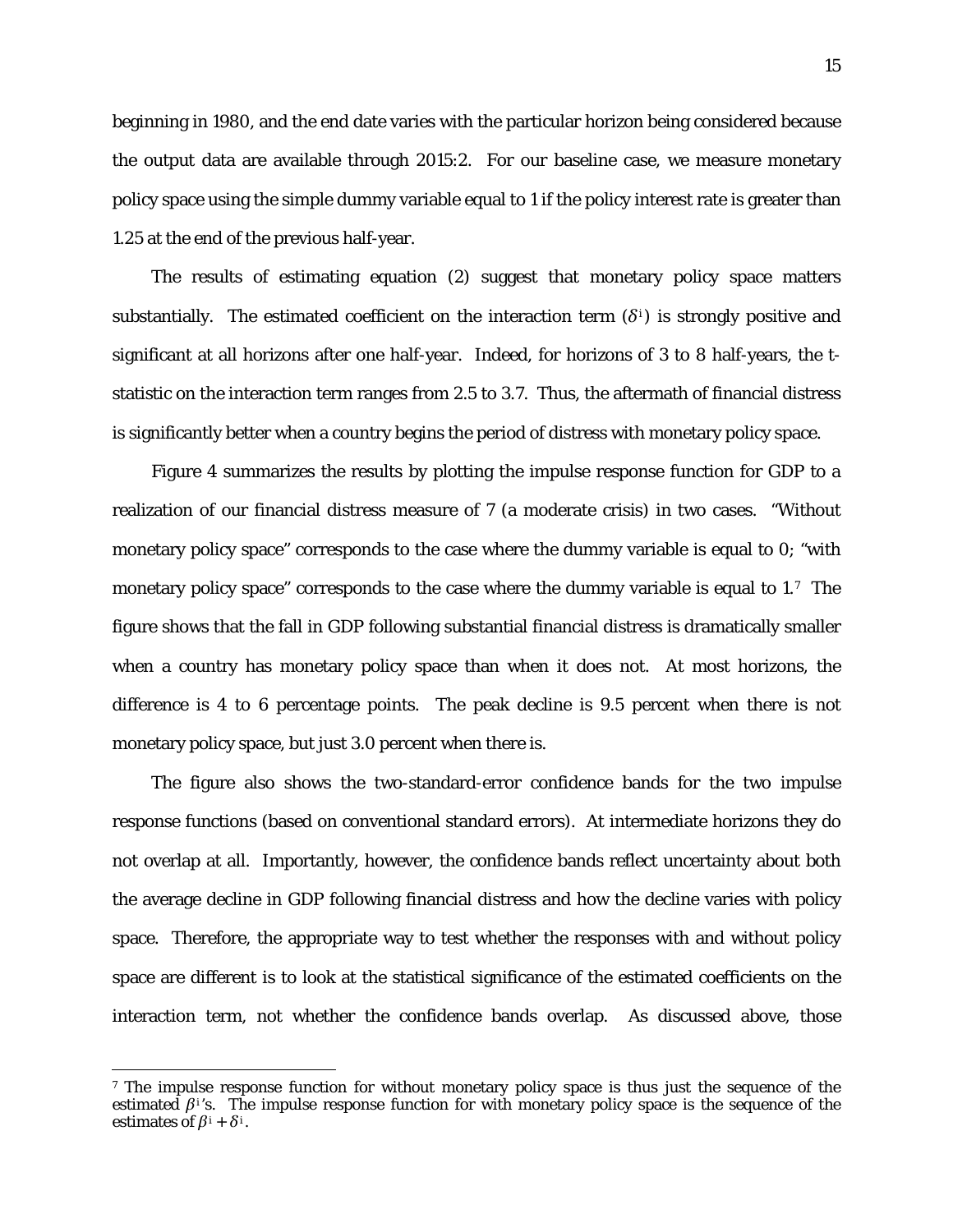beginning in 1980, and the end date varies with the particular horizon being considered because the output data are available through 2015:2. For our baseline case, we measure monetary policy space using the simple dummy variable equal to 1 if the policy interest rate is greater than 1.25 at the end of the previous half-year.

The results of estimating equation (2) suggest that monetary policy space matters substantially. The estimated coefficient on the interaction term ($\delta^i$) is strongly positive and significant at all horizons after one half-year. Indeed, for horizons of 3 to 8 half-years, the t-statistic on the interaction term ranges from 2.5 to 3.7. Thus, the aftermath of financial distress is significantly better when a country begins the period of distress with monetary policy space.

Figure 4 summarizes the results by plotting the impulse response function for GDP to a realization of our financial distress measure of 7 (a moderate crisis) in two cases. "Without monetary policy space" corresponds to the case where the dummy variable is equal to 0; "with monetary policy space" corresponds to the case where the dummy variable is equal to 1.[7] The figure shows that the fall in GDP following substantial financial distress is dramatically smaller when a country has monetary policy space than when it does not. At most horizons, the difference is 4 to 6 percentage points. The peak decline is 9.5 percent when there is not monetary policy space, but just 3.0 percent when there is.

The figure also shows the two-standard-error confidence bands for the two impulse response functions (based on conventional standard errors). At intermediate horizons they do not overlap at all. Importantly, however, the confidence bands reflect uncertainty about both the average decline in GDP following financial distress and how the decline varies with policy space. Therefore, the appropriate way to test whether the responses with and without policy space are different is to look at the statistical significance of the estimated coefficients on the interaction term, not whether the confidence bands overlap. As discussed above, those

[7] The impulse response function for without monetary policy space is thus just the sequence of the estimated $\beta^i$'s. The impulse response function for with monetary policy space is the sequence of the estimates of $\beta^i + \delta^i$.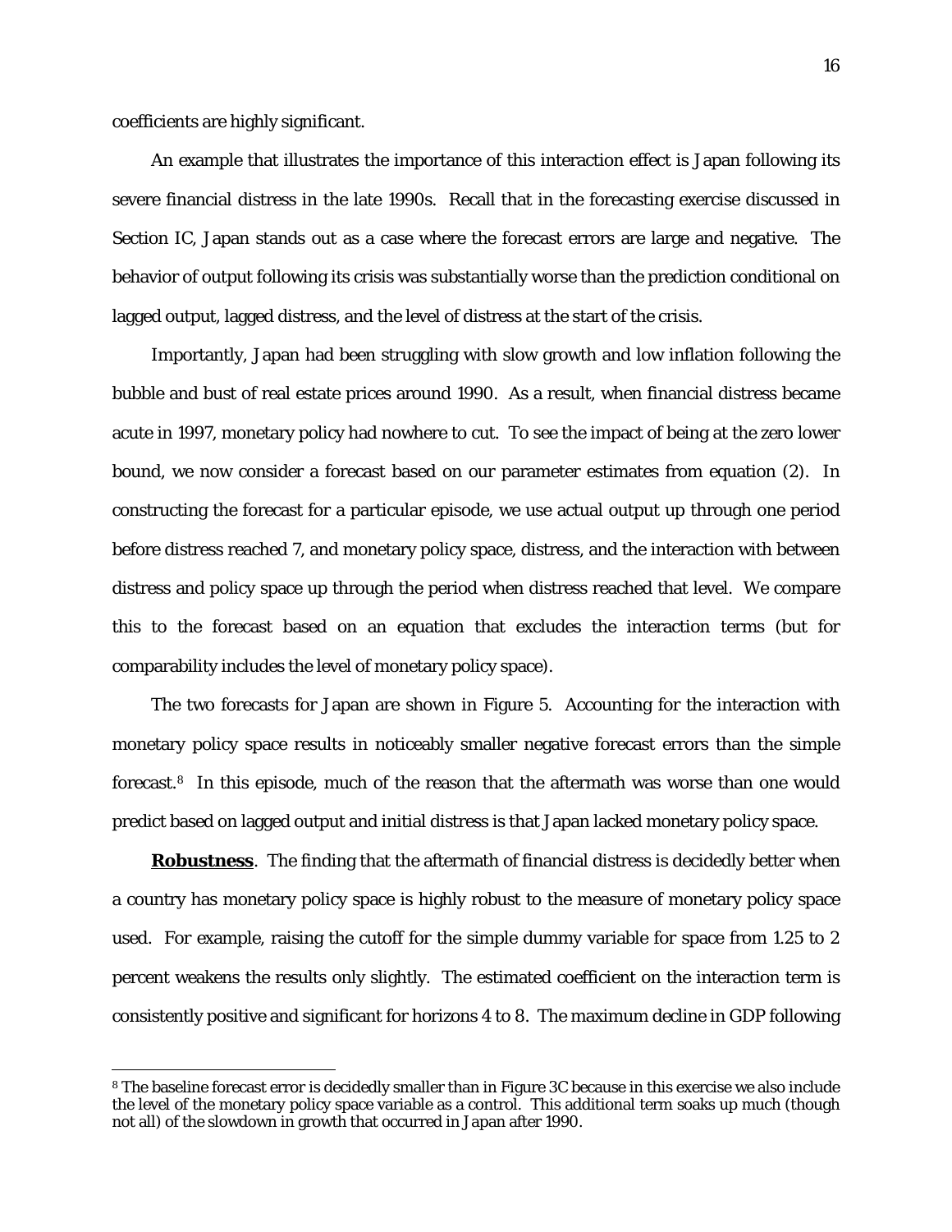coefficients are highly significant.

An example that illustrates the importance of this interaction effect is Japan following its severe financial distress in the late 1990s. Recall that in the forecasting exercise discussed in Section IC, Japan stands out as a case where the forecast errors are large and negative. The behavior of output following its crisis was substantially worse than the prediction conditional on lagged output, lagged distress, and the level of distress at the start of the crisis.

Importantly, Japan had been struggling with slow growth and low inflation following the bubble and bust of real estate prices around 1990. As a result, when financial distress became acute in 1997, monetary policy had nowhere to cut. To see the impact of being at the zero lower bound, we now consider a forecast based on our parameter estimates from equation (2). In constructing the forecast for a particular episode, we use actual output up through one period before distress reached 7, and monetary policy space, distress, and the interaction with between distress and policy space up through the period when distress reached that level. We compare this to the forecast based on an equation that excludes the interaction terms (but for comparability includes the level of monetary policy space).

The two forecasts for Japan are shown in Figure 5. Accounting for the interaction with monetary policy space results in noticeably smaller negative forecast errors than the simple forecast.[8] In this episode, much of the reason that the aftermath was worse than one would predict based on lagged output and initial distress is that Japan lacked monetary policy space.

**Robustness**. The finding that the aftermath of financial distress is decidedly better when a country has monetary policy space is highly robust to the measure of monetary policy space used. For example, raising the cutoff for the simple dummy variable for space from 1.25 to 2 percent weakens the results only slightly. The estimated coefficient on the interaction term is consistently positive and significant for horizons 4 to 8. The maximum decline in GDP following

[8] The baseline forecast error is decidedly smaller than in Figure 3C because in this exercise we also include the level of the monetary policy space variable as a control. This additional term soaks up much (though not all) of the slowdown in growth that occurred in Japan after 1990.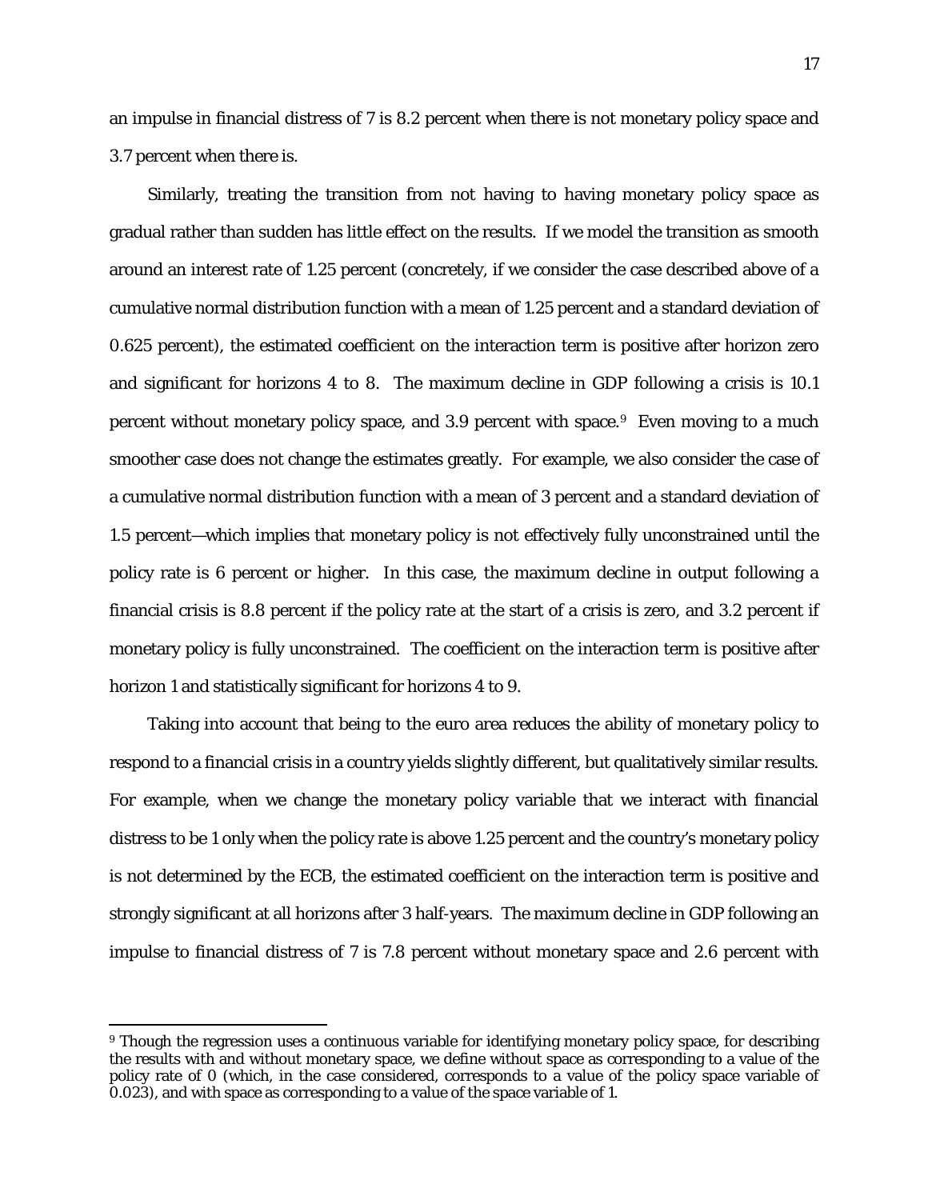an impulse in financial distress of 7 is 8.2 percent when there is not monetary policy space and 3.7 percent when there is.

Similarly, treating the transition from not having to having monetary policy space as gradual rather than sudden has little effect on the results. If we model the transition as smooth around an interest rate of 1.25 percent (concretely, if we consider the case described above of a cumulative normal distribution function with a mean of 1.25 percent and a standard deviation of 0.625 percent), the estimated coefficient on the interaction term is positive after horizon zero and significant for horizons 4 to 8. The maximum decline in GDP following a crisis is 10.1 percent without monetary policy space, and 3.9 percent with space.[9] Even moving to a much smoother case does not change the estimates greatly. For example, we also consider the case of a cumulative normal distribution function with a mean of 3 percent and a standard deviation of 1.5 percent—which implies that monetary policy is not effectively fully unconstrained until the policy rate is 6 percent or higher. In this case, the maximum decline in output following a financial crisis is 8.8 percent if the policy rate at the start of a crisis is zero, and 3.2 percent if monetary policy is fully unconstrained. The coefficient on the interaction term is positive after horizon 1 and statistically significant for horizons 4 to 9.

Taking into account that being to the euro area reduces the ability of monetary policy to respond to a financial crisis in a country yields slightly different, but qualitatively similar results. For example, when we change the monetary policy variable that we interact with financial distress to be 1 only when the policy rate is above 1.25 percent and the country's monetary policy is not determined by the ECB, the estimated coefficient on the interaction term is positive and strongly significant at all horizons after 3 half-years. The maximum decline in GDP following an impulse to financial distress of 7 is 7.8 percent without monetary space and 2.6 percent with

[9] Though the regression uses a continuous variable for identifying monetary policy space, for describing the results with and without monetary space, we define without space as corresponding to a value of the policy rate of 0 (which, in the case considered, corresponds to a value of the policy space variable of 0.023), and with space as corresponding to a value of the space variable of 1.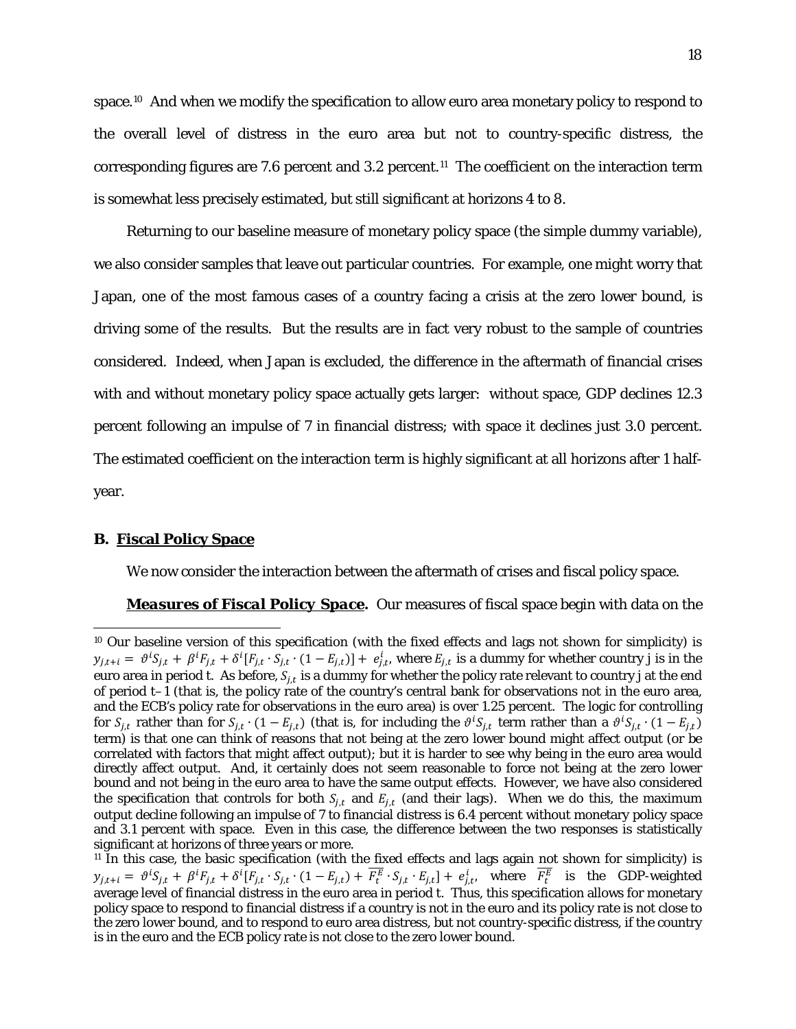space.[10] And when we modify the specification to allow euro area monetary policy to respond to the overall level of distress in the euro area but not to country-specific distress, the corresponding figures are 7.6 percent and 3.2 percent.[11] The coefficient on the interaction term is somewhat less precisely estimated, but still significant at horizons 4 to 8.

Returning to our baseline measure of monetary policy space (the simple dummy variable), we also consider samples that leave out particular countries. For example, one might worry that Japan, one of the most famous cases of a country facing a crisis at the zero lower bound, is driving some of the results. But the results are in fact very robust to the sample of countries considered. Indeed, when Japan is excluded, the difference in the aftermath of financial crises with and without monetary policy space actually gets larger: without space, GDP declines 12.3 percent following an impulse of 7 in financial distress; with space it declines just 3.0 percent. The estimated coefficient on the interaction term is highly significant at all horizons after 1 half-year.

## B. Fiscal Policy Space

We now consider the interaction between the aftermath of crises and fiscal policy space.

***Measures of Fiscal Policy Space.*** Our measures of fiscal space begin with data on the

---

[10] Our baseline version of this specification (with the fixed effects and lags not shown for simplicity) is $y_{j,t+i} = \vartheta^i S_{j,t} + \beta^i F_{j,t} + \delta^i [F_{j,t} \cdot S_{j,t} \cdot (1 - E_{j,t})] + e^i_{j,t}$, where $E_{j,t}$ is a dummy for whether country j is in the euro area in period t. As before, $S_{j,t}$ is a dummy for whether the policy rate relevant to country j at the end of period t–1 (that is, the policy rate of the country's central bank for observations not in the euro area, and the ECB's policy rate for observations in the euro area) is over 1.25 percent. The logic for controlling for $S_{j,t}$ rather than for $S_{j,t} \cdot (1 - E_{j,t})$ (that is, for including the $\vartheta^i S_{j,t}$ term rather than a $\vartheta^i S_{j,t} \cdot (1 - E_{j,t})$ term) is that one can think of reasons that not being at the zero lower bound might affect output (or be correlated with factors that might affect output); but it is harder to see why being in the euro area would directly affect output. And, it certainly does not seem reasonable to force not being at the zero lower bound and not being in the euro area to have the same output effects. However, we have also considered the specification that controls for both $S_{j,t}$ and $E_{j,t}$ (and their lags). When we do this, the maximum output decline following an impulse of 7 to financial distress is 6.4 percent without monetary policy space and 3.1 percent with space. Even in this case, the difference between the two responses is statistically significant at horizons of three years or more.

[11] In this case, the basic specification (with the fixed effects and lags again not shown for simplicity) is $y_{j,t+i} = \vartheta^i S_{j,t} + \beta^i F_{j,t} + \delta^i [F_{j,t} \cdot S_{j,t} \cdot (1 - E_{j,t}) + \overline{F^E_t} \cdot S_{j,t} \cdot E_{j,t}] + e^i_{j,t}$, where $\overline{F^E_t}$ is the GDP-weighted average level of financial distress in the euro area in period t. Thus, this specification allows for monetary policy space to respond to financial distress if a country is not in the euro and its policy rate is not close to the zero lower bound, and to respond to euro area distress, but not country-specific distress, if the country is in the euro and the ECB policy rate is not close to the zero lower bound.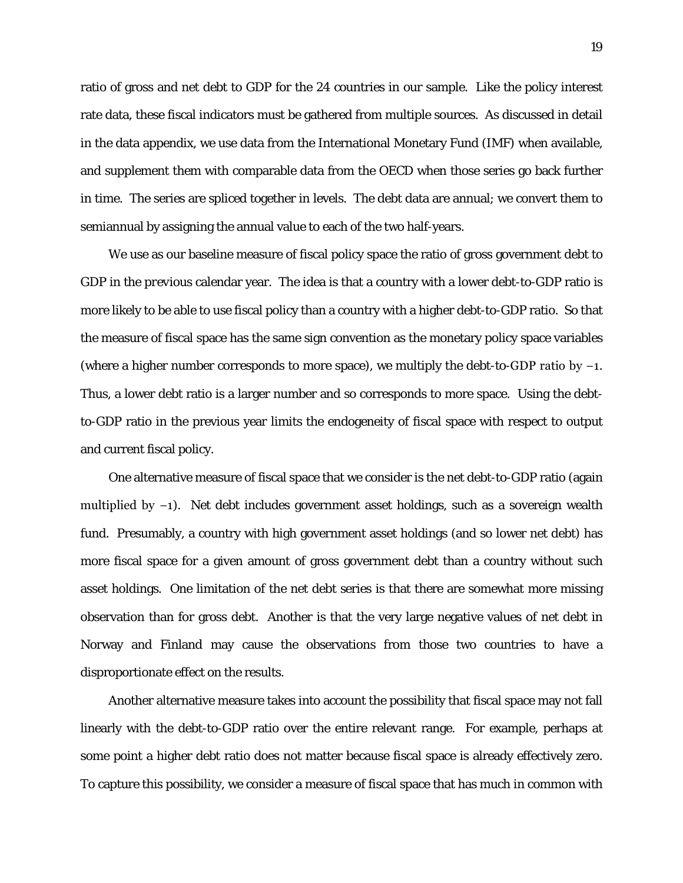ratio of gross and net debt to GDP for the 24 countries in our sample. Like the policy interest rate data, these fiscal indicators must be gathered from multiple sources. As discussed in detail in the data appendix, we use data from the International Monetary Fund (IMF) when available, and supplement them with comparable data from the OECD when those series go back further in time. The series are spliced together in levels. The debt data are annual; we convert them to semiannual by assigning the annual value to each of the two half-years.

We use as our baseline measure of fiscal policy space the ratio of gross government debt to GDP in the previous calendar year. The idea is that a country with a lower debt-to-GDP ratio is more likely to be able to use fiscal policy than a country with a higher debt-to-GDP ratio. So that the measure of fiscal space has the same sign convention as the monetary policy space variables (where a higher number corresponds to more space), we multiply the debt-to-GDP ratio by −1. Thus, a lower debt ratio is a larger number and so corresponds to more space. Using the debt-to-GDP ratio in the previous year limits the endogeneity of fiscal space with respect to output and current fiscal policy.

One alternative measure of fiscal space that we consider is the net debt-to-GDP ratio (again multiplied by −1). Net debt includes government asset holdings, such as a sovereign wealth fund. Presumably, a country with high government asset holdings (and so lower net debt) has more fiscal space for a given amount of gross government debt than a country without such asset holdings. One limitation of the net debt series is that there are somewhat more missing observation than for gross debt. Another is that the very large negative values of net debt in Norway and Finland may cause the observations from those two countries to have a disproportionate effect on the results.

Another alternative measure takes into account the possibility that fiscal space may not fall linearly with the debt-to-GDP ratio over the entire relevant range. For example, perhaps at some point a higher debt ratio does not matter because fiscal space is already effectively zero. To capture this possibility, we consider a measure of fiscal space that has much in common with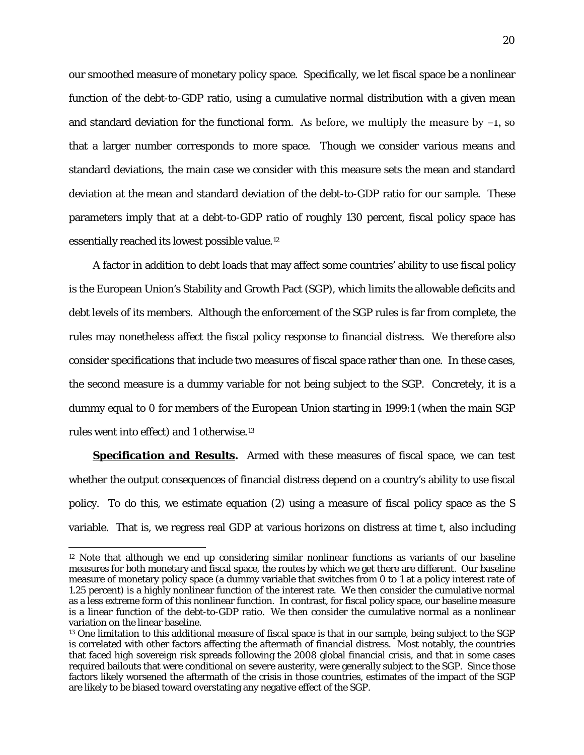our smoothed measure of monetary policy space. Specifically, we let fiscal space be a nonlinear function of the debt-to-GDP ratio, using a cumulative normal distribution with a given mean and standard deviation for the functional form. As before, we multiply the measure by $-1$, so that a larger number corresponds to more space. Though we consider various means and standard deviations, the main case we consider with this measure sets the mean and standard deviation at the mean and standard deviation of the debt-to-GDP ratio for our sample. These parameters imply that at a debt-to-GDP ratio of roughly 130 percent, fiscal policy space has essentially reached its lowest possible value.[12]

A factor in addition to debt loads that may affect some countries' ability to use fiscal policy is the European Union's Stability and Growth Pact (SGP), which limits the allowable deficits and debt levels of its members. Although the enforcement of the SGP rules is far from complete, the rules may nonetheless affect the fiscal policy response to financial distress. We therefore also consider specifications that include two measures of fiscal space rather than one. In these cases, the second measure is a dummy variable for not being subject to the SGP. Concretely, it is a dummy equal to 0 for members of the European Union starting in 1999:1 (when the main SGP rules went into effect) and 1 otherwise.[13]

***Specification and Results.*** Armed with these measures of fiscal space, we can test whether the output consequences of financial distress depend on a country's ability to use fiscal policy. To do this, we estimate equation (2) using a measure of fiscal policy space as the S variable. That is, we regress real GDP at various horizons on distress at time t, also including

---

[12] Note that although we end up considering similar nonlinear functions as variants of our baseline measures for both monetary and fiscal space, the routes by which we get there are different. Our baseline measure of monetary policy space (a dummy variable that switches from 0 to 1 at a policy interest rate of 1.25 percent) is a highly nonlinear function of the interest rate. We then consider the cumulative normal as a less extreme form of this nonlinear function. In contrast, for fiscal policy space, our baseline measure is a linear function of the debt-to-GDP ratio. We then consider the cumulative normal as a nonlinear variation on the linear baseline.

[13] One limitation to this additional measure of fiscal space is that in our sample, being subject to the SGP is correlated with other factors affecting the aftermath of financial distress. Most notably, the countries that faced high sovereign risk spreads following the 2008 global financial crisis, and that in some cases required bailouts that were conditional on severe austerity, were generally subject to the SGP. Since those factors likely worsened the aftermath of the crisis in those countries, estimates of the impact of the SGP are likely to be biased toward overstating any negative effect of the SGP.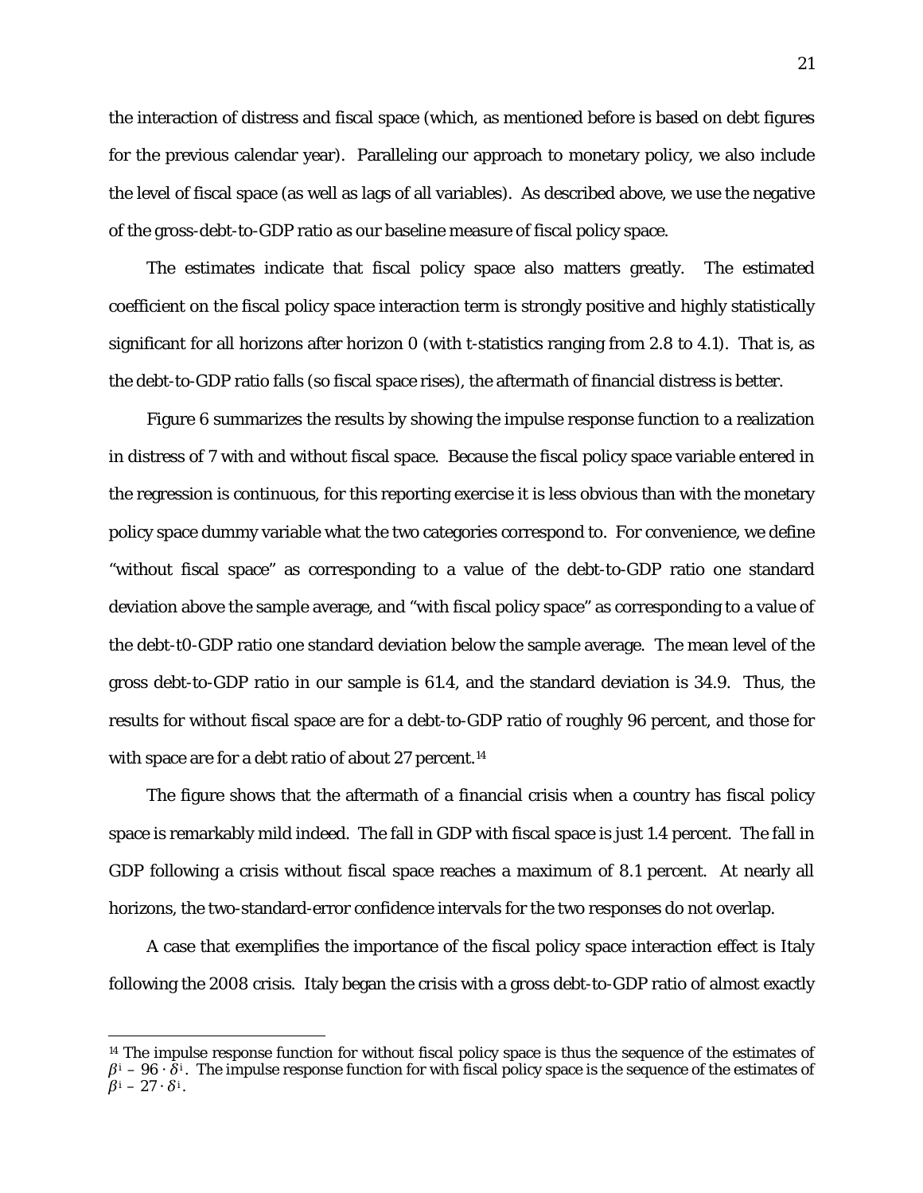the interaction of distress and fiscal space (which, as mentioned before is based on debt figures for the previous calendar year). Paralleling our approach to monetary policy, we also include the level of fiscal space (as well as lags of all variables). As described above, we use the negative of the gross-debt-to-GDP ratio as our baseline measure of fiscal policy space.

The estimates indicate that fiscal policy space also matters greatly. The estimated coefficient on the fiscal policy space interaction term is strongly positive and highly statistically significant for all horizons after horizon 0 (with t-statistics ranging from 2.8 to 4.1). That is, as the debt-to-GDP ratio falls (so fiscal space rises), the aftermath of financial distress is better.

Figure 6 summarizes the results by showing the impulse response function to a realization in distress of 7 with and without fiscal space. Because the fiscal policy space variable entered in the regression is continuous, for this reporting exercise it is less obvious than with the monetary policy space dummy variable what the two categories correspond to. For convenience, we define "without fiscal space" as corresponding to a value of the debt-to-GDP ratio one standard deviation above the sample average, and "with fiscal policy space" as corresponding to a value of the debt-t0-GDP ratio one standard deviation below the sample average. The mean level of the gross debt-to-GDP ratio in our sample is 61.4, and the standard deviation is 34.9. Thus, the results for without fiscal space are for a debt-to-GDP ratio of roughly 96 percent, and those for with space are for a debt ratio of about 27 percent.[14]

The figure shows that the aftermath of a financial crisis when a country has fiscal policy space is remarkably mild indeed. The fall in GDP with fiscal space is just 1.4 percent. The fall in GDP following a crisis without fiscal space reaches a maximum of 8.1 percent. At nearly all horizons, the two-standard-error confidence intervals for the two responses do not overlap.

A case that exemplifies the importance of the fiscal policy space interaction effect is Italy following the 2008 crisis. Italy began the crisis with a gross debt-to-GDP ratio of almost exactly

---

[14] The impulse response function for without fiscal policy space is thus the sequence of the estimates of $\beta^i - 96 \cdot \delta^i$. The impulse response function for with fiscal policy space is the sequence of the estimates of $\beta^i - 27 \cdot \delta^i$.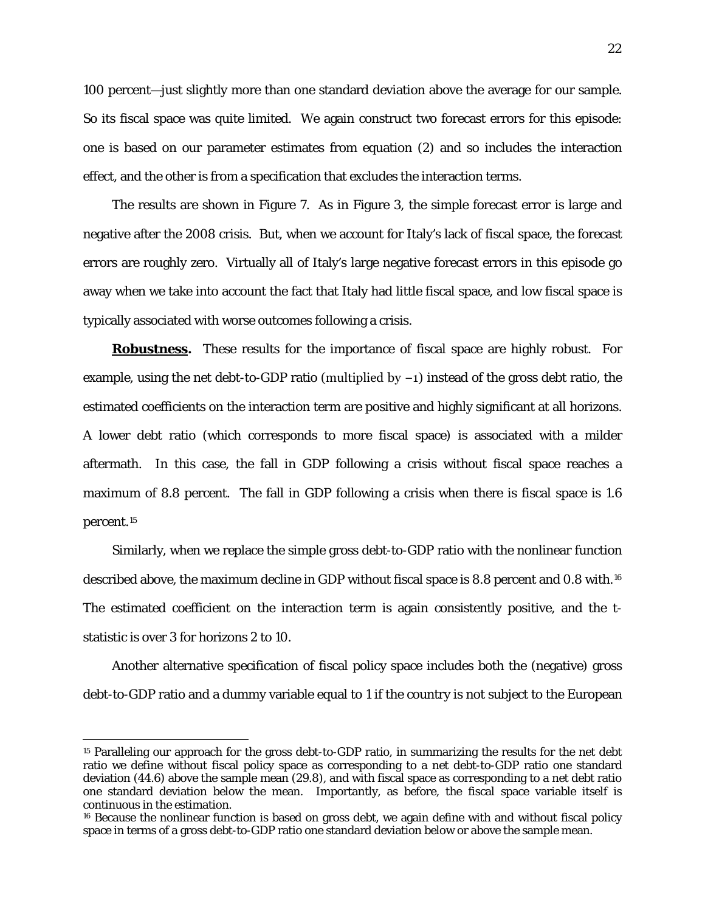100 percent—just slightly more than one standard deviation above the average for our sample. So its fiscal space was quite limited. We again construct two forecast errors for this episode: one is based on our parameter estimates from equation (2) and so includes the interaction effect, and the other is from a specification that excludes the interaction terms.

The results are shown in Figure 7. As in Figure 3, the simple forecast error is large and negative after the 2008 crisis. But, when we account for Italy's lack of fiscal space, the forecast errors are roughly zero. Virtually all of Italy's large negative forecast errors in this episode go away when we take into account the fact that Italy had little fiscal space, and low fiscal space is typically associated with worse outcomes following a crisis.

**Robustness.** These results for the importance of fiscal space are highly robust. For example, using the net debt-to-GDP ratio (multiplied by $-1$) instead of the gross debt ratio, the estimated coefficients on the interaction term are positive and highly significant at all horizons. A lower debt ratio (which corresponds to more fiscal space) is associated with a milder aftermath. In this case, the fall in GDP following a crisis without fiscal space reaches a maximum of 8.8 percent. The fall in GDP following a crisis when there is fiscal space is 1.6 percent.[15]

Similarly, when we replace the simple gross debt-to-GDP ratio with the nonlinear function described above, the maximum decline in GDP without fiscal space is 8.8 percent and 0.8 with.[16] The estimated coefficient on the interaction term is again consistently positive, and the t-statistic is over 3 for horizons 2 to 10.

Another alternative specification of fiscal policy space includes both the (negative) gross debt-to-GDP ratio and a dummy variable equal to 1 if the country is not subject to the European

[15] Paralleling our approach for the gross debt-to-GDP ratio, in summarizing the results for the net debt ratio we define without fiscal policy space as corresponding to a net debt-to-GDP ratio one standard deviation (44.6) above the sample mean (29.8), and with fiscal space as corresponding to a net debt ratio one standard deviation below the mean. Importantly, as before, the fiscal space variable itself is continuous in the estimation.

[16] Because the nonlinear function is based on gross debt, we again define with and without fiscal policy space in terms of a gross debt-to-GDP ratio one standard deviation below or above the sample mean.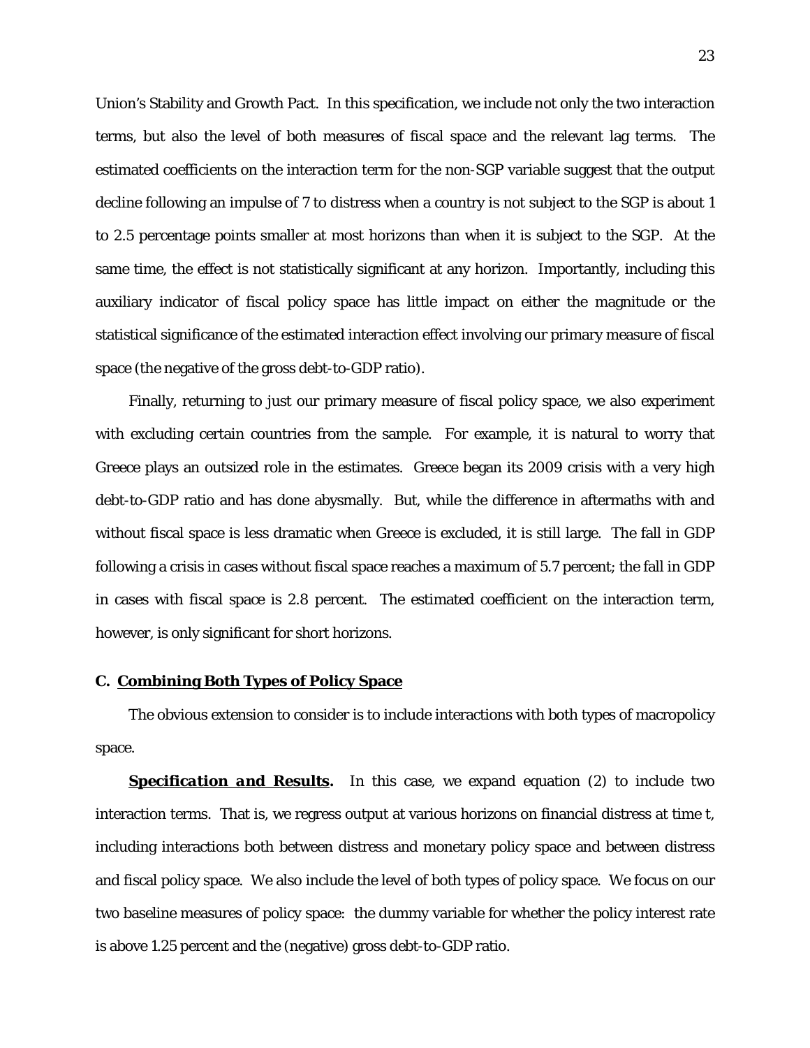Union's Stability and Growth Pact. In this specification, we include not only the two interaction terms, but also the level of both measures of fiscal space and the relevant lag terms. The estimated coefficients on the interaction term for the non-SGP variable suggest that the output decline following an impulse of 7 to distress when a country is not subject to the SGP is about 1 to 2.5 percentage points smaller at most horizons than when it is subject to the SGP. At the same time, the effect is not statistically significant at any horizon. Importantly, including this auxiliary indicator of fiscal policy space has little impact on either the magnitude or the statistical significance of the estimated interaction effect involving our primary measure of fiscal space (the negative of the gross debt-to-GDP ratio).

Finally, returning to just our primary measure of fiscal policy space, we also experiment with excluding certain countries from the sample. For example, it is natural to worry that Greece plays an outsized role in the estimates. Greece began its 2009 crisis with a very high debt-to-GDP ratio and has done abysmally. But, while the difference in aftermaths with and without fiscal space is less dramatic when Greece is excluded, it is still large. The fall in GDP following a crisis in cases without fiscal space reaches a maximum of 5.7 percent; the fall in GDP in cases with fiscal space is 2.8 percent. The estimated coefficient on the interaction term, however, is only significant for short horizons.

### C. Combining Both Types of Policy Space

The obvious extension to consider is to include interactions with both types of macropolicy space.

***Specification and Results.*** In this case, we expand equation (2) to include two interaction terms. That is, we regress output at various horizons on financial distress at time t, including interactions both between distress and monetary policy space and between distress and fiscal policy space. We also include the level of both types of policy space. We focus on our two baseline measures of policy space: the dummy variable for whether the policy interest rate is above 1.25 percent and the (negative) gross debt-to-GDP ratio.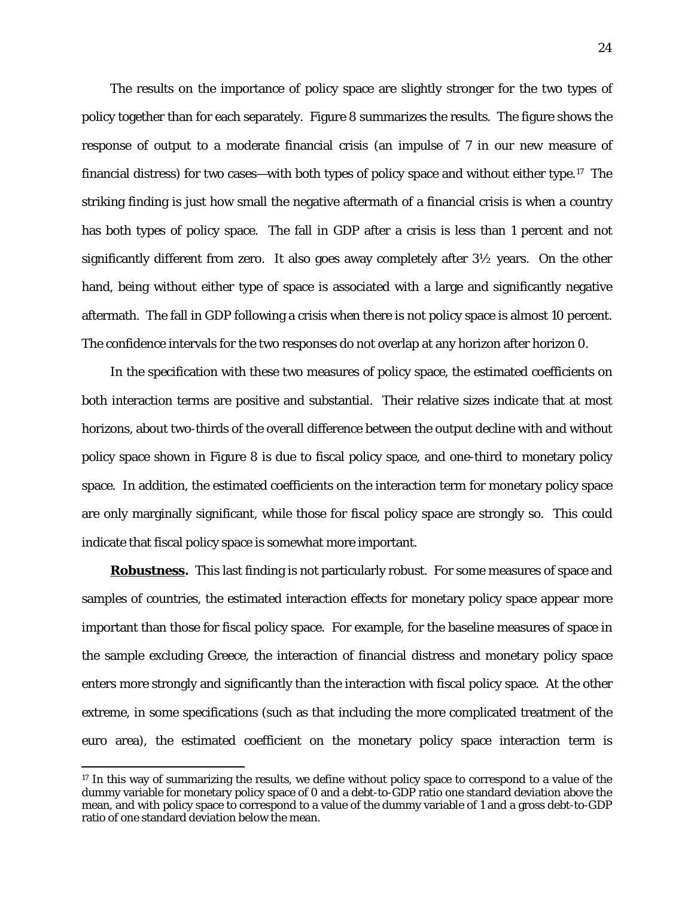The results on the importance of policy space are slightly stronger for the two types of policy together than for each separately. Figure 8 summarizes the results. The figure shows the response of output to a moderate financial crisis (an impulse of 7 in our new measure of financial distress) for two cases—with both types of policy space and without either type.[17] The striking finding is just how small the negative aftermath of a financial crisis is when a country has both types of policy space. The fall in GDP after a crisis is less than 1 percent and not significantly different from zero. It also goes away completely after 3½ years. On the other hand, being without either type of space is associated with a large and significantly negative aftermath. The fall in GDP following a crisis when there is not policy space is almost 10 percent. The confidence intervals for the two responses do not overlap at any horizon after horizon 0.

In the specification with these two measures of policy space, the estimated coefficients on both interaction terms are positive and substantial. Their relative sizes indicate that at most horizons, about two-thirds of the overall difference between the output decline with and without policy space shown in Figure 8 is due to fiscal policy space, and one-third to monetary policy space. In addition, the estimated coefficients on the interaction term for monetary policy space are only marginally significant, while those for fiscal policy space are strongly so. This could indicate that fiscal policy space is somewhat more important.

**Robustness.** This last finding is not particularly robust. For some measures of space and samples of countries, the estimated interaction effects for monetary policy space appear more important than those for fiscal policy space. For example, for the baseline measures of space in the sample excluding Greece, the interaction of financial distress and monetary policy space enters more strongly and significantly than the interaction with fiscal policy space. At the other extreme, in some specifications (such as that including the more complicated treatment of the euro area), the estimated coefficient on the monetary policy space interaction term is

[17] In this way of summarizing the results, we define without policy space to correspond to a value of the dummy variable for monetary policy space of 0 and a debt-to-GDP ratio one standard deviation above the mean, and with policy space to correspond to a value of the dummy variable of 1 and a gross debt-to-GDP ratio of one standard deviation below the mean.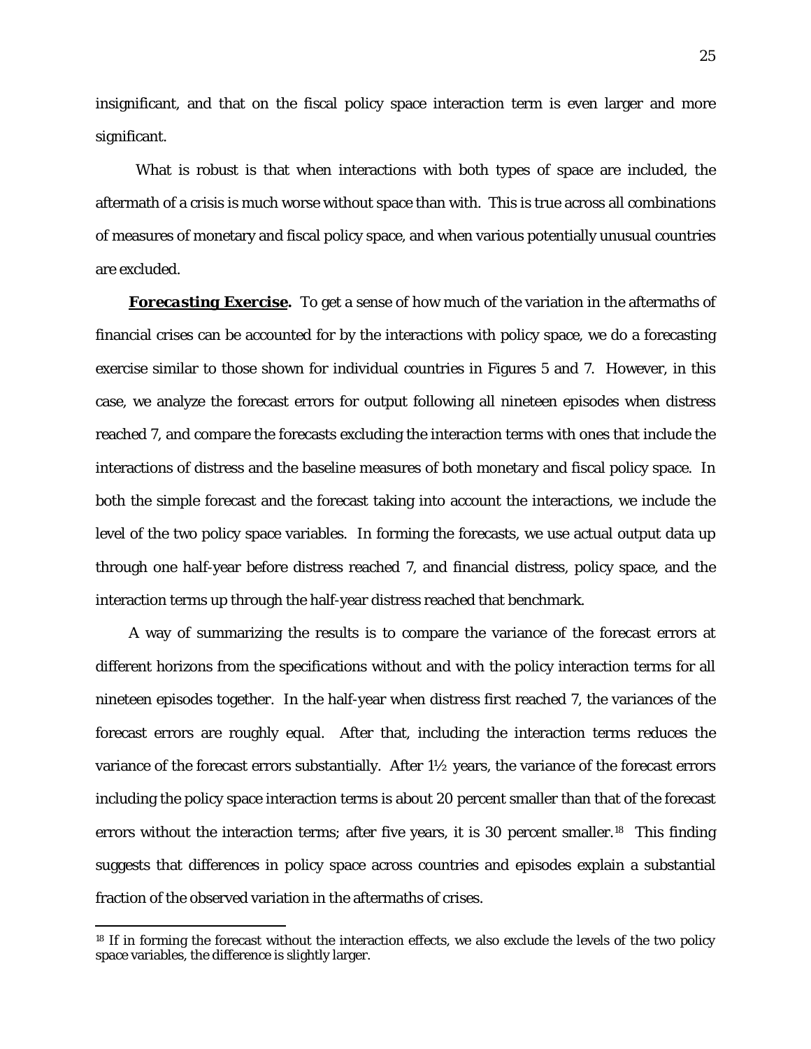insignificant, and that on the fiscal policy space interaction term is even larger and more significant.

What is robust is that when interactions with both types of space are included, the aftermath of a crisis is much worse without space than with. This is true across all combinations of measures of monetary and fiscal policy space, and when various potentially unusual countries are excluded.

***Forecasting Exercise.*** To get a sense of how much of the variation in the aftermaths of financial crises can be accounted for by the interactions with policy space, we do a forecasting exercise similar to those shown for individual countries in Figures 5 and 7. However, in this case, we analyze the forecast errors for output following all nineteen episodes when distress reached 7, and compare the forecasts excluding the interaction terms with ones that include the interactions of distress and the baseline measures of both monetary and fiscal policy space. In both the simple forecast and the forecast taking into account the interactions, we include the level of the two policy space variables. In forming the forecasts, we use actual output data up through one half-year before distress reached 7, and financial distress, policy space, and the interaction terms up through the half-year distress reached that benchmark.

A way of summarizing the results is to compare the variance of the forecast errors at different horizons from the specifications without and with the policy interaction terms for all nineteen episodes together. In the half-year when distress first reached 7, the variances of the forecast errors are roughly equal. After that, including the interaction terms reduces the variance of the forecast errors substantially. After 1½ years, the variance of the forecast errors including the policy space interaction terms is about 20 percent smaller than that of the forecast errors without the interaction terms; after five years, it is 30 percent smaller.[18] This finding suggests that differences in policy space across countries and episodes explain a substantial fraction of the observed variation in the aftermaths of crises.

[18] If in forming the forecast without the interaction effects, we also exclude the levels of the two policy space variables, the difference is slightly larger.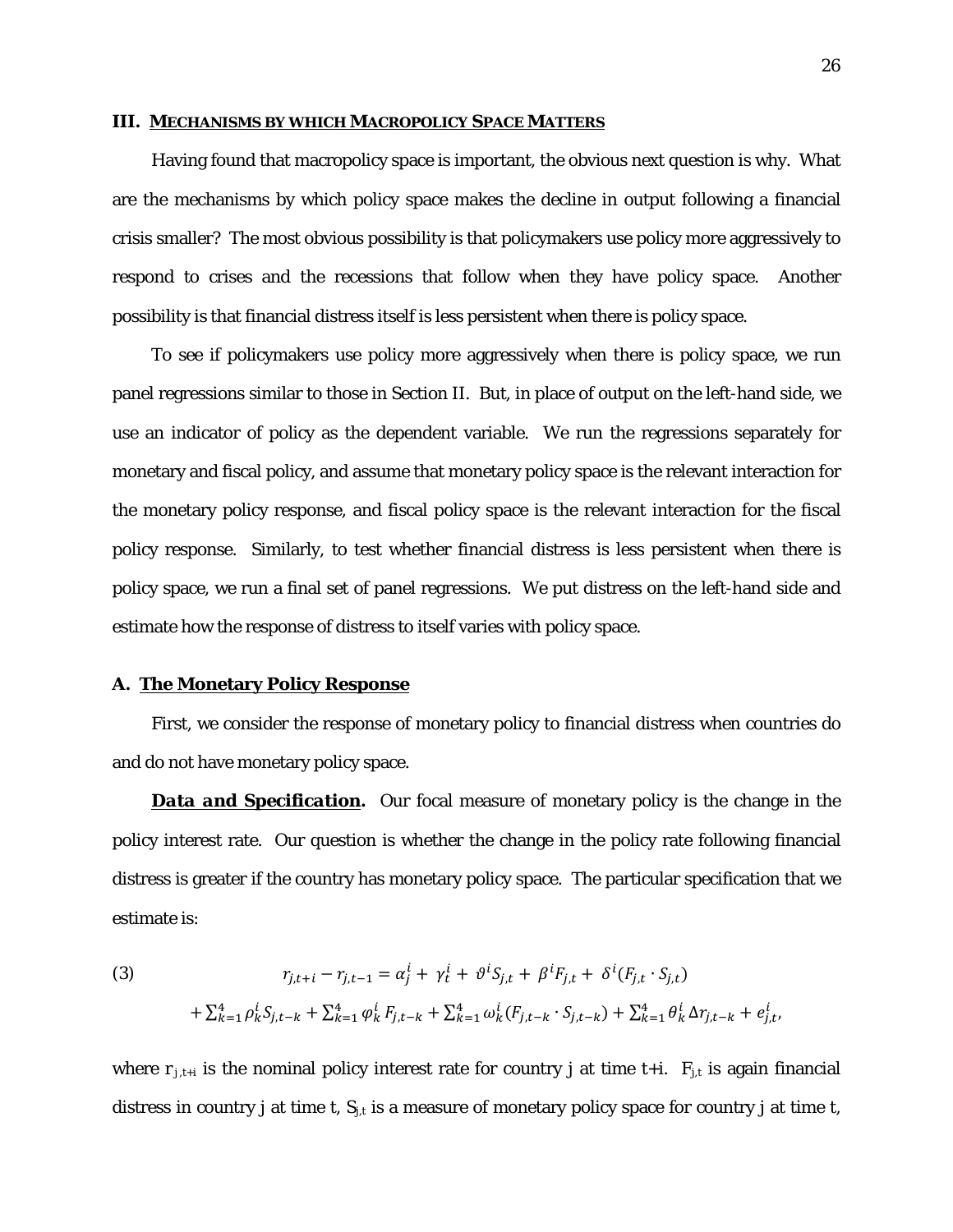## III. MECHANISMS BY WHICH MACROPOLICY SPACE MATTERS

Having found that macropolicy space is important, the obvious next question is why. What are the mechanisms by which policy space makes the decline in output following a financial crisis smaller? The most obvious possibility is that policymakers use policy more aggressively to respond to crises and the recessions that follow when they have policy space. Another possibility is that financial distress itself is less persistent when there is policy space.

To see if policymakers use policy more aggressively when there is policy space, we run panel regressions similar to those in Section II. But, in place of output on the left-hand side, we use an indicator of policy as the dependent variable. We run the regressions separately for monetary and fiscal policy, and assume that monetary policy space is the relevant interaction for the monetary policy response, and fiscal policy space is the relevant interaction for the fiscal policy response. Similarly, to test whether financial distress is less persistent when there is policy space, we run a final set of panel regressions. We put distress on the left-hand side and estimate how the response of distress to itself varies with policy space.

### A. The Monetary Policy Response

First, we consider the response of monetary policy to financial distress when countries do and do not have monetary policy space.

***Data and Specification.*** Our focal measure of monetary policy is the change in the policy interest rate. Our question is whether the change in the policy rate following financial distress is greater if the country has monetary policy space. The particular specification that we estimate is:

$$
\begin{aligned}
(3) \qquad r_{j,t+i} - r_{j,t-1} = {} & \alpha_j^i + \gamma_t^i + \vartheta^i S_{j,t} + \beta^i F_{j,t} + \delta^i (F_{j,t} \cdot S_{j,t}) \\
& + \sum_{k=1}^{4} \rho_k^i S_{j,t-k} + \sum_{k=1}^{4} \varphi_k^i F_{j,t-k} + \sum_{k=1}^{4} \omega_k^i (F_{j,t-k} \cdot S_{j,t-k}) + \sum_{k=1}^{4} \theta_k^i \Delta r_{j,t-k} + e_{j,t}^i,
\end{aligned}
$$

where $r_{j,t+i}$ is the nominal policy interest rate for country j at time t+i. $F_{j,t}$ is again financial distress in country j at time t, $S_{j,t}$ is a measure of monetary policy space for country j at time t,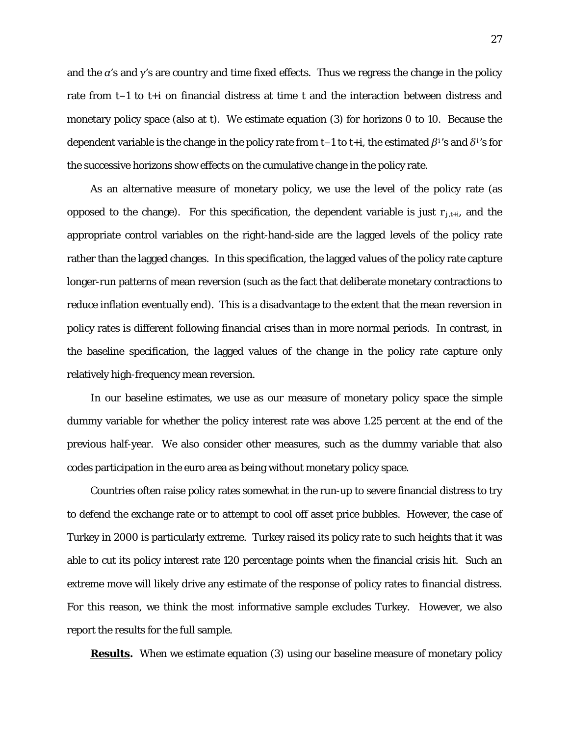and the $\alpha$'s and $\gamma$'s are country and time fixed effects. Thus we regress the change in the policy rate from t−1 to t+i on financial distress at time t and the interaction between distress and monetary policy space (also at t). We estimate equation (3) for horizons 0 to 10. Because the dependent variable is the change in the policy rate from t−1 to t+i, the estimated $\beta^i$'s and $\delta^i$'s for the successive horizons show effects on the cumulative change in the policy rate.

As an alternative measure of monetary policy, we use the level of the policy rate (as opposed to the change). For this specification, the dependent variable is just $r_{j,t+i}$, and the appropriate control variables on the right-hand-side are the lagged levels of the policy rate rather than the lagged changes. In this specification, the lagged values of the policy rate capture longer-run patterns of mean reversion (such as the fact that deliberate monetary contractions to reduce inflation eventually end). This is a disadvantage to the extent that the mean reversion in policy rates is different following financial crises than in more normal periods. In contrast, in the baseline specification, the lagged values of the change in the policy rate capture only relatively high-frequency mean reversion.

In our baseline estimates, we use as our measure of monetary policy space the simple dummy variable for whether the policy interest rate was above 1.25 percent at the end of the previous half-year. We also consider other measures, such as the dummy variable that also codes participation in the euro area as being without monetary policy space.

Countries often raise policy rates somewhat in the run-up to severe financial distress to try to defend the exchange rate or to attempt to cool off asset price bubbles. However, the case of Turkey in 2000 is particularly extreme. Turkey raised its policy rate to such heights that it was able to cut its policy interest rate 120 percentage points when the financial crisis hit. Such an extreme move will likely drive any estimate of the response of policy rates to financial distress. For this reason, we think the most informative sample excludes Turkey. However, we also report the results for the full sample.

**Results.** When we estimate equation (3) using our baseline measure of monetary policy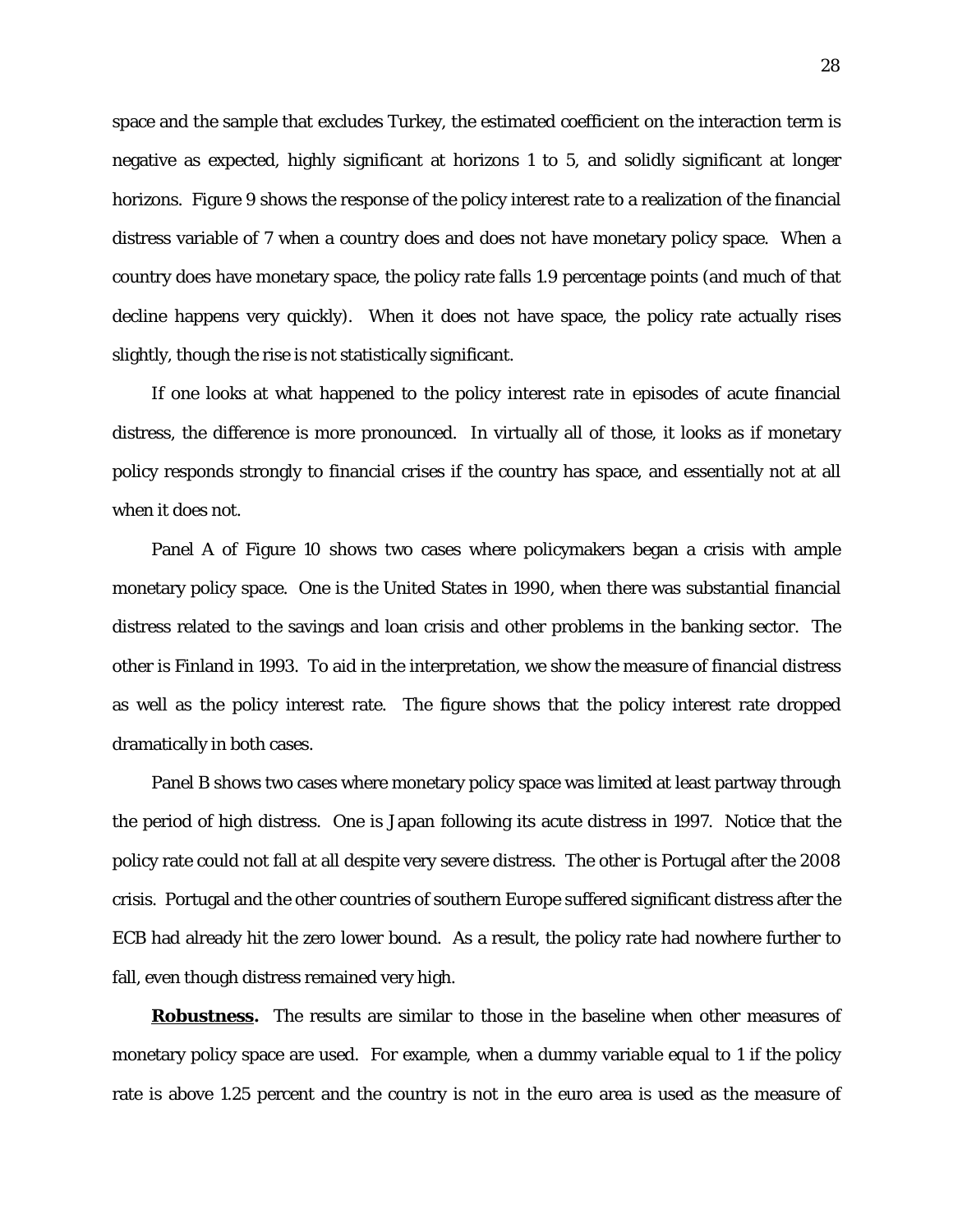space and the sample that excludes Turkey, the estimated coefficient on the interaction term is negative as expected, highly significant at horizons 1 to 5, and solidly significant at longer horizons. Figure 9 shows the response of the policy interest rate to a realization of the financial distress variable of 7 when a country does and does not have monetary policy space. When a country does have monetary space, the policy rate falls 1.9 percentage points (and much of that decline happens very quickly). When it does not have space, the policy rate actually rises slightly, though the rise is not statistically significant.

If one looks at what happened to the policy interest rate in episodes of acute financial distress, the difference is more pronounced. In virtually all of those, it looks as if monetary policy responds strongly to financial crises if the country has space, and essentially not at all when it does not.

Panel A of Figure 10 shows two cases where policymakers began a crisis with ample monetary policy space. One is the United States in 1990, when there was substantial financial distress related to the savings and loan crisis and other problems in the banking sector. The other is Finland in 1993. To aid in the interpretation, we show the measure of financial distress as well as the policy interest rate. The figure shows that the policy interest rate dropped dramatically in both cases.

Panel B shows two cases where monetary policy space was limited at least partway through the period of high distress. One is Japan following its acute distress in 1997. Notice that the policy rate could not fall at all despite very severe distress. The other is Portugal after the 2008 crisis. Portugal and the other countries of southern Europe suffered significant distress after the ECB had already hit the zero lower bound. As a result, the policy rate had nowhere further to fall, even though distress remained very high.

**Robustness.** The results are similar to those in the baseline when other measures of monetary policy space are used. For example, when a dummy variable equal to 1 if the policy rate is above 1.25 percent and the country is not in the euro area is used as the measure of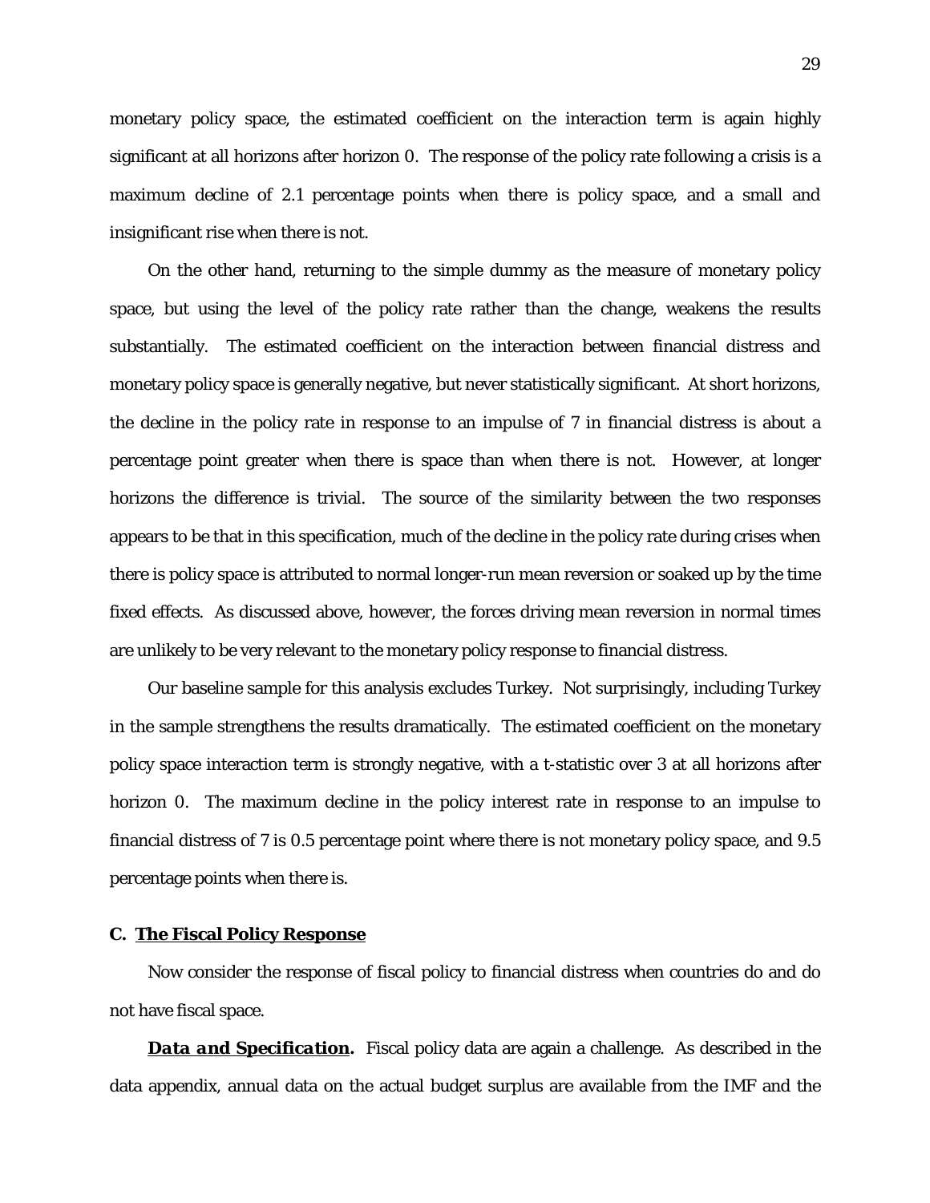monetary policy space, the estimated coefficient on the interaction term is again highly significant at all horizons after horizon 0. The response of the policy rate following a crisis is a maximum decline of 2.1 percentage points when there is policy space, and a small and insignificant rise when there is not.

On the other hand, returning to the simple dummy as the measure of monetary policy space, but using the level of the policy rate rather than the change, weakens the results substantially. The estimated coefficient on the interaction between financial distress and monetary policy space is generally negative, but never statistically significant. At short horizons, the decline in the policy rate in response to an impulse of 7 in financial distress is about a percentage point greater when there is space than when there is not. However, at longer horizons the difference is trivial. The source of the similarity between the two responses appears to be that in this specification, much of the decline in the policy rate during crises when there is policy space is attributed to normal longer-run mean reversion or soaked up by the time fixed effects. As discussed above, however, the forces driving mean reversion in normal times are unlikely to be very relevant to the monetary policy response to financial distress.

Our baseline sample for this analysis excludes Turkey. Not surprisingly, including Turkey in the sample strengthens the results dramatically. The estimated coefficient on the monetary policy space interaction term is strongly negative, with a t-statistic over 3 at all horizons after horizon 0. The maximum decline in the policy interest rate in response to an impulse to financial distress of 7 is 0.5 percentage point where there is not monetary policy space, and 9.5 percentage points when there is.

### C. <u>The Fiscal Policy Response</u>

Now consider the response of fiscal policy to financial distress when countries do and do not have fiscal space.

***<u>Data and Specification</u>.*** Fiscal policy data are again a challenge. As described in the data appendix, annual data on the actual budget surplus are available from the IMF and the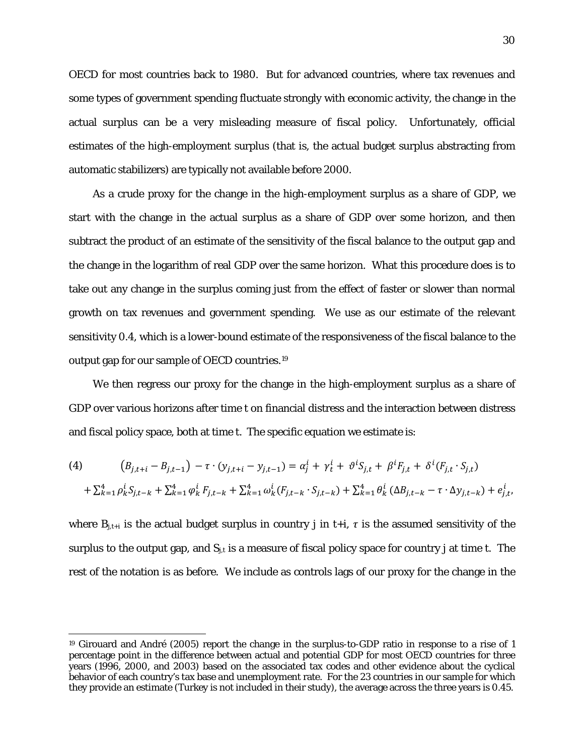OECD for most countries back to 1980. But for advanced countries, where tax revenues and some types of government spending fluctuate strongly with economic activity, the change in the actual surplus can be a very misleading measure of fiscal policy. Unfortunately, official estimates of the high-employment surplus (that is, the actual budget surplus abstracting from automatic stabilizers) are typically not available before 2000.

As a crude proxy for the change in the high-employment surplus as a share of GDP, we start with the change in the actual surplus as a share of GDP over some horizon, and then subtract the product of an estimate of the sensitivity of the fiscal balance to the output gap and the change in the logarithm of real GDP over the same horizon. What this procedure does is to take out any change in the surplus coming just from the effect of faster or slower than normal growth on tax revenues and government spending. We use as our estimate of the relevant sensitivity 0.4, which is a lower-bound estimate of the responsiveness of the fiscal balance to the output gap for our sample of OECD countries.[19]

We then regress our proxy for the change in the high-employment surplus as a share of GDP over various horizons after time t on financial distress and the interaction between distress and fiscal policy space, both at time t. The specific equation we estimate is:

$$(4) \qquad \left(B_{j,t+i} - B_{j,t-1}\right) - \tau \cdot (y_{j,t+i} - y_{j,t-1}) = \alpha_j^i + \gamma_t^i + \vartheta^i S_{j,t} + \beta^i F_{j,t} + \delta^i (F_{j,t} \cdot S_{j,t})$$

$$+ \sum_{k=1}^{4} \rho_k^i S_{j,t-k} + \sum_{k=1}^{4} \varphi_k^i F_{j,t-k} + \sum_{k=1}^{4} \omega_k^i (F_{j,t-k} \cdot S_{j,t-k}) + \sum_{k=1}^{4} \theta_k^i (\Delta B_{j,t-k} - \tau \cdot \Delta y_{j,t-k}) + e_{j,t}^i,$$

where $B_{j,t+i}$ is the actual budget surplus in country j in t+i, $\tau$ is the assumed sensitivity of the surplus to the output gap, and $S_{j,t}$ is a measure of fiscal policy space for country j at time t. The rest of the notation is as before. We include as controls lags of our proxy for the change in the

[19] Girouard and André (2005) report the change in the surplus-to-GDP ratio in response to a rise of 1 percentage point in the difference between actual and potential GDP for most OECD countries for three years (1996, 2000, and 2003) based on the associated tax codes and other evidence about the cyclical behavior of each country's tax base and unemployment rate. For the 23 countries in our sample for which they provide an estimate (Turkey is not included in their study), the average across the three years is 0.45.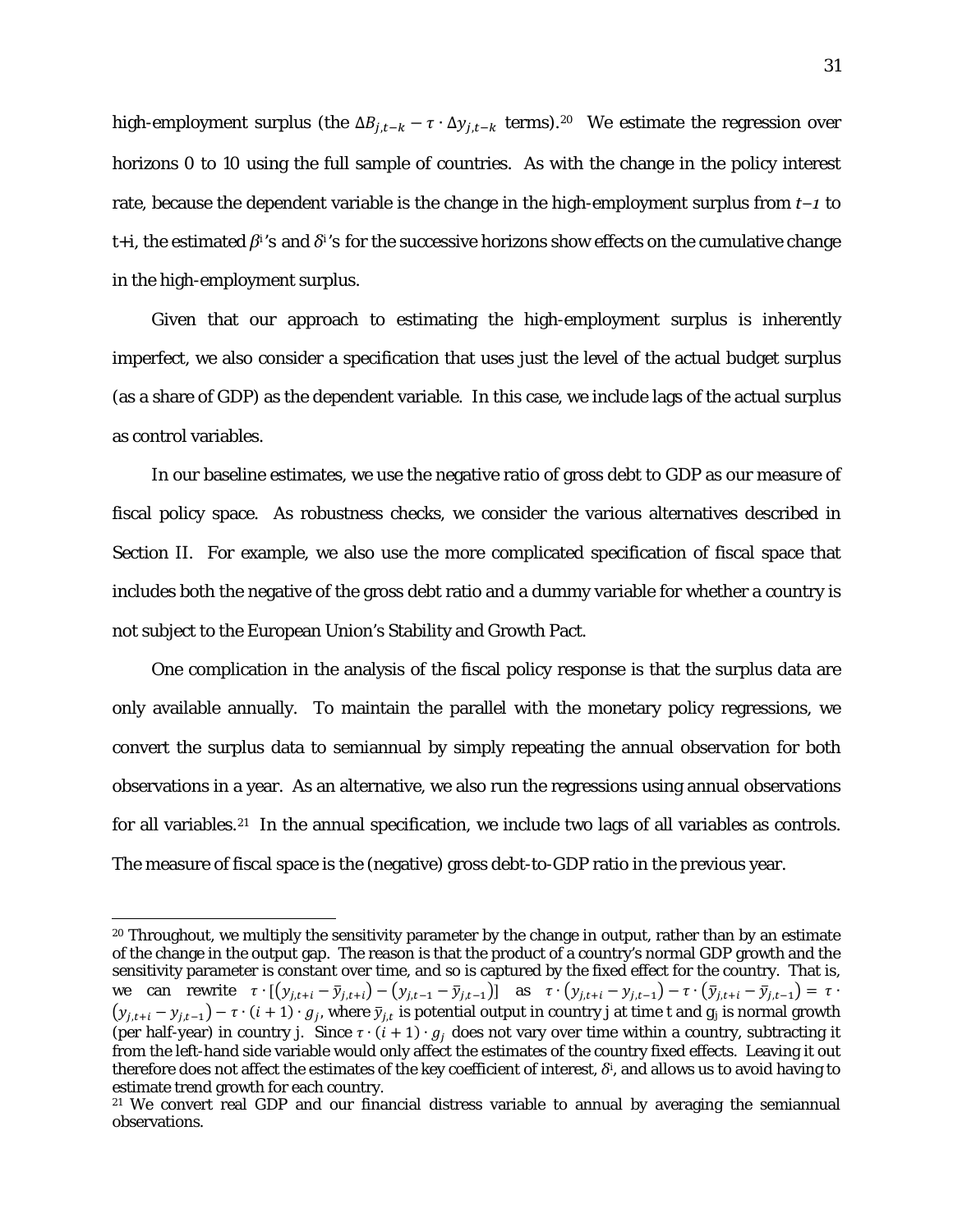high-employment surplus (the $\Delta B_{j,t-k} - \tau \cdot \Delta y_{j,t-k}$ terms).[20] We estimate the regression over horizons 0 to 10 using the full sample of countries. As with the change in the policy interest rate, because the dependent variable is the change in the high-employment surplus from $t-1$ to t+i, the estimated $\beta^i$'s and $\delta^i$'s for the successive horizons show effects on the cumulative change in the high-employment surplus.

Given that our approach to estimating the high-employment surplus is inherently imperfect, we also consider a specification that uses just the level of the actual budget surplus (as a share of GDP) as the dependent variable. In this case, we include lags of the actual surplus as control variables.

In our baseline estimates, we use the negative ratio of gross debt to GDP as our measure of fiscal policy space. As robustness checks, we consider the various alternatives described in Section II. For example, we also use the more complicated specification of fiscal space that includes both the negative of the gross debt ratio and a dummy variable for whether a country is not subject to the European Union's Stability and Growth Pact.

One complication in the analysis of the fiscal policy response is that the surplus data are only available annually. To maintain the parallel with the monetary policy regressions, we convert the surplus data to semiannual by simply repeating the annual observation for both observations in a year. As an alternative, we also run the regressions using annual observations for all variables.[21] In the annual specification, we include two lags of all variables as controls. The measure of fiscal space is the (negative) gross debt-to-GDP ratio in the previous year.

---

[20] Throughout, we multiply the sensitivity parameter by the change in output, rather than by an estimate of the change in the output gap. The reason is that the product of a country's normal GDP growth and the sensitivity parameter is constant over time, and so is captured by the fixed effect for the country. That is, we can rewrite $\tau \cdot [(y_{j,t+i} - \bar{y}_{j,t+i}) - (y_{j,t-1} - \bar{y}_{j,t-1})]$ as $\tau \cdot (y_{j,t+i} - y_{j,t-1}) - \tau \cdot (\bar{y}_{j,t+i} - \bar{y}_{j,t-1}) = \tau \cdot (y_{j,t+i} - y_{j,t-1}) - \tau \cdot (i+1) \cdot g_j$, where $\bar{y}_{j,t}$ is potential output in country j at time t and $g_j$ is normal growth (per half-year) in country j. Since $\tau \cdot (i+1) \cdot g_j$ does not vary over time within a country, subtracting it from the left-hand side variable would only affect the estimates of the country fixed effects. Leaving it out therefore does not affect the estimates of the key coefficient of interest, $\delta^i$, and allows us to avoid having to estimate trend growth for each country.

[21] We convert real GDP and our financial distress variable to annual by averaging the semiannual observations.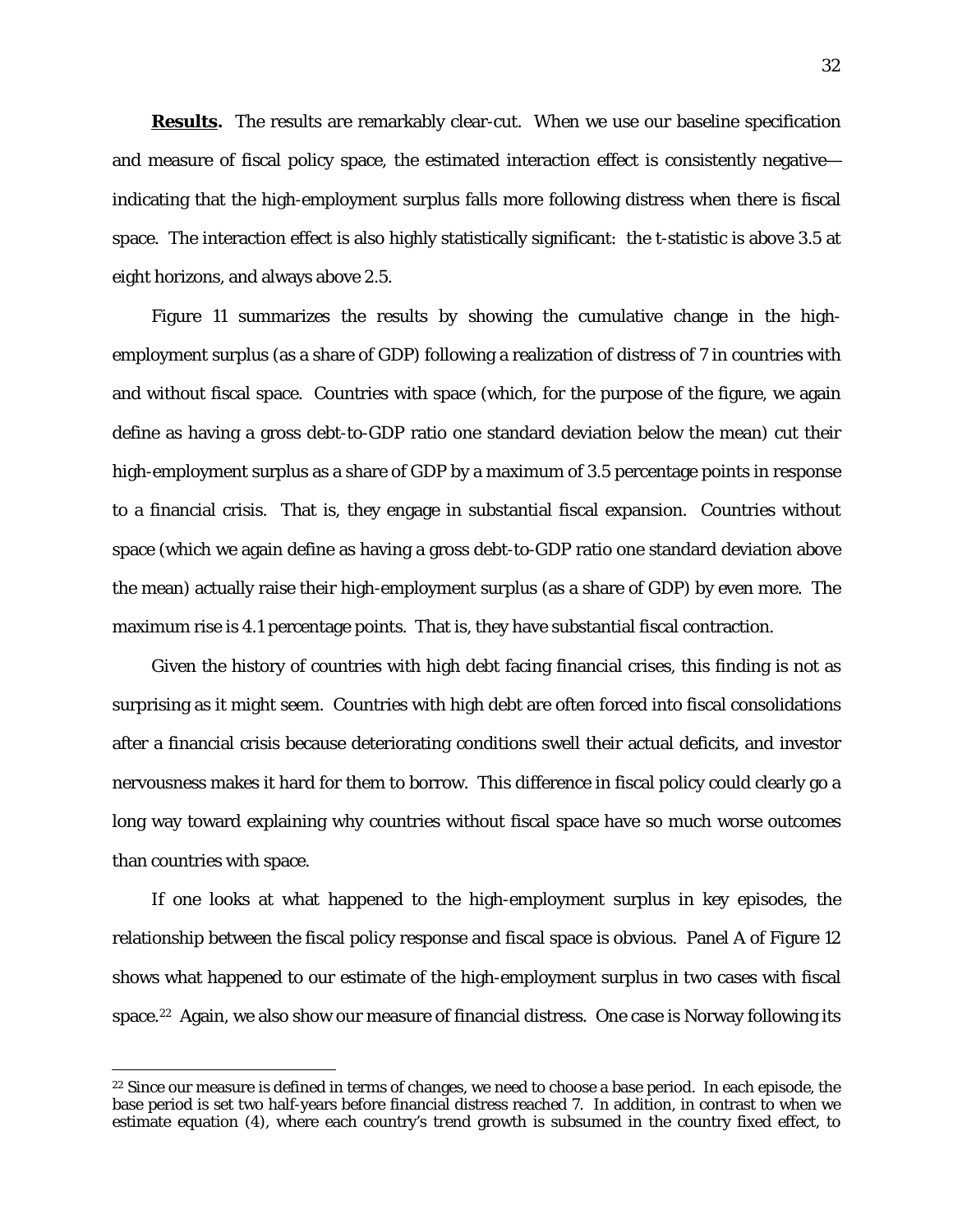**Results.** The results are remarkably clear-cut. When we use our baseline specification and measure of fiscal policy space, the estimated interaction effect is consistently negative—indicating that the high-employment surplus falls more following distress when there is fiscal space. The interaction effect is also highly statistically significant: the t-statistic is above 3.5 at eight horizons, and always above 2.5.

Figure 11 summarizes the results by showing the cumulative change in the high-employment surplus (as a share of GDP) following a realization of distress of 7 in countries with and without fiscal space. Countries with space (which, for the purpose of the figure, we again define as having a gross debt-to-GDP ratio one standard deviation below the mean) cut their high-employment surplus as a share of GDP by a maximum of 3.5 percentage points in response to a financial crisis. That is, they engage in substantial fiscal expansion. Countries without space (which we again define as having a gross debt-to-GDP ratio one standard deviation above the mean) actually raise their high-employment surplus (as a share of GDP) by even more. The maximum rise is 4.1 percentage points. That is, they have substantial fiscal contraction.

Given the history of countries with high debt facing financial crises, this finding is not as surprising as it might seem. Countries with high debt are often forced into fiscal consolidations after a financial crisis because deteriorating conditions swell their actual deficits, and investor nervousness makes it hard for them to borrow. This difference in fiscal policy could clearly go a long way toward explaining why countries without fiscal space have so much worse outcomes than countries with space.

If one looks at what happened to the high-employment surplus in key episodes, the relationship between the fiscal policy response and fiscal space is obvious. Panel A of Figure 12 shows what happened to our estimate of the high-employment surplus in two cases with fiscal space.[22] Again, we also show our measure of financial distress. One case is Norway following its

[22] Since our measure is defined in terms of changes, we need to choose a base period. In each episode, the base period is set two half-years before financial distress reached 7. In addition, in contrast to when we estimate equation (4), where each country's trend growth is subsumed in the country fixed effect, to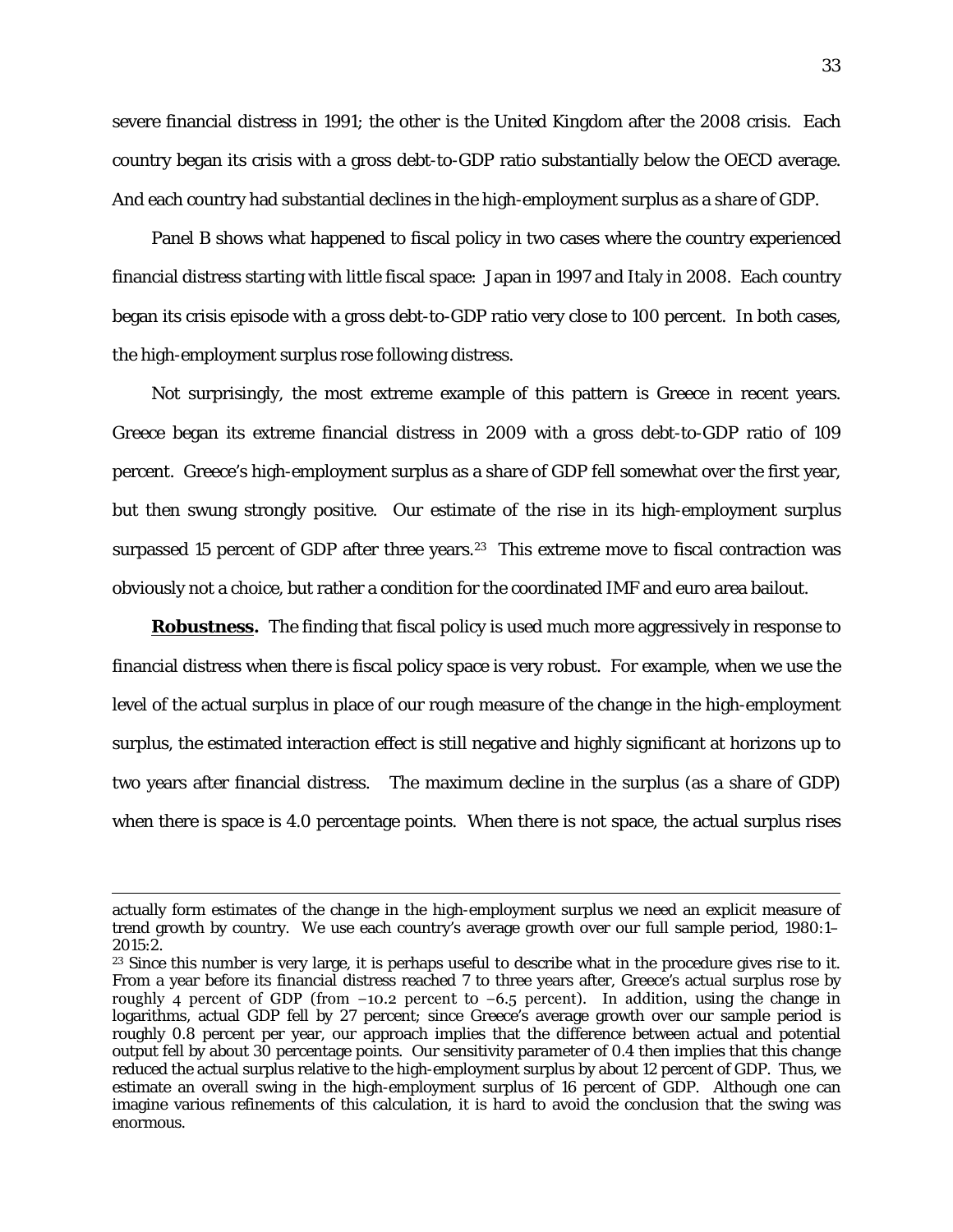severe financial distress in 1991; the other is the United Kingdom after the 2008 crisis. Each country began its crisis with a gross debt-to-GDP ratio substantially below the OECD average. And each country had substantial declines in the high-employment surplus as a share of GDP.

Panel B shows what happened to fiscal policy in two cases where the country experienced financial distress starting with little fiscal space: Japan in 1997 and Italy in 2008. Each country began its crisis episode with a gross debt-to-GDP ratio very close to 100 percent. In both cases, the high-employment surplus rose following distress.

Not surprisingly, the most extreme example of this pattern is Greece in recent years. Greece began its extreme financial distress in 2009 with a gross debt-to-GDP ratio of 109 percent. Greece's high-employment surplus as a share of GDP fell somewhat over the first year, but then swung strongly positive. Our estimate of the rise in its high-employment surplus surpassed 15 percent of GDP after three years.[23] This extreme move to fiscal contraction was obviously not a choice, but rather a condition for the coordinated IMF and euro area bailout.

**Robustness.** The finding that fiscal policy is used much more aggressively in response to financial distress when there is fiscal policy space is very robust. For example, when we use the level of the actual surplus in place of our rough measure of the change in the high-employment surplus, the estimated interaction effect is still negative and highly significant at horizons up to two years after financial distress. The maximum decline in the surplus (as a share of GDP) when there is space is 4.0 percentage points. When there is not space, the actual surplus rises

---

actually form estimates of the change in the high-employment surplus we need an explicit measure of trend growth by country. We use each country's average growth over our full sample period, 1980:1–2015:2.

[23] Since this number is very large, it is perhaps useful to describe what in the procedure gives rise to it. From a year before its financial distress reached 7 to three years after, Greece's actual surplus rose by roughly 4 percent of GDP (from −10.2 percent to −6.5 percent). In addition, using the change in logarithms, actual GDP fell by 27 percent; since Greece's average growth over our sample period is roughly 0.8 percent per year, our approach implies that the difference between actual and potential output fell by about 30 percentage points. Our sensitivity parameter of 0.4 then implies that this change reduced the actual surplus relative to the high-employment surplus by about 12 percent of GDP. Thus, we estimate an overall swing in the high-employment surplus of 16 percent of GDP. Although one can imagine various refinements of this calculation, it is hard to avoid the conclusion that the swing was enormous.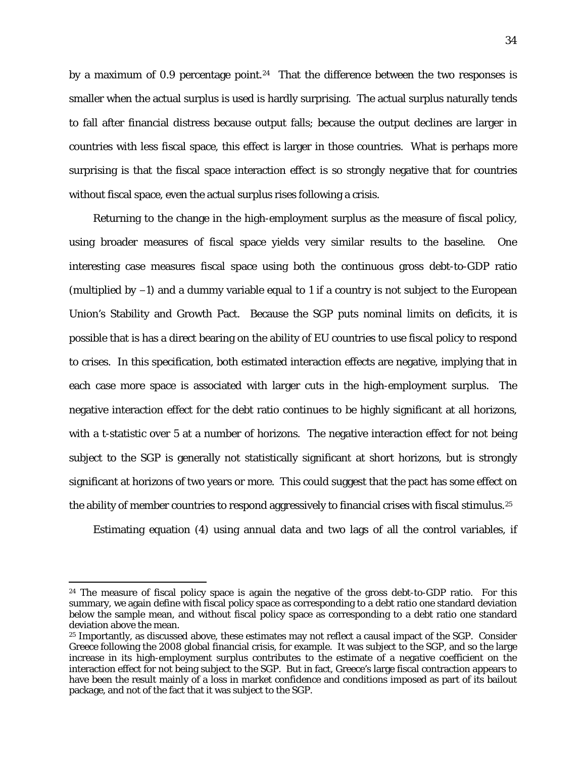by a maximum of 0.9 percentage point.[24] That the difference between the two responses is smaller when the actual surplus is used is hardly surprising. The actual surplus naturally tends to fall after financial distress because output falls; because the output declines are larger in countries with less fiscal space, this effect is larger in those countries. What is perhaps more surprising is that the fiscal space interaction effect is so strongly negative that for countries without fiscal space, even the actual surplus rises following a crisis.

Returning to the change in the high-employment surplus as the measure of fiscal policy, using broader measures of fiscal space yields very similar results to the baseline. One interesting case measures fiscal space using both the continuous gross debt-to-GDP ratio (multiplied by $-1$) and a dummy variable equal to 1 if a country is not subject to the European Union's Stability and Growth Pact. Because the SGP puts nominal limits on deficits, it is possible that is has a direct bearing on the ability of EU countries to use fiscal policy to respond to crises. In this specification, both estimated interaction effects are negative, implying that in each case more space is associated with larger cuts in the high-employment surplus. The negative interaction effect for the debt ratio continues to be highly significant at all horizons, with a t-statistic over 5 at a number of horizons. The negative interaction effect for not being subject to the SGP is generally not statistically significant at short horizons, but is strongly significant at horizons of two years or more. This could suggest that the pact has some effect on the ability of member countries to respond aggressively to financial crises with fiscal stimulus.[25]

Estimating equation (4) using annual data and two lags of all the control variables, if

---

[24] The measure of fiscal policy space is again the negative of the gross debt-to-GDP ratio. For this summary, we again define with fiscal policy space as corresponding to a debt ratio one standard deviation below the sample mean, and without fiscal policy space as corresponding to a debt ratio one standard deviation above the mean.

[25] Importantly, as discussed above, these estimates may not reflect a causal impact of the SGP. Consider Greece following the 2008 global financial crisis, for example. It was subject to the SGP, and so the large increase in its high-employment surplus contributes to the estimate of a negative coefficient on the interaction effect for not being subject to the SGP. But in fact, Greece's large fiscal contraction appears to have been the result mainly of a loss in market confidence and conditions imposed as part of its bailout package, and not of the fact that it was subject to the SGP.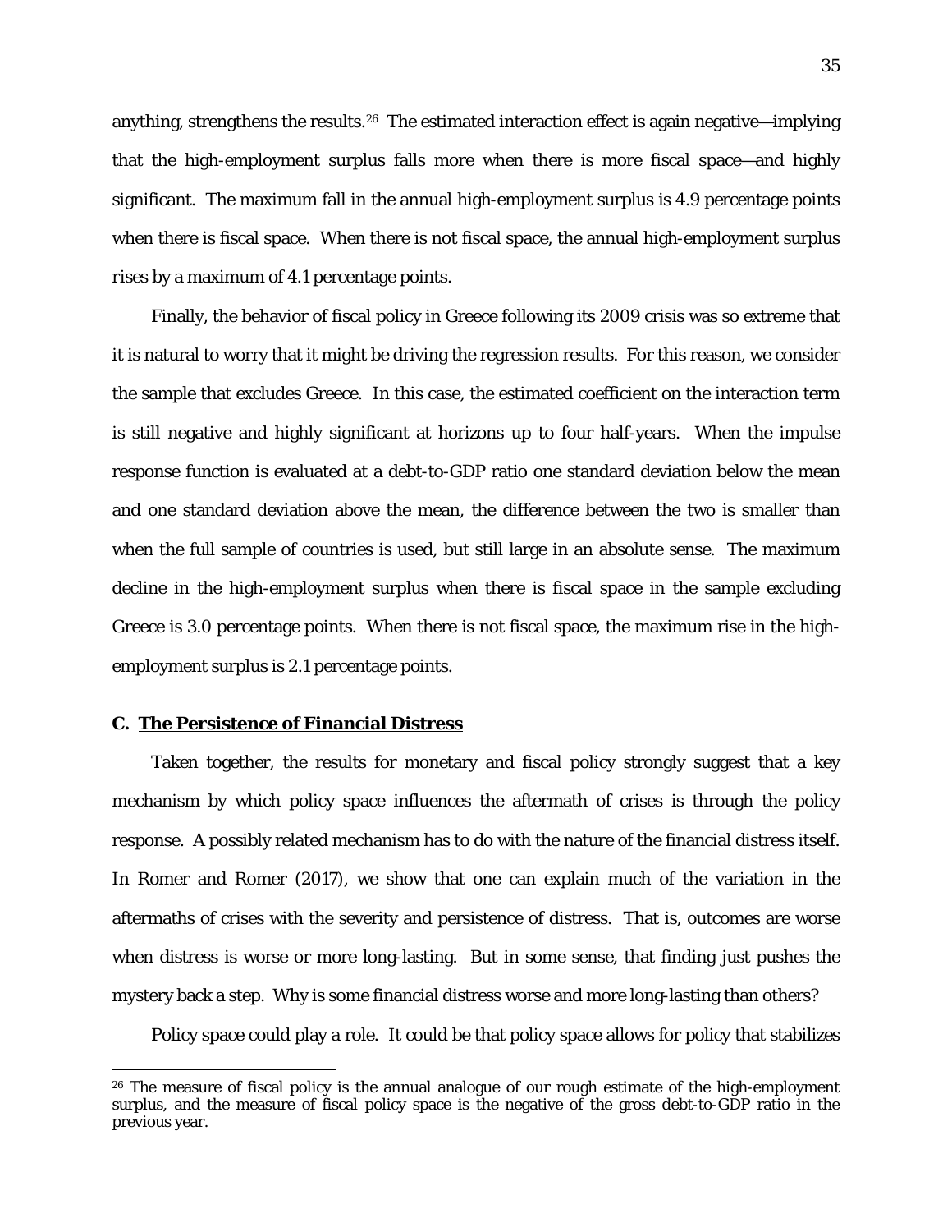anything, strengthens the results.[26] The estimated interaction effect is again negative—implying that the high-employment surplus falls more when there is more fiscal space—and highly significant. The maximum fall in the annual high-employment surplus is 4.9 percentage points when there is fiscal space. When there is not fiscal space, the annual high-employment surplus rises by a maximum of 4.1 percentage points.

Finally, the behavior of fiscal policy in Greece following its 2009 crisis was so extreme that it is natural to worry that it might be driving the regression results. For this reason, we consider the sample that excludes Greece. In this case, the estimated coefficient on the interaction term is still negative and highly significant at horizons up to four half-years. When the impulse response function is evaluated at a debt-to-GDP ratio one standard deviation below the mean and one standard deviation above the mean, the difference between the two is smaller than when the full sample of countries is used, but still large in an absolute sense. The maximum decline in the high-employment surplus when there is fiscal space in the sample excluding Greece is 3.0 percentage points. When there is not fiscal space, the maximum rise in the high-employment surplus is 2.1 percentage points.

### C. The Persistence of Financial Distress

Taken together, the results for monetary and fiscal policy strongly suggest that a key mechanism by which policy space influences the aftermath of crises is through the policy response. A possibly related mechanism has to do with the nature of the financial distress itself. In Romer and Romer (2017), we show that one can explain much of the variation in the aftermaths of crises with the severity and persistence of distress. That is, outcomes are worse when distress is worse or more long-lasting. But in some sense, that finding just pushes the mystery back a step. Why is some financial distress worse and more long-lasting than others?

Policy space could play a role. It could be that policy space allows for policy that stabilizes

[26] The measure of fiscal policy is the annual analogue of our rough estimate of the high-employment surplus, and the measure of fiscal policy space is the negative of the gross debt-to-GDP ratio in the previous year.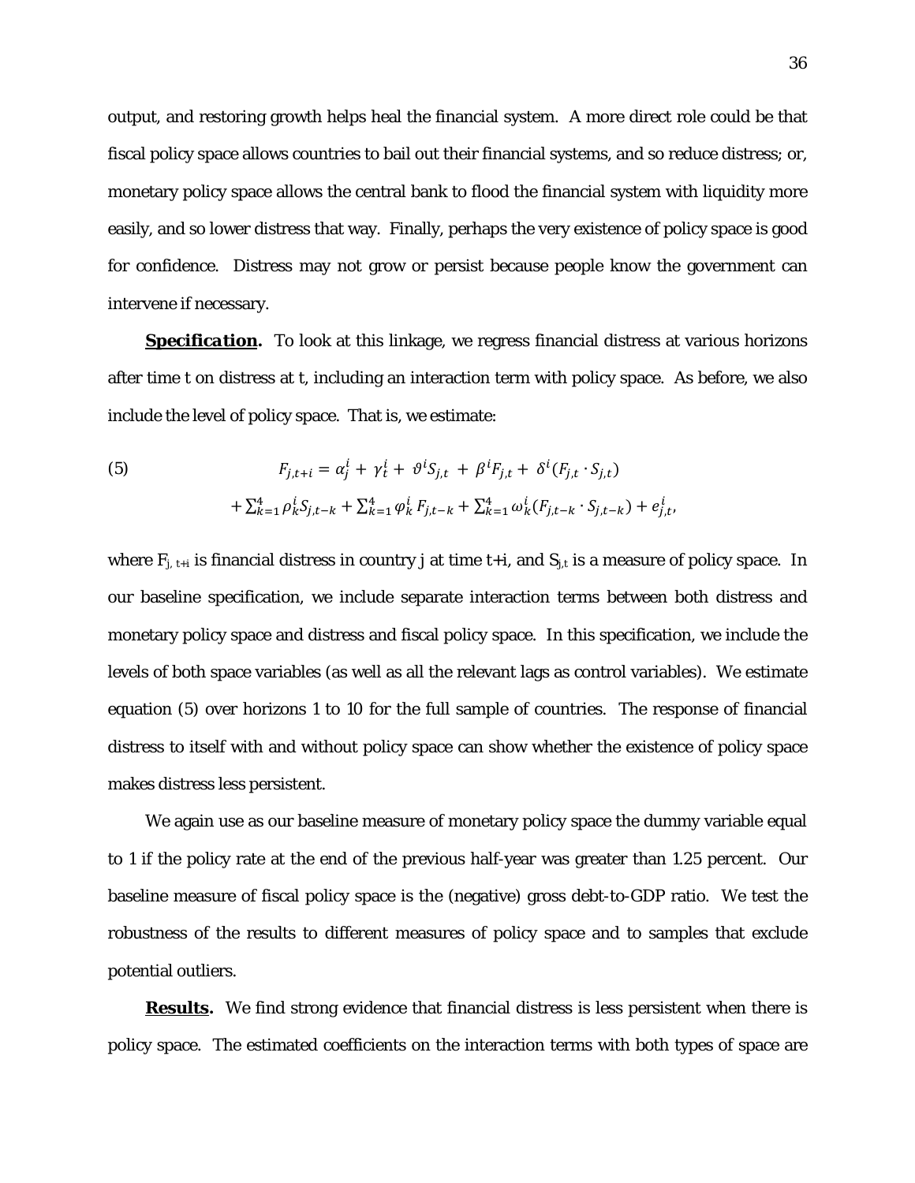output, and restoring growth helps heal the financial system. A more direct role could be that fiscal policy space allows countries to bail out their financial systems, and so reduce distress; or, monetary policy space allows the central bank to flood the financial system with liquidity more easily, and so lower distress that way. Finally, perhaps the very existence of policy space is good for confidence. Distress may not grow or persist because people know the government can intervene if necessary.

***Specification.*** To look at this linkage, we regress financial distress at various horizons after time t on distress at t, including an interaction term with policy space. As before, we also include the level of policy space. That is, we estimate:

$$
(5) \qquad F_{j,t+i} = \alpha_j^i + \gamma_t^i + \vartheta^i S_{j,t} + \beta^i F_{j,t} + \delta^i (F_{j,t} \cdot S_{j,t}) + \sum_{k=1}^{4} \rho_k^i S_{j,t-k} + \sum_{k=1}^{4} \varphi_k^i F_{j,t-k} + \sum_{k=1}^{4} \omega_k^i (F_{j,t-k} \cdot S_{j,t-k}) + e_{j,t}^i,
$$

where $F_{j,\,t+i}$ is financial distress in country j at time t+i, and $S_{j,t}$ is a measure of policy space. In our baseline specification, we include separate interaction terms between both distress and monetary policy space and distress and fiscal policy space. In this specification, we include the levels of both space variables (as well as all the relevant lags as control variables). We estimate equation (5) over horizons 1 to 10 for the full sample of countries. The response of financial distress to itself with and without policy space can show whether the existence of policy space makes distress less persistent.

We again use as our baseline measure of monetary policy space the dummy variable equal to 1 if the policy rate at the end of the previous half-year was greater than 1.25 percent. Our baseline measure of fiscal policy space is the (negative) gross debt-to-GDP ratio. We test the robustness of the results to different measures of policy space and to samples that exclude potential outliers.

***Results.*** We find strong evidence that financial distress is less persistent when there is policy space. The estimated coefficients on the interaction terms with both types of space are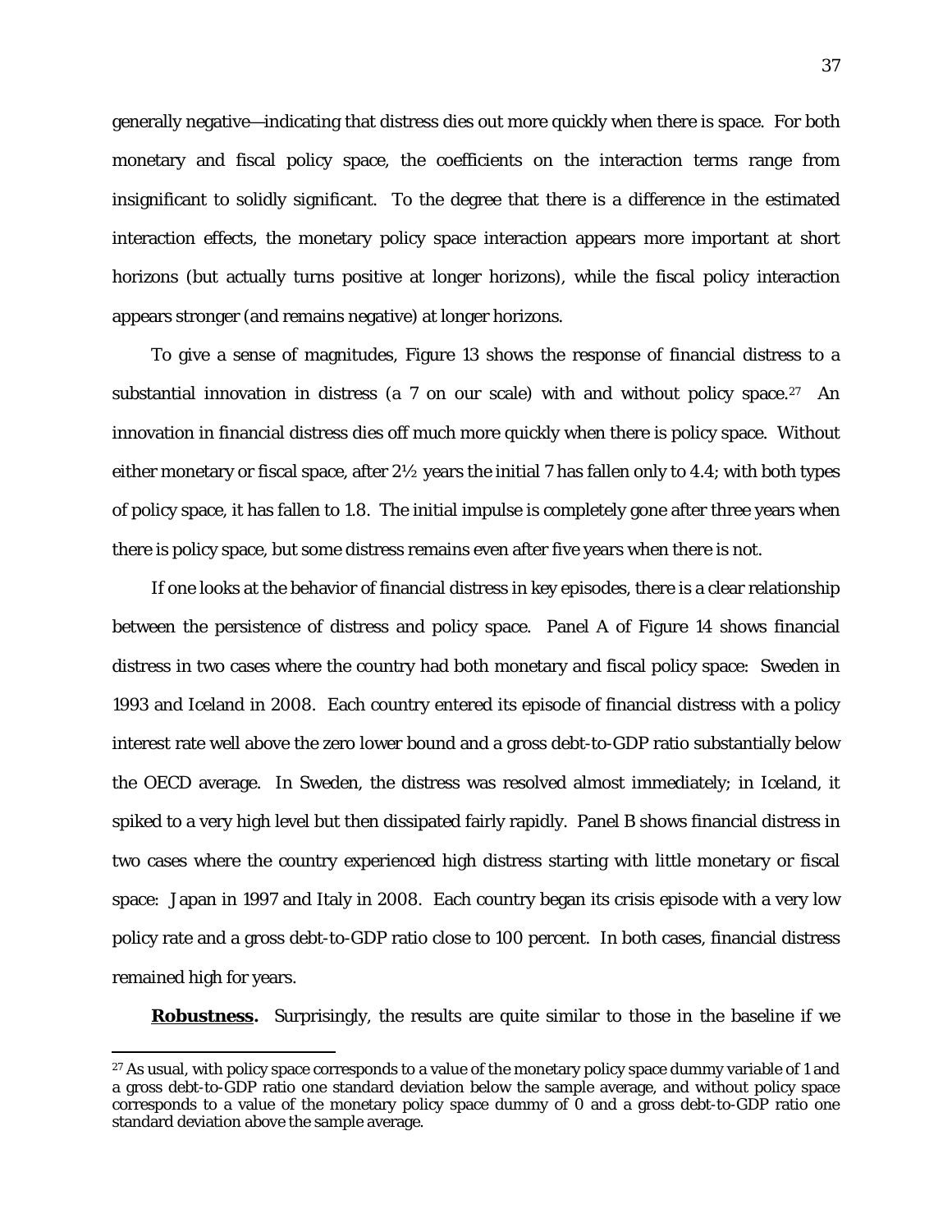generally negative—indicating that distress dies out more quickly when there is space. For both monetary and fiscal policy space, the coefficients on the interaction terms range from insignificant to solidly significant. To the degree that there is a difference in the estimated interaction effects, the monetary policy space interaction appears more important at short horizons (but actually turns positive at longer horizons), while the fiscal policy interaction appears stronger (and remains negative) at longer horizons.

To give a sense of magnitudes, Figure 13 shows the response of financial distress to a substantial innovation in distress (a 7 on our scale) with and without policy space.[27] An innovation in financial distress dies off much more quickly when there is policy space. Without either monetary or fiscal space, after 2½ years the initial 7 has fallen only to 4.4; with both types of policy space, it has fallen to 1.8. The initial impulse is completely gone after three years when there is policy space, but some distress remains even after five years when there is not.

If one looks at the behavior of financial distress in key episodes, there is a clear relationship between the persistence of distress and policy space. Panel A of Figure 14 shows financial distress in two cases where the country had both monetary and fiscal policy space: Sweden in 1993 and Iceland in 2008. Each country entered its episode of financial distress with a policy interest rate well above the zero lower bound and a gross debt-to-GDP ratio substantially below the OECD average. In Sweden, the distress was resolved almost immediately; in Iceland, it spiked to a very high level but then dissipated fairly rapidly. Panel B shows financial distress in two cases where the country experienced high distress starting with little monetary or fiscal space: Japan in 1997 and Italy in 2008. Each country began its crisis episode with a very low policy rate and a gross debt-to-GDP ratio close to 100 percent. In both cases, financial distress remained high for years.

**Robustness.** Surprisingly, the results are quite similar to those in the baseline if we

[27] As usual, with policy space corresponds to a value of the monetary policy space dummy variable of 1 and a gross debt-to-GDP ratio one standard deviation below the sample average, and without policy space corresponds to a value of the monetary policy space dummy of 0 and a gross debt-to-GDP ratio one standard deviation above the sample average.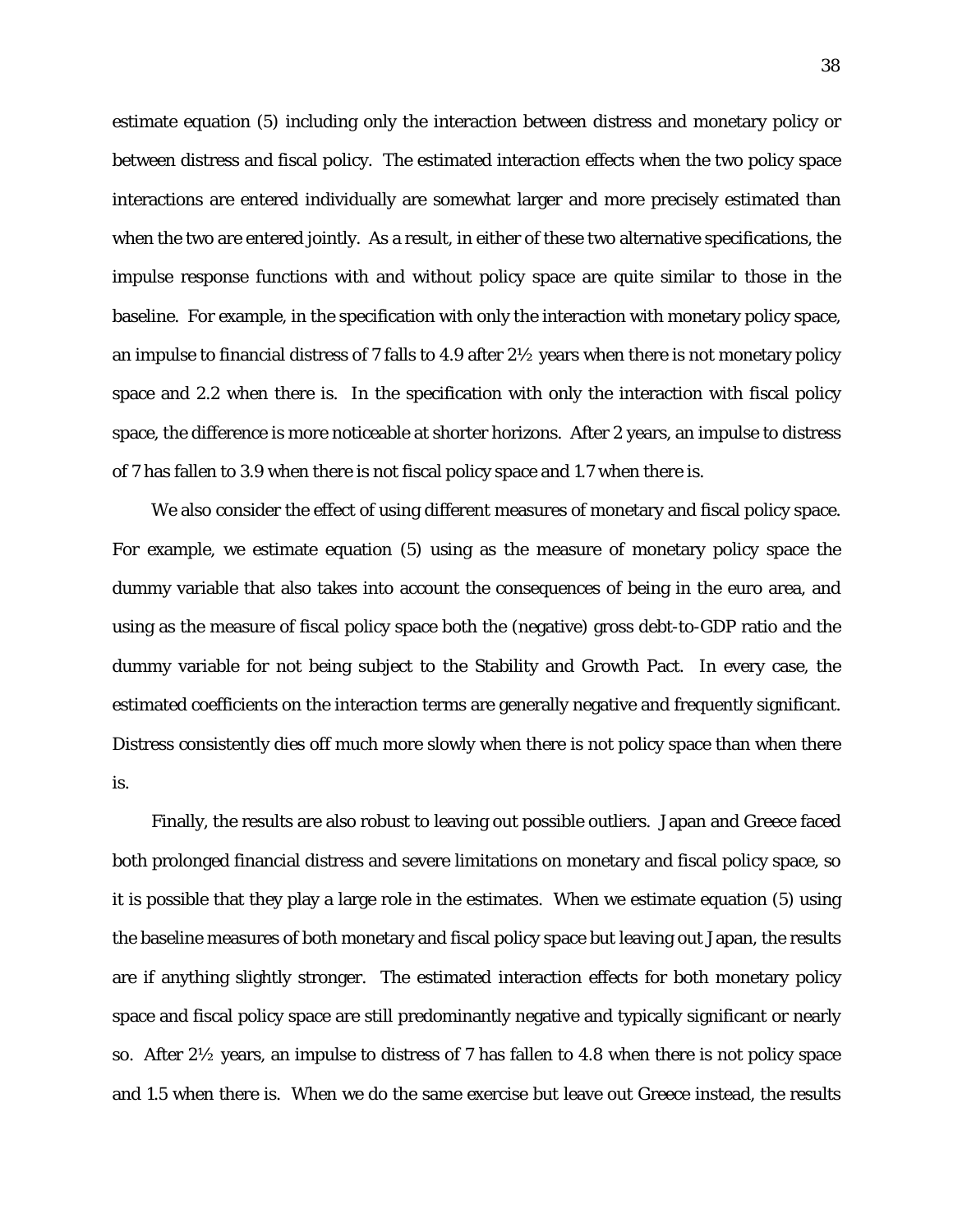estimate equation (5) including only the interaction between distress and monetary policy or between distress and fiscal policy. The estimated interaction effects when the two policy space interactions are entered individually are somewhat larger and more precisely estimated than when the two are entered jointly. As a result, in either of these two alternative specifications, the impulse response functions with and without policy space are quite similar to those in the baseline. For example, in the specification with only the interaction with monetary policy space, an impulse to financial distress of 7 falls to 4.9 after 2½ years when there is not monetary policy space and 2.2 when there is. In the specification with only the interaction with fiscal policy space, the difference is more noticeable at shorter horizons. After 2 years, an impulse to distress of 7 has fallen to 3.9 when there is not fiscal policy space and 1.7 when there is.

We also consider the effect of using different measures of monetary and fiscal policy space. For example, we estimate equation (5) using as the measure of monetary policy space the dummy variable that also takes into account the consequences of being in the euro area, and using as the measure of fiscal policy space both the (negative) gross debt-to-GDP ratio and the dummy variable for not being subject to the Stability and Growth Pact. In every case, the estimated coefficients on the interaction terms are generally negative and frequently significant. Distress consistently dies off much more slowly when there is not policy space than when there is.

Finally, the results are also robust to leaving out possible outliers. Japan and Greece faced both prolonged financial distress and severe limitations on monetary and fiscal policy space, so it is possible that they play a large role in the estimates. When we estimate equation (5) using the baseline measures of both monetary and fiscal policy space but leaving out Japan, the results are if anything slightly stronger. The estimated interaction effects for both monetary policy space and fiscal policy space are still predominantly negative and typically significant or nearly so. After 2½ years, an impulse to distress of 7 has fallen to 4.8 when there is not policy space and 1.5 when there is. When we do the same exercise but leave out Greece instead, the results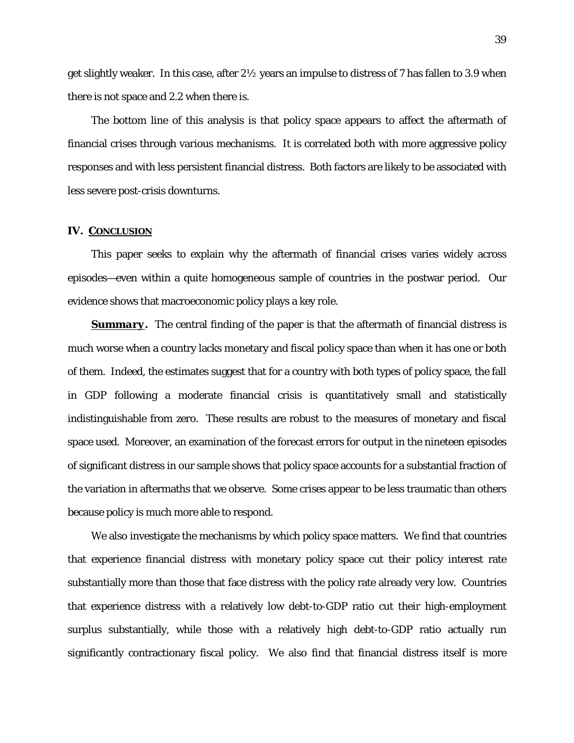get slightly weaker. In this case, after 2½ years an impulse to distress of 7 has fallen to 3.9 when there is not space and 2.2 when there is.

The bottom line of this analysis is that policy space appears to affect the aftermath of financial crises through various mechanisms. It is correlated both with more aggressive policy responses and with less persistent financial distress. Both factors are likely to be associated with less severe post-crisis downturns.

## IV. CONCLUSION

This paper seeks to explain why the aftermath of financial crises varies widely across episodes—even within a quite homogeneous sample of countries in the postwar period. Our evidence shows that macroeconomic policy plays a key role.

***Summary.*** The central finding of the paper is that the aftermath of financial distress is much worse when a country lacks monetary and fiscal policy space than when it has one or both of them. Indeed, the estimates suggest that for a country with both types of policy space, the fall in GDP following a moderate financial crisis is quantitatively small and statistically indistinguishable from zero. These results are robust to the measures of monetary and fiscal space used. Moreover, an examination of the forecast errors for output in the nineteen episodes of significant distress in our sample shows that policy space accounts for a substantial fraction of the variation in aftermaths that we observe. Some crises appear to be less traumatic than others because policy is much more able to respond.

We also investigate the mechanisms by which policy space matters. We find that countries that experience financial distress with monetary policy space cut their policy interest rate substantially more than those that face distress with the policy rate already very low. Countries that experience distress with a relatively low debt-to-GDP ratio cut their high-employment surplus substantially, while those with a relatively high debt-to-GDP ratio actually run significantly contractionary fiscal policy. We also find that financial distress itself is more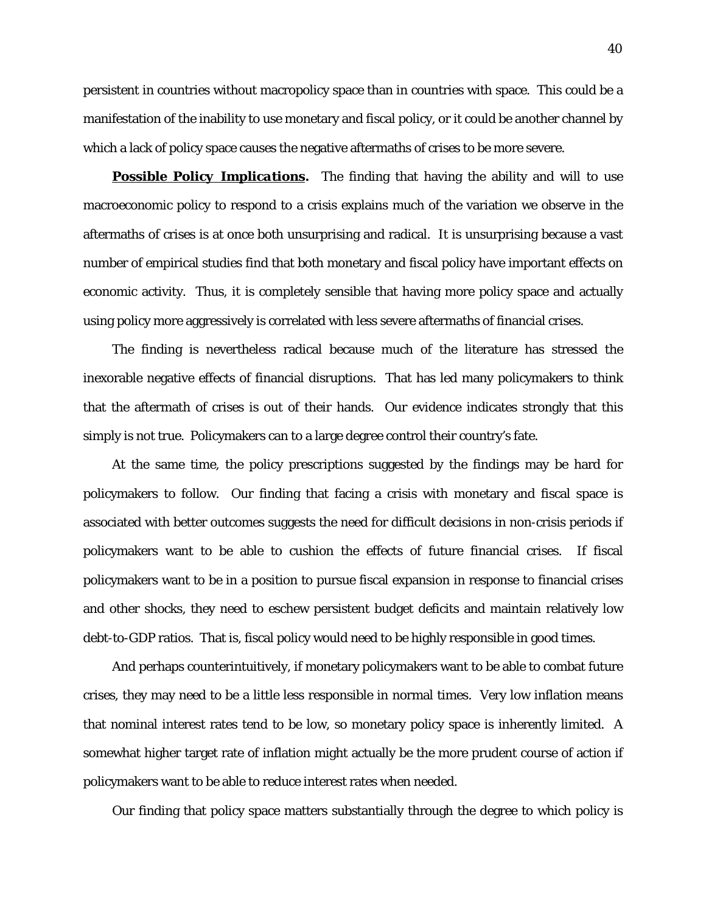persistent in countries without macropolicy space than in countries with space. This could be a manifestation of the inability to use monetary and fiscal policy, or it could be another channel by which a lack of policy space causes the negative aftermaths of crises to be more severe.

***Possible Policy Implications*.** The finding that having the ability and will to use macroeconomic policy to respond to a crisis explains much of the variation we observe in the aftermaths of crises is at once both unsurprising and radical. It is unsurprising because a vast number of empirical studies find that both monetary and fiscal policy have important effects on economic activity. Thus, it is completely sensible that having more policy space and actually using policy more aggressively is correlated with less severe aftermaths of financial crises.

The finding is nevertheless radical because much of the literature has stressed the inexorable negative effects of financial disruptions. That has led many policymakers to think that the aftermath of crises is out of their hands. Our evidence indicates strongly that this simply is not true. Policymakers can to a large degree control their country's fate.

At the same time, the policy prescriptions suggested by the findings may be hard for policymakers to follow. Our finding that facing a crisis with monetary and fiscal space is associated with better outcomes suggests the need for difficult decisions in non-crisis periods if policymakers want to be able to cushion the effects of future financial crises. If fiscal policymakers want to be in a position to pursue fiscal expansion in response to financial crises and other shocks, they need to eschew persistent budget deficits and maintain relatively low debt-to-GDP ratios. That is, fiscal policy would need to be highly responsible in good times.

And perhaps counterintuitively, if monetary policymakers want to be able to combat future crises, they may need to be a little less responsible in normal times. Very low inflation means that nominal interest rates tend to be low, so monetary policy space is inherently limited. A somewhat higher target rate of inflation might actually be the more prudent course of action if policymakers want to be able to reduce interest rates when needed.

Our finding that policy space matters substantially through the degree to which policy is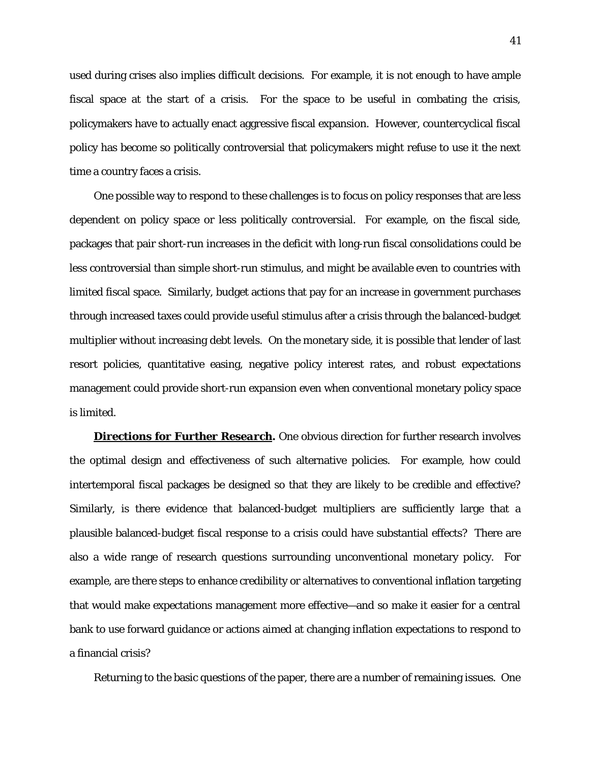used during crises also implies difficult decisions. For example, it is not enough to have ample fiscal space at the start of a crisis. For the space to be useful in combating the crisis, policymakers have to actually enact aggressive fiscal expansion. However, countercyclical fiscal policy has become so politically controversial that policymakers might refuse to use it the next time a country faces a crisis.

One possible way to respond to these challenges is to focus on policy responses that are less dependent on policy space or less politically controversial. For example, on the fiscal side, packages that pair short-run increases in the deficit with long-run fiscal consolidations could be less controversial than simple short-run stimulus, and might be available even to countries with limited fiscal space. Similarly, budget actions that pay for an increase in government purchases through increased taxes could provide useful stimulus after a crisis through the balanced-budget multiplier without increasing debt levels. On the monetary side, it is possible that lender of last resort policies, quantitative easing, negative policy interest rates, and robust expectations management could provide short-run expansion even when conventional monetary policy space is limited.

***Directions for Further Research.*** One obvious direction for further research involves the optimal design and effectiveness of such alternative policies. For example, how could intertemporal fiscal packages be designed so that they are likely to be credible and effective? Similarly, is there evidence that balanced-budget multipliers are sufficiently large that a plausible balanced-budget fiscal response to a crisis could have substantial effects? There are also a wide range of research questions surrounding unconventional monetary policy. For example, are there steps to enhance credibility or alternatives to conventional inflation targeting that would make expectations management more effective—and so make it easier for a central bank to use forward guidance or actions aimed at changing inflation expectations to respond to a financial crisis?

Returning to the basic questions of the paper, there are a number of remaining issues. One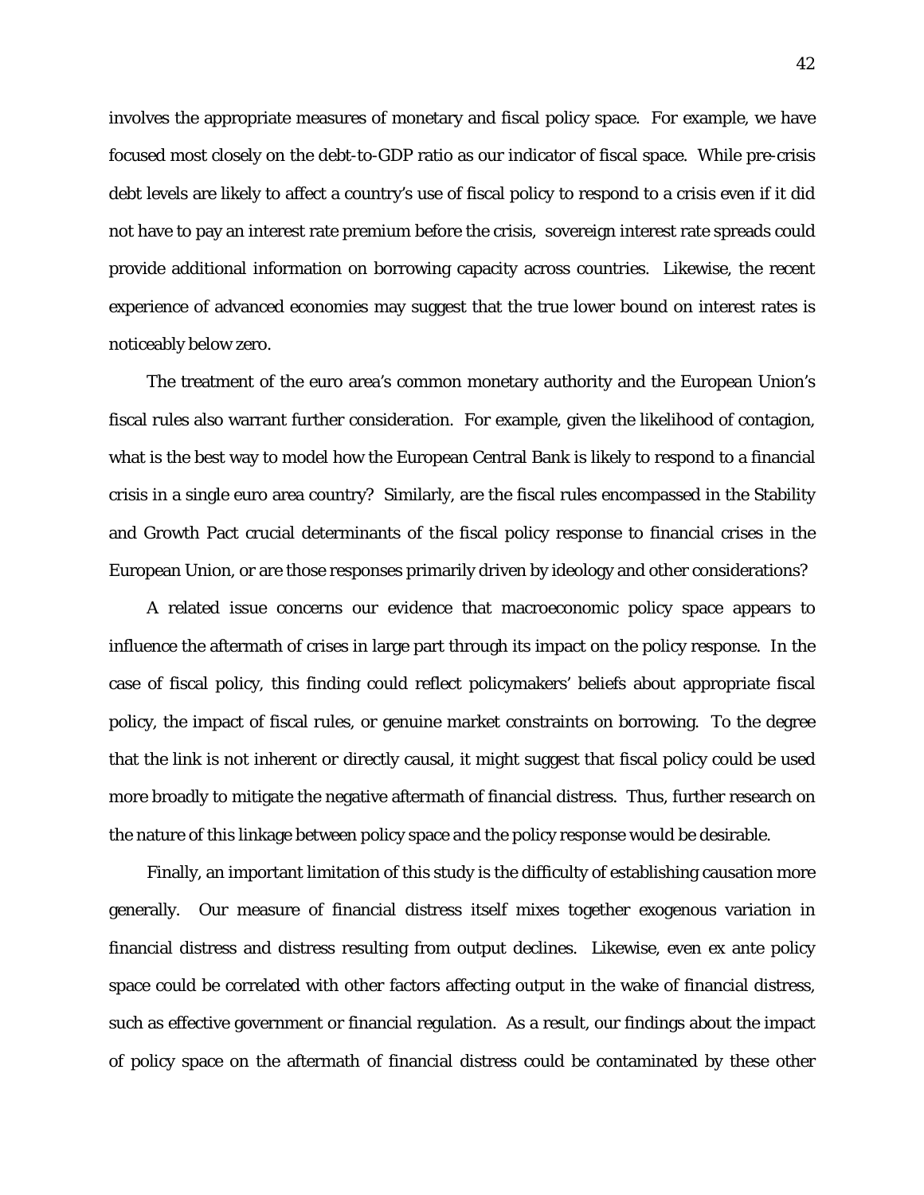involves the appropriate measures of monetary and fiscal policy space. For example, we have focused most closely on the debt-to-GDP ratio as our indicator of fiscal space. While pre-crisis debt levels are likely to affect a country's use of fiscal policy to respond to a crisis even if it did not have to pay an interest rate premium before the crisis, sovereign interest rate spreads could provide additional information on borrowing capacity across countries. Likewise, the recent experience of advanced economies may suggest that the true lower bound on interest rates is noticeably below zero.

The treatment of the euro area's common monetary authority and the European Union's fiscal rules also warrant further consideration. For example, given the likelihood of contagion, what is the best way to model how the European Central Bank is likely to respond to a financial crisis in a single euro area country? Similarly, are the fiscal rules encompassed in the Stability and Growth Pact crucial determinants of the fiscal policy response to financial crises in the European Union, or are those responses primarily driven by ideology and other considerations?

A related issue concerns our evidence that macroeconomic policy space appears to influence the aftermath of crises in large part through its impact on the policy response. In the case of fiscal policy, this finding could reflect policymakers' beliefs about appropriate fiscal policy, the impact of fiscal rules, or genuine market constraints on borrowing. To the degree that the link is not inherent or directly causal, it might suggest that fiscal policy could be used more broadly to mitigate the negative aftermath of financial distress. Thus, further research on the nature of this linkage between policy space and the policy response would be desirable.

Finally, an important limitation of this study is the difficulty of establishing causation more generally. Our measure of financial distress itself mixes together exogenous variation in financial distress and distress resulting from output declines. Likewise, even ex ante policy space could be correlated with other factors affecting output in the wake of financial distress, such as effective government or financial regulation. As a result, our findings about the impact of policy space on the aftermath of financial distress could be contaminated by these other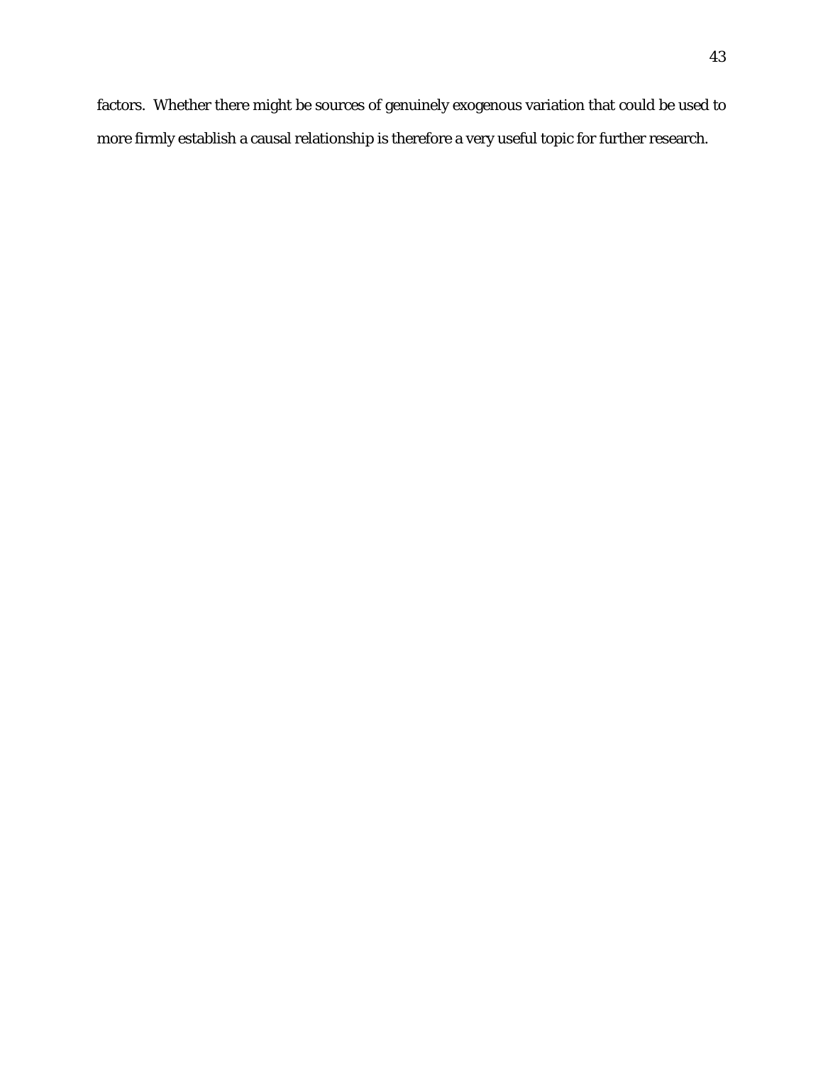factors. Whether there might be sources of genuinely exogenous variation that could be used to more firmly establish a causal relationship is therefore a very useful topic for further research.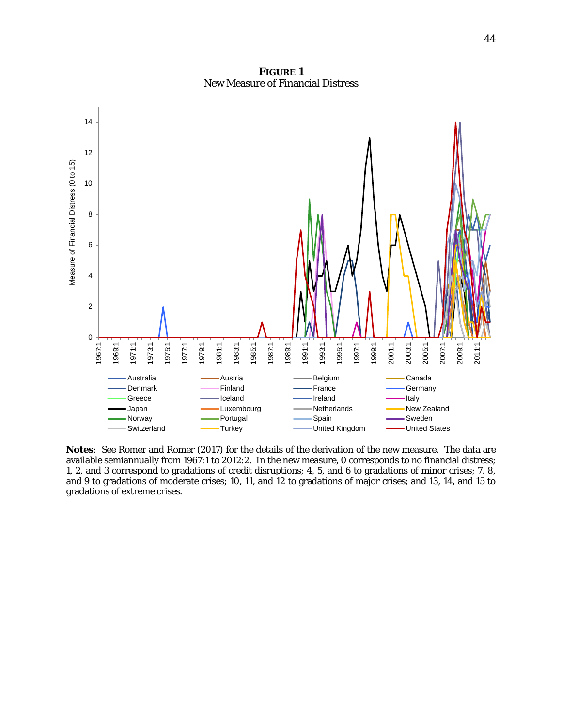**FIGURE 1**
New Measure of Financial Distress

**Notes**: See Romer and Romer (2017) for the details of the derivation of the new measure. The data are available semiannually from 1967:1 to 2012:2. In the new measure, 0 corresponds to no financial distress; 1, 2, and 3 correspond to gradations of credit disruptions; 4, 5, and 6 to gradations of minor crises; 7, 8, and 9 to gradations of moderate crises; 10, 11, and 12 to gradations of major crises; and 13, 14, and 15 to gradations of extreme crises.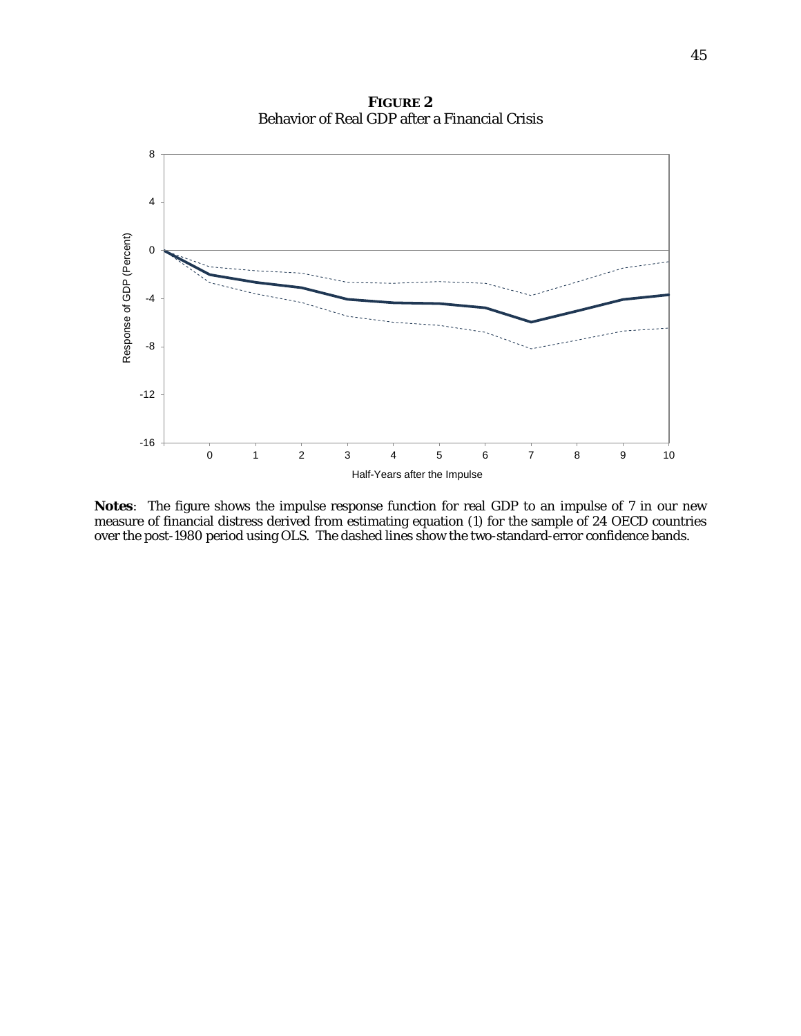**FIGURE 2**
Behavior of Real GDP after a Financial Crisis

**Notes**: The figure shows the impulse response function for real GDP to an impulse of 7 in our new measure of financial distress derived from estimating equation (1) for the sample of 24 OECD countries over the post-1980 period using OLS. The dashed lines show the two-standard-error confidence bands.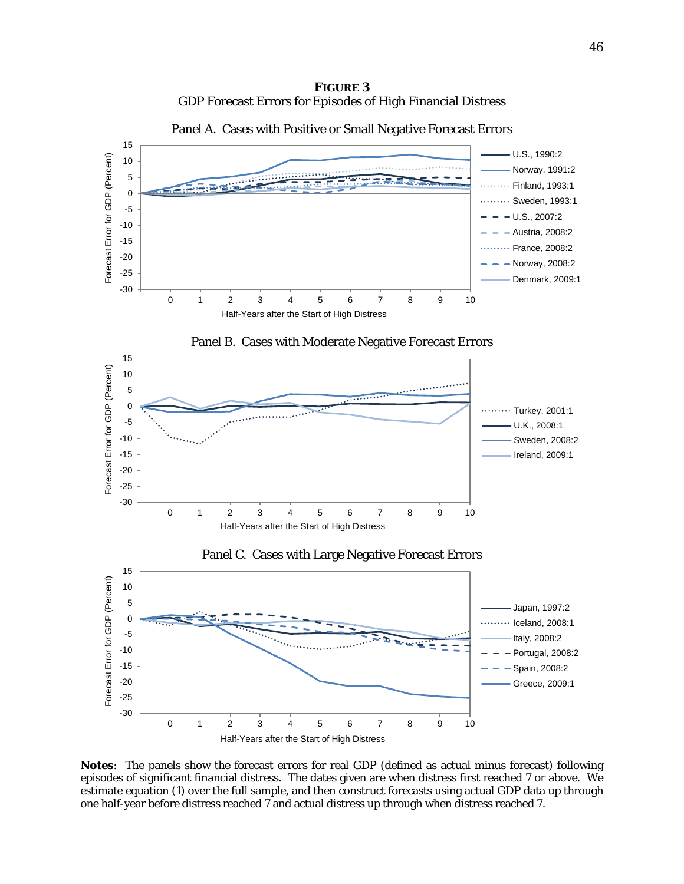**FIGURE 3**
GDP Forecast Errors for Episodes of High Financial Distress

Panel A. Cases with Positive or Small Negative Forecast Errors

Panel B. Cases with Moderate Negative Forecast Errors

Panel C. Cases with Large Negative Forecast Errors

**Notes**: The panels show the forecast errors for real GDP (defined as actual minus forecast) following episodes of significant financial distress. The dates given are when distress first reached 7 or above. We estimate equation (1) over the full sample, and then construct forecasts using actual GDP data up through one half-year before distress reached 7 and actual distress up through when distress reached 7.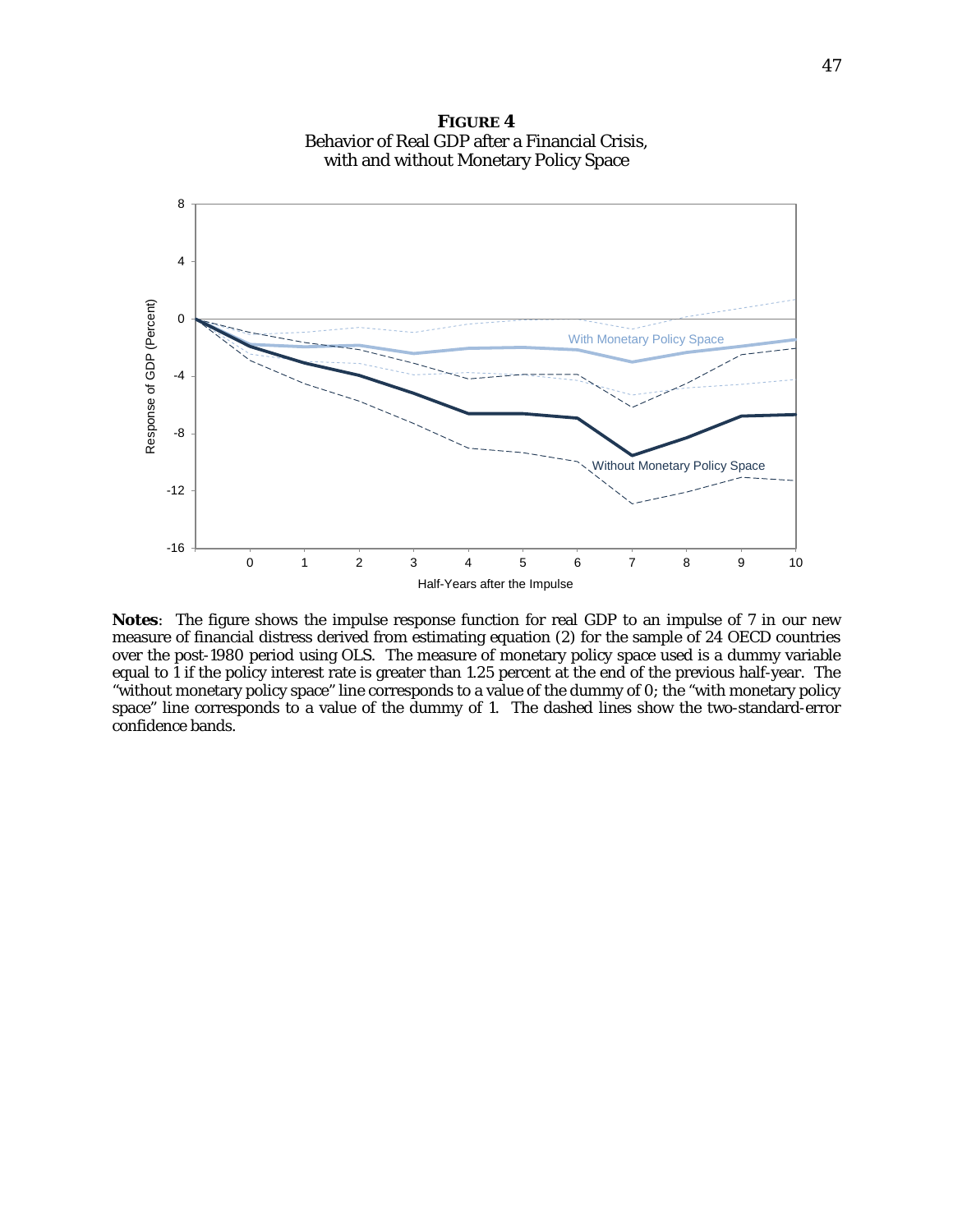**FIGURE 4**
Behavior of Real GDP after a Financial Crisis, with and without Monetary Policy Space

**Notes**: The figure shows the impulse response function for real GDP to an impulse of 7 in our new measure of financial distress derived from estimating equation (2) for the sample of 24 OECD countries over the post-1980 period using OLS. The measure of monetary policy space used is a dummy variable equal to 1 if the policy interest rate is greater than 1.25 percent at the end of the previous half-year. The "without monetary policy space" line corresponds to a value of the dummy of 0; the "with monetary policy space" line corresponds to a value of the dummy of 1. The dashed lines show the two-standard-error confidence bands.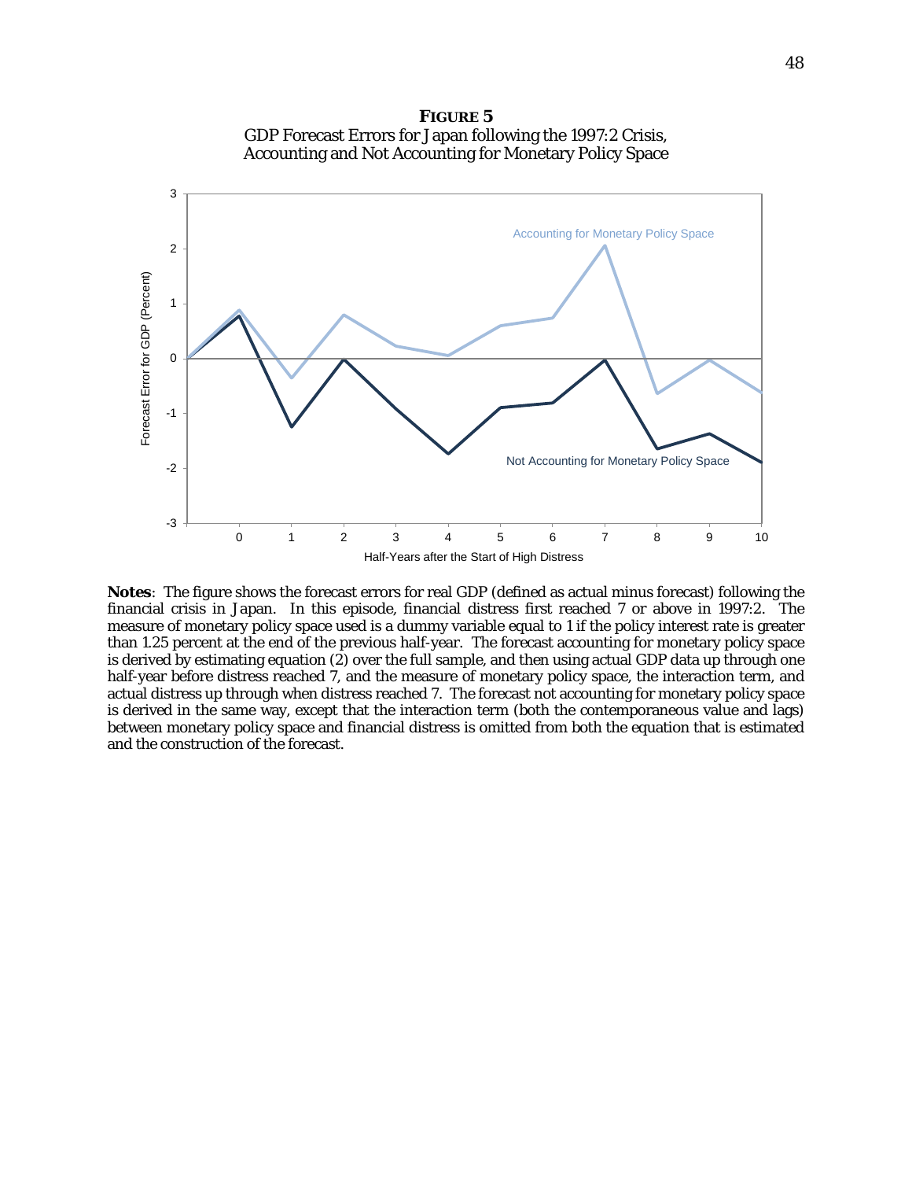**FIGURE 5**
GDP Forecast Errors for Japan following the 1997:2 Crisis, Accounting and Not Accounting for Monetary Policy Space

**Notes**: The figure shows the forecast errors for real GDP (defined as actual minus forecast) following the financial crisis in Japan. In this episode, financial distress first reached 7 or above in 1997:2. The measure of monetary policy space used is a dummy variable equal to 1 if the policy interest rate is greater than 1.25 percent at the end of the previous half-year. The forecast accounting for monetary policy space is derived by estimating equation (2) over the full sample, and then using actual GDP data up through one half-year before distress reached 7, and the measure of monetary policy space, the interaction term, and actual distress up through when distress reached 7. The forecast not accounting for monetary policy space is derived in the same way, except that the interaction term (both the contemporaneous value and lags) between monetary policy space and financial distress is omitted from both the equation that is estimated and the construction of the forecast.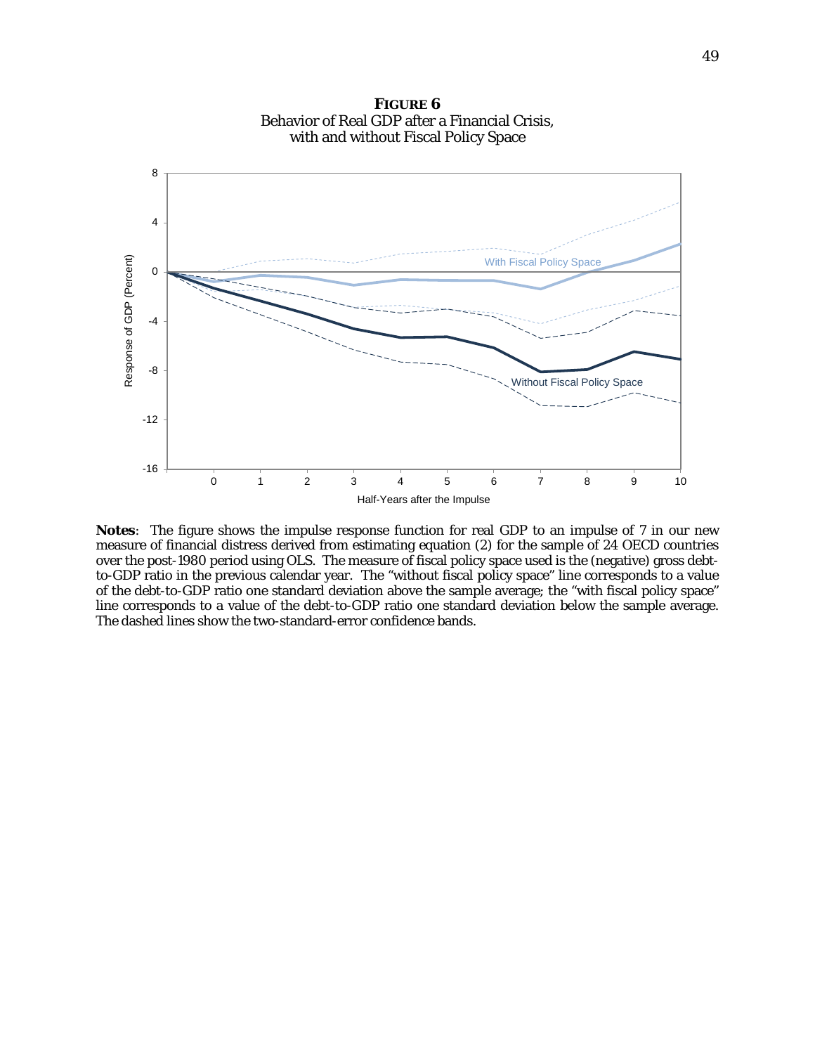**FIGURE 6**
Behavior of Real GDP after a Financial Crisis, with and without Fiscal Policy Space

**Notes**: The figure shows the impulse response function for real GDP to an impulse of 7 in our new measure of financial distress derived from estimating equation (2) for the sample of 24 OECD countries over the post-1980 period using OLS. The measure of fiscal policy space used is the (negative) gross debt-to-GDP ratio in the previous calendar year. The "without fiscal policy space" line corresponds to a value of the debt-to-GDP ratio one standard deviation above the sample average; the "with fiscal policy space" line corresponds to a value of the debt-to-GDP ratio one standard deviation below the sample average. The dashed lines show the two-standard-error confidence bands.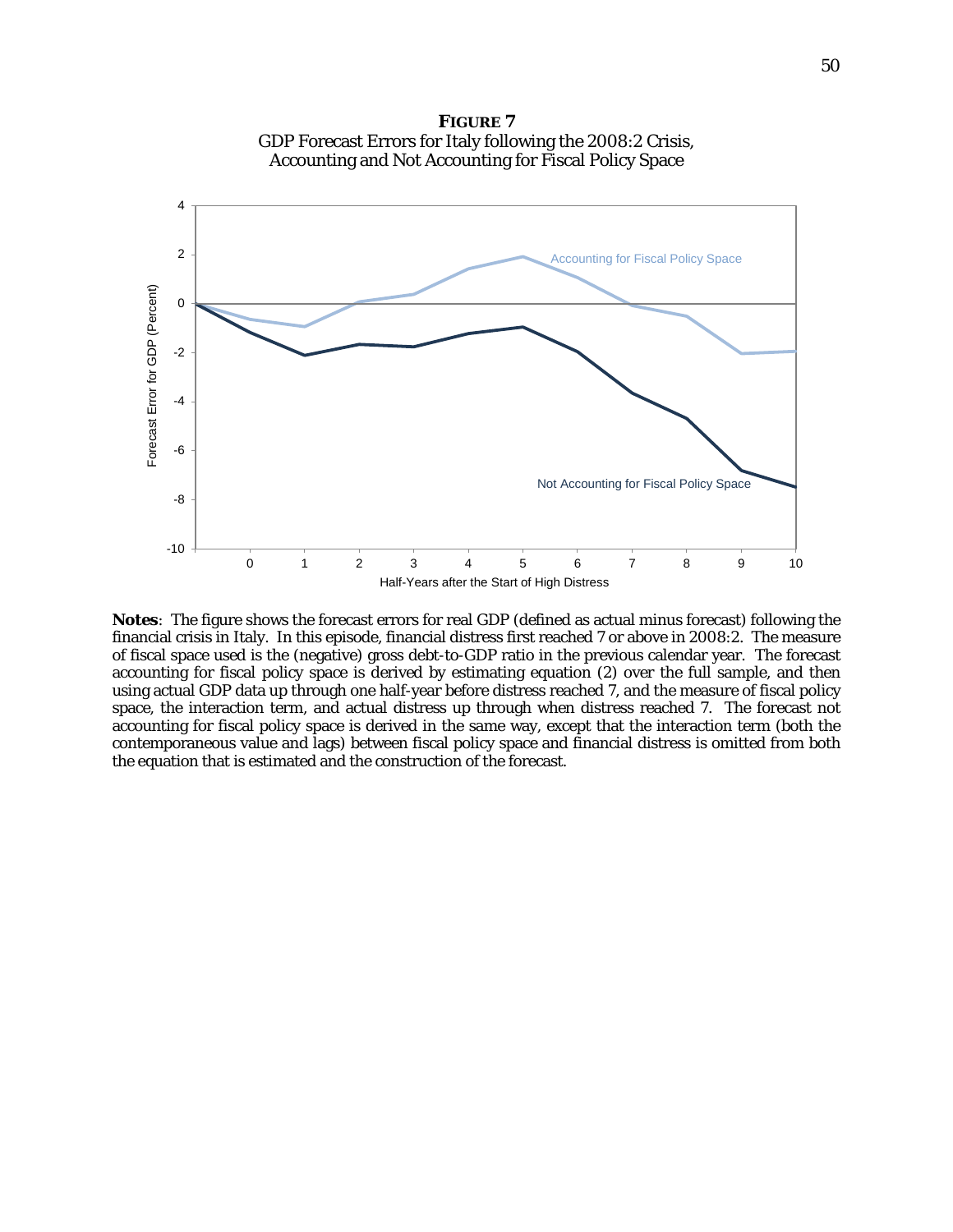**FIGURE 7**
GDP Forecast Errors for Italy following the 2008:2 Crisis,
Accounting and Not Accounting for Fiscal Policy Space

**Notes**: The figure shows the forecast errors for real GDP (defined as actual minus forecast) following the financial crisis in Italy. In this episode, financial distress first reached 7 or above in 2008:2. The measure of fiscal space used is the (negative) gross debt-to-GDP ratio in the previous calendar year. The forecast accounting for fiscal policy space is derived by estimating equation (2) over the full sample, and then using actual GDP data up through one half-year before distress reached 7, and the measure of fiscal policy space, the interaction term, and actual distress up through when distress reached 7. The forecast not accounting for fiscal policy space is derived in the same way, except that the interaction term (both the contemporaneous value and lags) between fiscal policy space and financial distress is omitted from both the equation that is estimated and the construction of the forecast.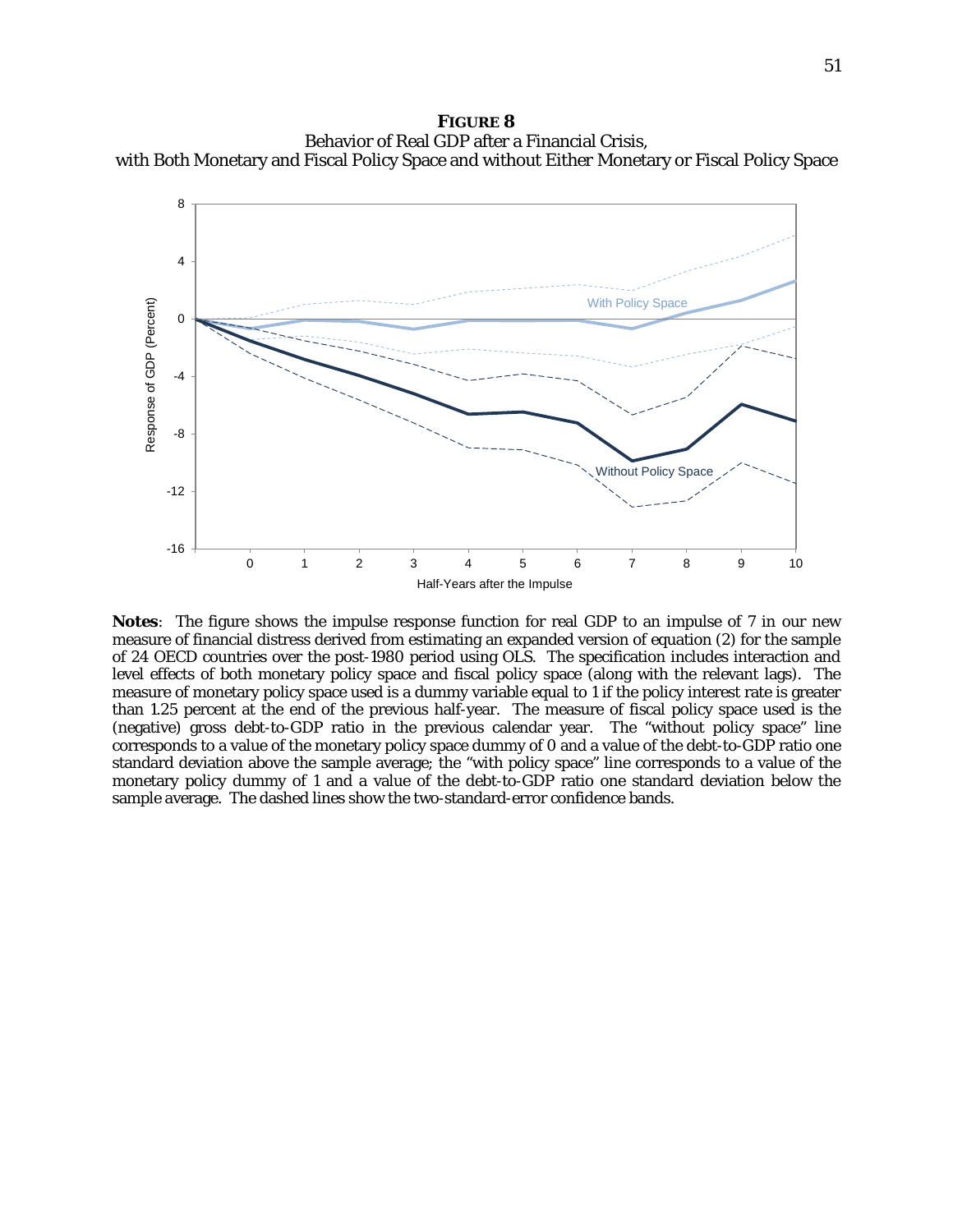**FIGURE 8**
Behavior of Real GDP after a Financial Crisis,
with Both Monetary and Fiscal Policy Space and without Either Monetary or Fiscal Policy Space

**Notes**: The figure shows the impulse response function for real GDP to an impulse of 7 in our new measure of financial distress derived from estimating an expanded version of equation (2) for the sample of 24 OECD countries over the post-1980 period using OLS. The specification includes interaction and level effects of both monetary policy space and fiscal policy space (along with the relevant lags). The measure of monetary policy space used is a dummy variable equal to 1 if the policy interest rate is greater than 1.25 percent at the end of the previous half-year. The measure of fiscal policy space used is the (negative) gross debt-to-GDP ratio in the previous calendar year. The "without policy space" line corresponds to a value of the monetary policy space dummy of 0 and a value of the debt-to-GDP ratio one standard deviation above the sample average; the "with policy space" line corresponds to a value of the monetary policy dummy of 1 and a value of the debt-to-GDP ratio one standard deviation below the sample average. The dashed lines show the two-standard-error confidence bands.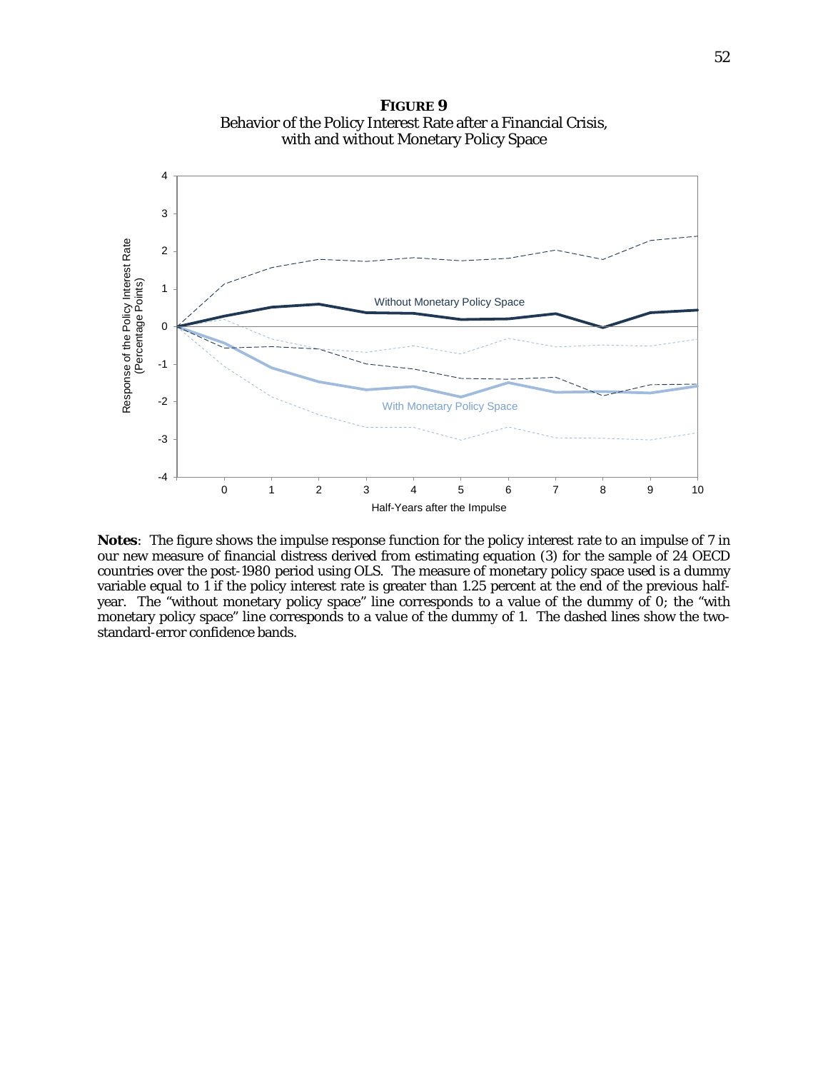**FIGURE 9**
Behavior of the Policy Interest Rate after a Financial Crisis, with and without Monetary Policy Space

**Notes**: The figure shows the impulse response function for the policy interest rate to an impulse of 7 in our new measure of financial distress derived from estimating equation (3) for the sample of 24 OECD countries over the post-1980 period using OLS. The measure of monetary policy space used is a dummy variable equal to 1 if the policy interest rate is greater than 1.25 percent at the end of the previous half-year. The "without monetary policy space" line corresponds to a value of the dummy of 0; the "with monetary policy space" line corresponds to a value of the dummy of 1. The dashed lines show the two-standard-error confidence bands.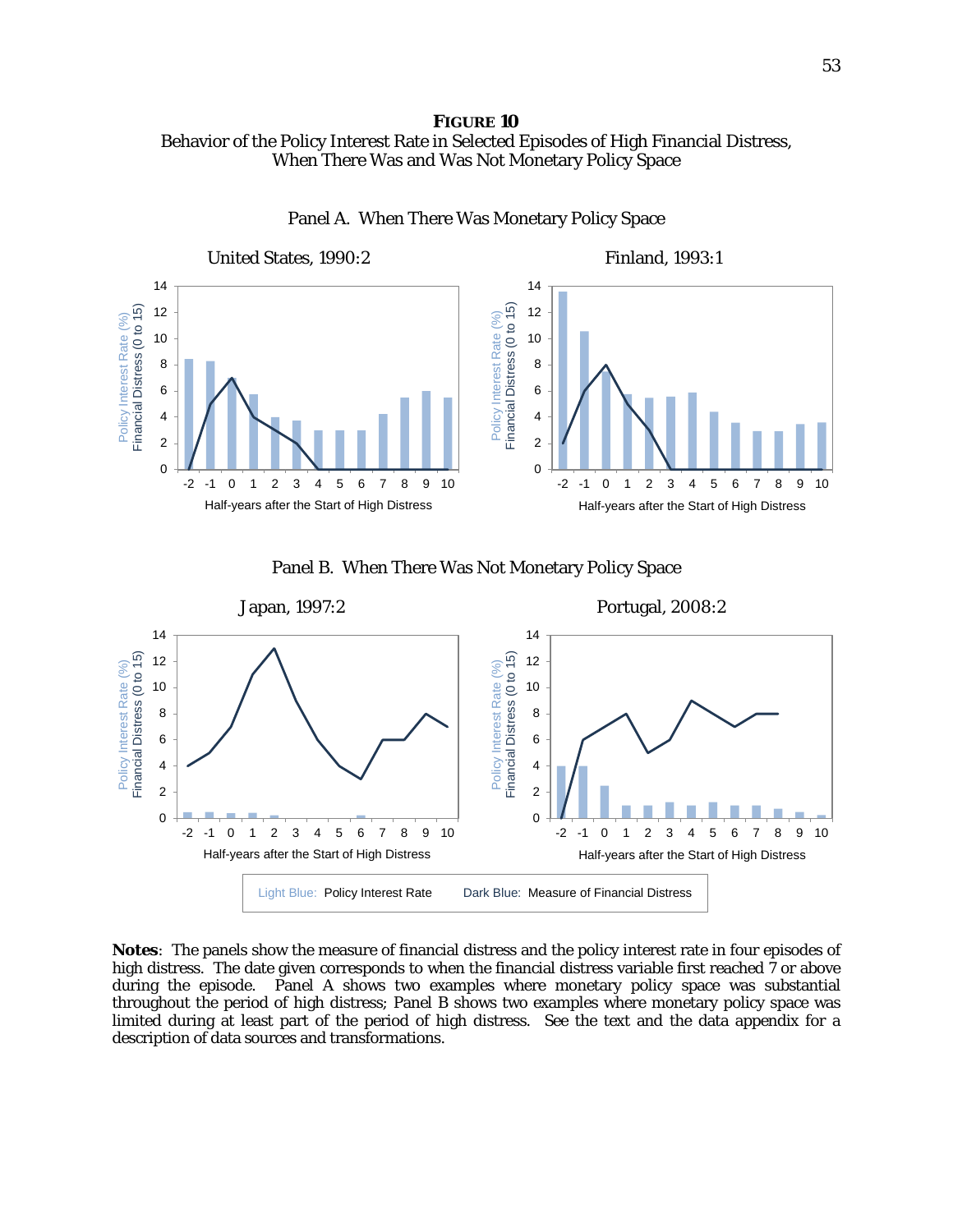**FIGURE 10**

Behavior of the Policy Interest Rate in Selected Episodes of High Financial Distress, When There Was and Was Not Monetary Policy Space

Panel A. When There Was Monetary Policy Space

United States, 1990:2

Finland, 1993:1

Panel B. When There Was Not Monetary Policy Space

Japan, 1997:2

Portugal, 2008:2

Light Blue: Policy Interest Rate    Dark Blue: Measure of Financial Distress

**Notes**: The panels show the measure of financial distress and the policy interest rate in four episodes of high distress. The date given corresponds to when the financial distress variable first reached 7 or above during the episode. Panel A shows two examples where monetary policy space was substantial throughout the period of high distress; Panel B shows two examples where monetary policy space was limited during at least part of the period of high distress. See the text and the data appendix for a description of data sources and transformations.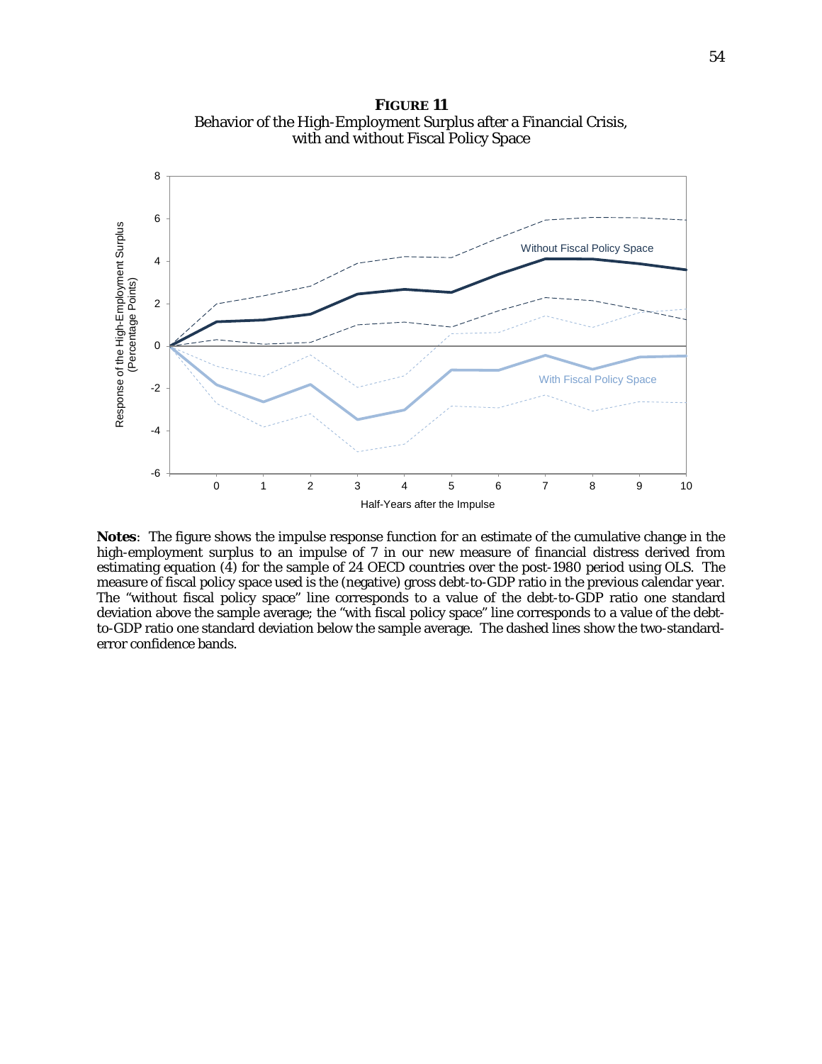**FIGURE 11**
Behavior of the High-Employment Surplus after a Financial Crisis, with and without Fiscal Policy Space

**Notes**: The figure shows the impulse response function for an estimate of the cumulative change in the high-employment surplus to an impulse of 7 in our new measure of financial distress derived from estimating equation (4) for the sample of 24 OECD countries over the post-1980 period using OLS. The measure of fiscal policy space used is the (negative) gross debt-to-GDP ratio in the previous calendar year. The "without fiscal policy space" line corresponds to a value of the debt-to-GDP ratio one standard deviation above the sample average; the "with fiscal policy space" line corresponds to a value of the debt-to-GDP ratio one standard deviation below the sample average. The dashed lines show the two-standard-error confidence bands.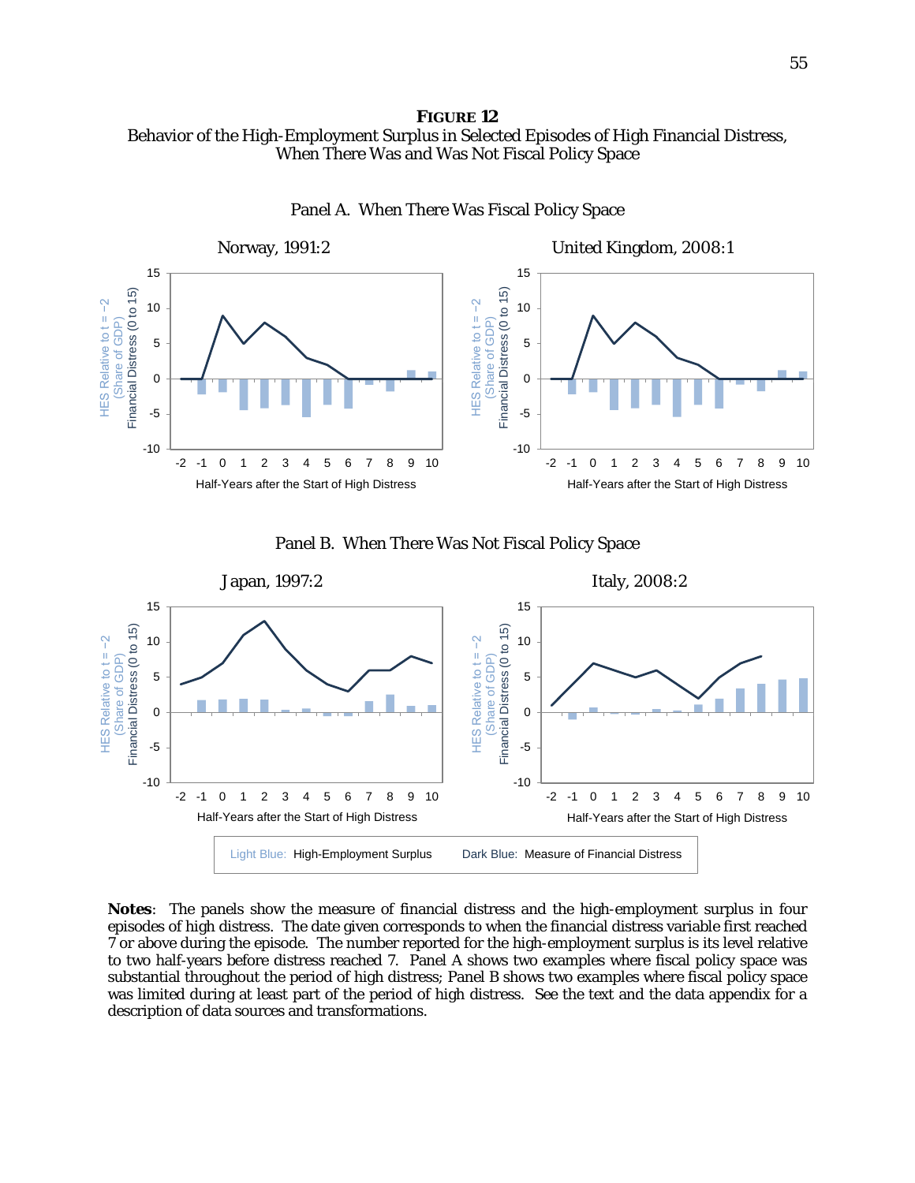**FIGURE 12**
Behavior of the High-Employment Surplus in Selected Episodes of High Financial Distress, When There Was and Was Not Fiscal Policy Space

Panel A. When There Was Fiscal Policy Space

Norway, 1991:2

United Kingdom, 2008:1

Panel B. When There Was Not Fiscal Policy Space

Japan, 1997:2

Italy, 2008:2

Light Blue: High-Employment Surplus    Dark Blue: Measure of Financial Distress

**Notes**: The panels show the measure of financial distress and the high-employment surplus in four episodes of high distress. The date given corresponds to when the financial distress variable first reached 7 or above during the episode. The number reported for the high-employment surplus is its level relative to two half-years before distress reached 7. Panel A shows two examples where fiscal policy space was substantial throughout the period of high distress; Panel B shows two examples where fiscal policy space was limited during at least part of the period of high distress. See the text and the data appendix for a description of data sources and transformations.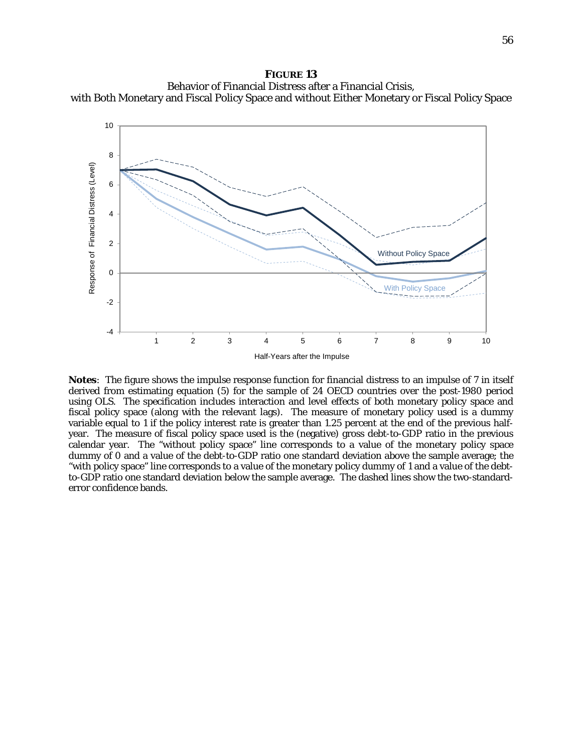**FIGURE 13**
Behavior of Financial Distress after a Financial Crisis,
with Both Monetary and Fiscal Policy Space and without Either Monetary or Fiscal Policy Space

**Notes**: The figure shows the impulse response function for financial distress to an impulse of 7 in itself derived from estimating equation (5) for the sample of 24 OECD countries over the post-1980 period using OLS. The specification includes interaction and level effects of both monetary policy space and fiscal policy space (along with the relevant lags). The measure of monetary policy used is a dummy variable equal to 1 if the policy interest rate is greater than 1.25 percent at the end of the previous half-year. The measure of fiscal policy space used is the (negative) gross debt-to-GDP ratio in the previous calendar year. The "without policy space" line corresponds to a value of the monetary policy space dummy of 0 and a value of the debt-to-GDP ratio one standard deviation above the sample average; the "with policy space" line corresponds to a value of the monetary policy dummy of 1 and a value of the debt-to-GDP ratio one standard deviation below the sample average. The dashed lines show the two-standard-error confidence bands.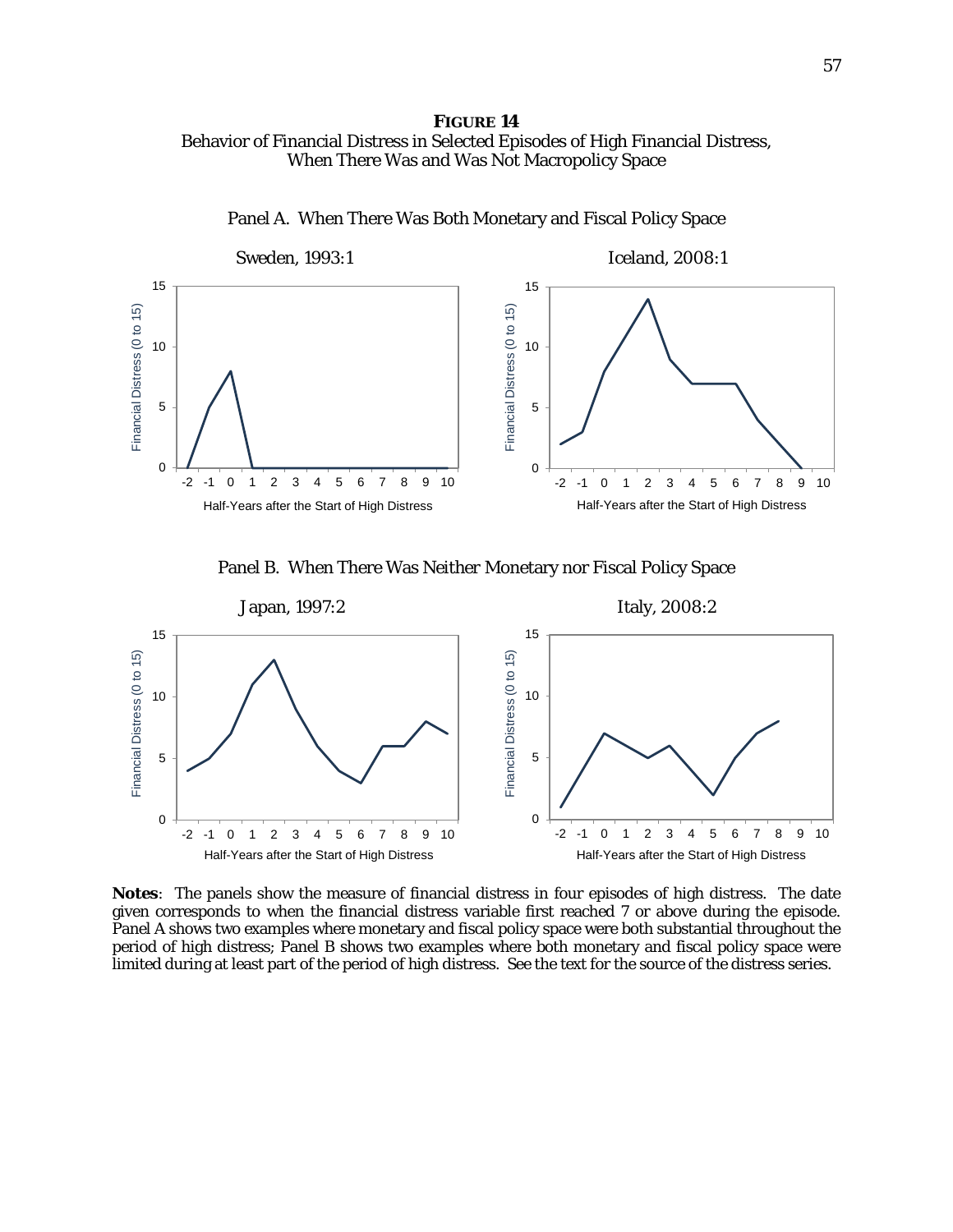**FIGURE 14**

Behavior of Financial Distress in Selected Episodes of High Financial Distress, When There Was and Was Not Macropolicy Space

Panel A. When There Was Both Monetary and Fiscal Policy Space

Sweden, 1993:1

Iceland, 2008:1

Panel B. When There Was Neither Monetary nor Fiscal Policy Space

Japan, 1997:2

Italy, 2008:2

**Notes**: The panels show the measure of financial distress in four episodes of high distress. The date given corresponds to when the financial distress variable first reached 7 or above during the episode. Panel A shows two examples where monetary and fiscal policy space were both substantial throughout the period of high distress; Panel B shows two examples where both monetary and fiscal policy space were limited during at least part of the period of high distress. See the text for the source of the distress series.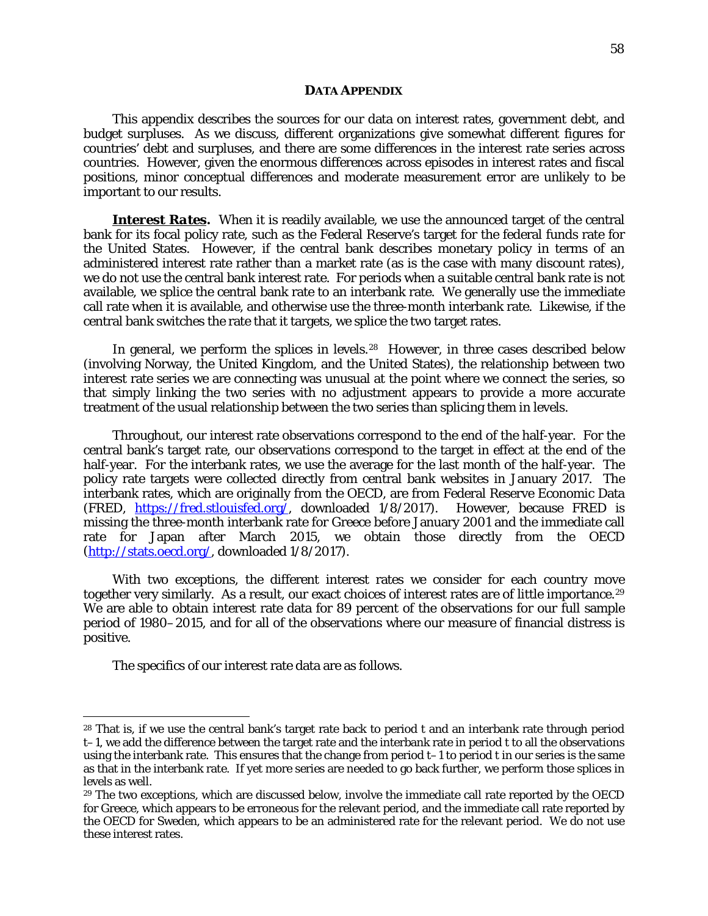## DATA APPENDIX

This appendix describes the sources for our data on interest rates, government debt, and budget surpluses. As we discuss, different organizations give somewhat different figures for countries' debt and surpluses, and there are some differences in the interest rate series across countries. However, given the enormous differences across episodes in interest rates and fiscal positions, minor conceptual differences and moderate measurement error are unlikely to be important to our results.

***Interest Rates.*** When it is readily available, we use the announced target of the central bank for its focal policy rate, such as the Federal Reserve's target for the federal funds rate for the United States. However, if the central bank describes monetary policy in terms of an administered interest rate rather than a market rate (as is the case with many discount rates), we do not use the central bank interest rate. For periods when a suitable central bank rate is not available, we splice the central bank rate to an interbank rate. We generally use the immediate call rate when it is available, and otherwise use the three-month interbank rate. Likewise, if the central bank switches the rate that it targets, we splice the two target rates.

In general, we perform the splices in levels.[28] However, in three cases described below (involving Norway, the United Kingdom, and the United States), the relationship between two interest rate series we are connecting was unusual at the point where we connect the series, so that simply linking the two series with no adjustment appears to provide a more accurate treatment of the usual relationship between the two series than splicing them in levels.

Throughout, our interest rate observations correspond to the end of the half-year. For the central bank's target rate, our observations correspond to the target in effect at the end of the half-year. For the interbank rates, we use the average for the last month of the half-year. The policy rate targets were collected directly from central bank websites in January 2017. The interbank rates, which are originally from the OECD, are from Federal Reserve Economic Data (FRED, https://fred.stlouisfed.org/, downloaded 1/8/2017). However, because FRED is missing the three-month interbank rate for Greece before January 2001 and the immediate call rate for Japan after March 2015, we obtain those directly from the OECD (http://stats.oecd.org/, downloaded 1/8/2017).

With two exceptions, the different interest rates we consider for each country move together very similarly. As a result, our exact choices of interest rates are of little importance.[29] We are able to obtain interest rate data for 89 percent of the observations for our full sample period of 1980–2015, and for all of the observations where our measure of financial distress is positive.

The specifics of our interest rate data are as follows.

---

[28] That is, if we use the central bank's target rate back to period t and an interbank rate through period t–1, we add the difference between the target rate and the interbank rate in period t to all the observations using the interbank rate. This ensures that the change from period t–1 to period t in our series is the same as that in the interbank rate. If yet more series are needed to go back further, we perform those splices in levels as well.

[29] The two exceptions, which are discussed below, involve the immediate call rate reported by the OECD for Greece, which appears to be erroneous for the relevant period, and the immediate call rate reported by the OECD for Sweden, which appears to be an administered rate for the relevant period. We do not use these interest rates.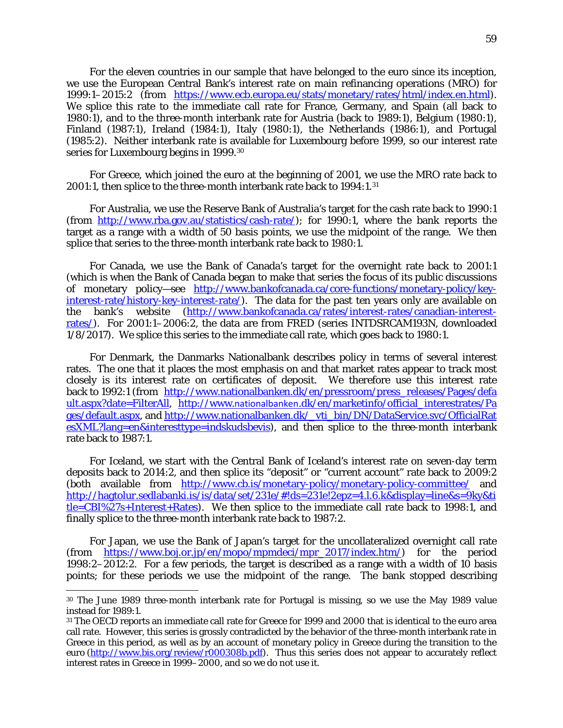For the eleven countries in our sample that have belonged to the euro since its inception, we use the European Central Bank's interest rate on main refinancing operations (MRO) for 1999:1–2015:2 (from https://www.ecb.europa.eu/stats/monetary/rates/html/index.en.html). We splice this rate to the immediate call rate for France, Germany, and Spain (all back to 1980:1), and to the three-month interbank rate for Austria (back to 1989:1), Belgium (1980:1), Finland (1987:1), Ireland (1984:1), Italy (1980:1), the Netherlands (1986:1), and Portugal (1985:2). Neither interbank rate is available for Luxembourg before 1999, so our interest rate series for Luxembourg begins in 1999.[30]

For Greece, which joined the euro at the beginning of 2001, we use the MRO rate back to 2001:1, then splice to the three-month interbank rate back to 1994:1.[31]

For Australia, we use the Reserve Bank of Australia's target for the cash rate back to 1990:1 (from http://www.rba.gov.au/statistics/cash-rate/); for 1990:1, where the bank reports the target as a range with a width of 50 basis points, we use the midpoint of the range. We then splice that series to the three-month interbank rate back to 1980:1.

For Canada, we use the Bank of Canada's target for the overnight rate back to 2001:1 (which is when the Bank of Canada began to make that series the focus of its public discussions of monetary policy—see http://www.bankofcanada.ca/core-functions/monetary-policy/key-interest-rate/history-key-interest-rate/). The data for the past ten years only are available on the bank's website (http://www.bankofcanada.ca/rates/interest-rates/canadian-interest-rates/). For 2001:1–2006:2, the data are from FRED (series INTDSRCAM193N, downloaded 1/8/2017). We splice this series to the immediate call rate, which goes back to 1980:1.

For Denmark, the Danmarks Nationalbank describes policy in terms of several interest rates. The one that it places the most emphasis on and that market rates appear to track most closely is its interest rate on certificates of deposit. We therefore use this interest rate back to 1992:1 (from http://www.nationalbanken.dk/en/pressroom/press_releases/Pages/default.aspx?date=FilterAll, http://www.nationalbanken.dk/en/marketinfo/official_interestrates/Pages/default.aspx, and http://www.nationalbanken.dk/_vti_bin/DN/DataService.svc/OfficialRatesXML?lang=en&interesttype=indskudsbevis), and then splice to the three-month interbank rate back to 1987:1.

For Iceland, we start with the Central Bank of Iceland's interest rate on seven-day term deposits back to 2014:2, and then splice its "deposit" or "current account" rate back to 2009:2 (both available from http://www.cb.is/monetary-policy/monetary-policy-committee/ and http://hagtolur.sedlabanki.is/is/data/set/231e/#!ds=231e!2epz=4.1.6.k&display=line&s=9ky&title=CBI%27s+Interest+Rates). We then splice to the immediate call rate back to 1998:1, and finally splice to the three-month interbank rate back to 1987:2.

For Japan, we use the Bank of Japan's target for the uncollateralized overnight call rate (from https://www.boj.or.jp/en/mopo/mpmdeci/mpr_2017/index.htm/) for the period 1998:2–2012:2. For a few periods, the target is described as a range with a width of 10 basis points; for these periods we use the midpoint of the range. The bank stopped describing

---

[30] The June 1989 three-month interbank rate for Portugal is missing, so we use the May 1989 value instead for 1989:1.

[31] The OECD reports an immediate call rate for Greece for 1999 and 2000 that is identical to the euro area call rate. However, this series is grossly contradicted by the behavior of the three-month interbank rate in Greece in this period, as well as by an account of monetary policy in Greece during the transition to the euro (http://www.bis.org/review/r000308b.pdf). Thus this series does not appear to accurately reflect interest rates in Greece in 1999–2000, and so we do not use it.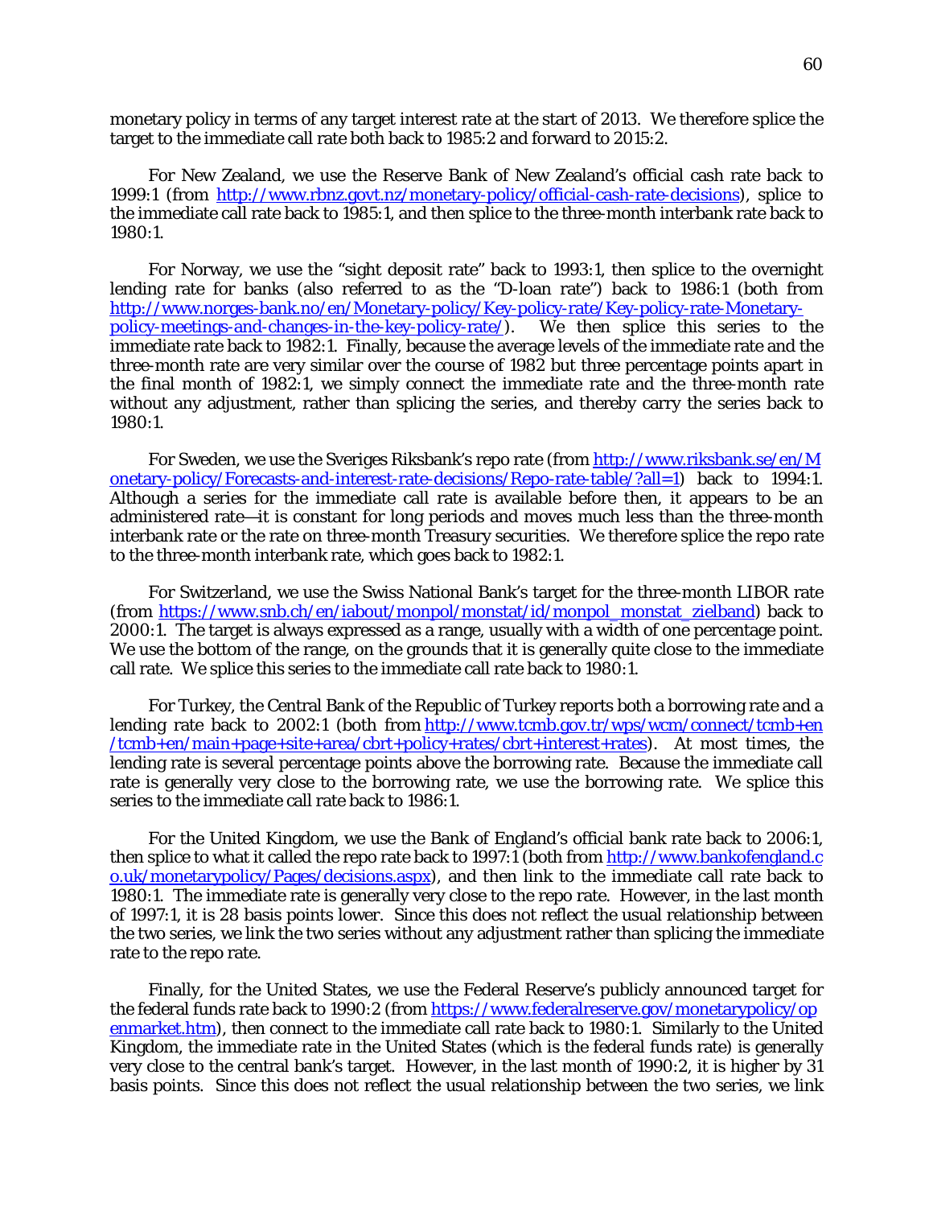monetary policy in terms of any target interest rate at the start of 2013. We therefore splice the target to the immediate call rate both back to 1985:2 and forward to 2015:2.

For New Zealand, we use the Reserve Bank of New Zealand's official cash rate back to 1999:1 (from http://www.rbnz.govt.nz/monetary-policy/official-cash-rate-decisions), splice to the immediate call rate back to 1985:1, and then splice to the three-month interbank rate back to 1980:1.

For Norway, we use the "sight deposit rate" back to 1993:1, then splice to the overnight lending rate for banks (also referred to as the "D-loan rate") back to 1986:1 (both from http://www.norges-bank.no/en/Monetary-policy/Key-policy-rate/Key-policy-rate-Monetary-policy-meetings-and-changes-in-the-key-policy-rate/). We then splice this series to the immediate rate back to 1982:1. Finally, because the average levels of the immediate rate and the three-month rate are very similar over the course of 1982 but three percentage points apart in the final month of 1982:1, we simply connect the immediate rate and the three-month rate without any adjustment, rather than splicing the series, and thereby carry the series back to 1980:1.

For Sweden, we use the Sveriges Riksbank's repo rate (from http://www.riksbank.se/en/Monetary-policy/Forecasts-and-interest-rate-decisions/Repo-rate-table/?all=1) back to 1994:1. Although a series for the immediate call rate is available before then, it appears to be an administered rate—it is constant for long periods and moves much less than the three-month interbank rate or the rate on three-month Treasury securities. We therefore splice the repo rate to the three-month interbank rate, which goes back to 1982:1.

For Switzerland, we use the Swiss National Bank's target for the three-month LIBOR rate (from https://www.snb.ch/en/iabout/monpol/monstat/id/monpol_monstat_zielband) back to 2000:1. The target is always expressed as a range, usually with a width of one percentage point. We use the bottom of the range, on the grounds that it is generally quite close to the immediate call rate. We splice this series to the immediate call rate back to 1980:1.

For Turkey, the Central Bank of the Republic of Turkey reports both a borrowing rate and a lending rate back to 2002:1 (both from http://www.tcmb.gov.tr/wps/wcm/connect/tcmb+en/tcmb+en/main+page+site+area/cbrt+policy+rates/cbrt+interest+rates). At most times, the lending rate is several percentage points above the borrowing rate. Because the immediate call rate is generally very close to the borrowing rate, we use the borrowing rate. We splice this series to the immediate call rate back to 1986:1.

For the United Kingdom, we use the Bank of England's official bank rate back to 2006:1, then splice to what it called the repo rate back to 1997:1 (both from http://www.bankofengland.co.uk/monetarypolicy/Pages/decisions.aspx), and then link to the immediate call rate back to 1980:1. The immediate rate is generally very close to the repo rate. However, in the last month of 1997:1, it is 28 basis points lower. Since this does not reflect the usual relationship between the two series, we link the two series without any adjustment rather than splicing the immediate rate to the repo rate.

Finally, for the United States, we use the Federal Reserve's publicly announced target for the federal funds rate back to 1990:2 (from https://www.federalreserve.gov/monetarypolicy/openmarket.htm), then connect to the immediate call rate back to 1980:1. Similarly to the United Kingdom, the immediate rate in the United States (which is the federal funds rate) is generally very close to the central bank's target. However, in the last month of 1990:2, it is higher by 31 basis points. Since this does not reflect the usual relationship between the two series, we link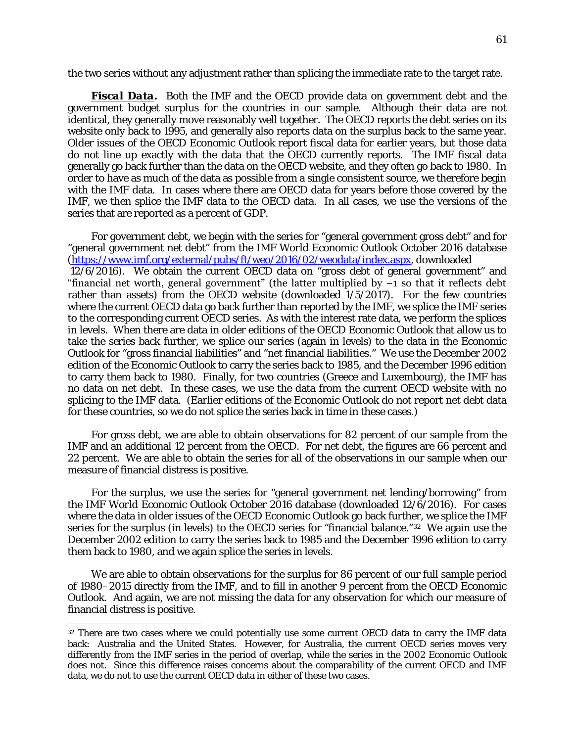the two series without any adjustment rather than splicing the immediate rate to the target rate.

***Fiscal Data.*** Both the IMF and the OECD provide data on government debt and the government budget surplus for the countries in our sample. Although their data are not identical, they generally move reasonably well together. The OECD reports the debt series on its website only back to 1995, and generally also reports data on the surplus back to the same year. Older issues of the OECD Economic Outlook report fiscal data for earlier years, but those data do not line up exactly with the data that the OECD currently reports. The IMF fiscal data generally go back further than the data on the OECD website, and they often go back to 1980. In order to have as much of the data as possible from a single consistent source, we therefore begin with the IMF data. In cases where there are OECD data for years before those covered by the IMF, we then splice the IMF data to the OECD data. In all cases, we use the versions of the series that are reported as a percent of GDP.

For government debt, we begin with the series for "general government gross debt" and for "general government net debt" from the IMF World Economic Outlook October 2016 database (https://www.imf.org/external/pubs/ft/weo/2016/02/weodata/index.aspx, downloaded 12/6/2016). We obtain the current OECD data on "gross debt of general government" and "financial net worth, general government" (the latter multiplied by −1 so that it reflects debt rather than assets) from the OECD website (downloaded 1/5/2017). For the few countries where the current OECD data go back further than reported by the IMF, we splice the IMF series to the corresponding current OECD series. As with the interest rate data, we perform the splices in levels. When there are data in older editions of the OECD Economic Outlook that allow us to take the series back further, we splice our series (again in levels) to the data in the Economic Outlook for "gross financial liabilities" and "net financial liabilities." We use the December 2002 edition of the Economic Outlook to carry the series back to 1985, and the December 1996 edition to carry them back to 1980. Finally, for two countries (Greece and Luxembourg), the IMF has no data on net debt. In these cases, we use the data from the current OECD website with no splicing to the IMF data. (Earlier editions of the Economic Outlook do not report net debt data for these countries, so we do not splice the series back in time in these cases.)

For gross debt, we are able to obtain observations for 82 percent of our sample from the IMF and an additional 12 percent from the OECD. For net debt, the figures are 66 percent and 22 percent. We are able to obtain the series for all of the observations in our sample when our measure of financial distress is positive.

For the surplus, we use the series for "general government net lending/borrowing" from the IMF World Economic Outlook October 2016 database (downloaded 12/6/2016). For cases where the data in older issues of the OECD Economic Outlook go back further, we splice the IMF series for the surplus (in levels) to the OECD series for "financial balance."[32] We again use the December 2002 edition to carry the series back to 1985 and the December 1996 edition to carry them back to 1980, and we again splice the series in levels.

We are able to obtain observations for the surplus for 86 percent of our full sample period of 1980–2015 directly from the IMF, and to fill in another 9 percent from the OECD Economic Outlook. And again, we are not missing the data for any observation for which our measure of financial distress is positive.

[32] There are two cases where we could potentially use some current OECD data to carry the IMF data back: Australia and the United States. However, for Australia, the current OECD series moves very differently from the IMF series in the period of overlap, while the series in the 2002 Economic Outlook does not. Since this difference raises concerns about the comparability of the current OECD and IMF data, we do not to use the current OECD data in either of these two cases.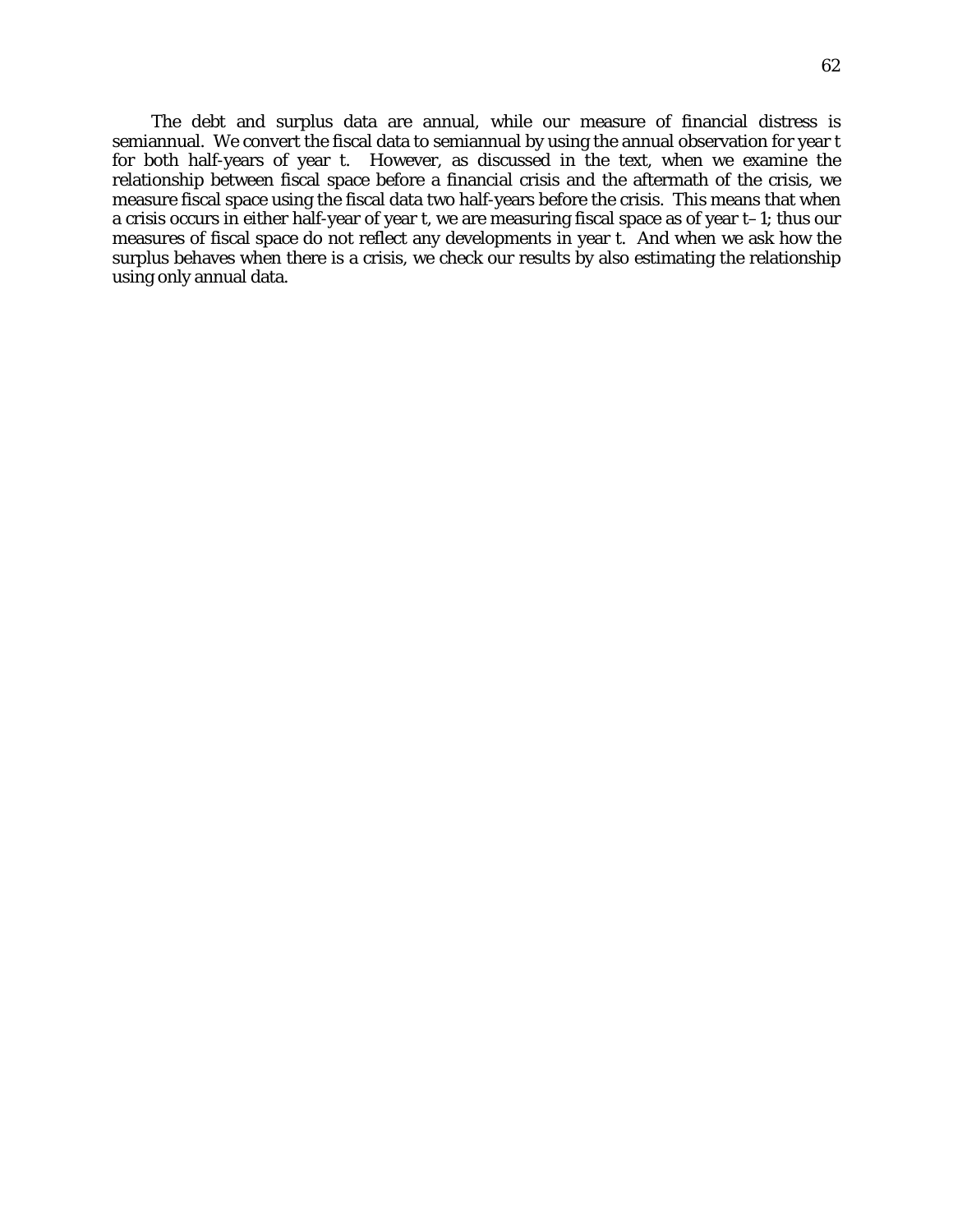The debt and surplus data are annual, while our measure of financial distress is semiannual. We convert the fiscal data to semiannual by using the annual observation for year t for both half-years of year t. However, as discussed in the text, when we examine the relationship between fiscal space before a financial crisis and the aftermath of the crisis, we measure fiscal space using the fiscal data two half-years before the crisis. This means that when a crisis occurs in either half-year of year t, we are measuring fiscal space as of year t–1; thus our measures of fiscal space do not reflect any developments in year t. And when we ask how the surplus behaves when there is a crisis, we check our results by also estimating the relationship using only annual data.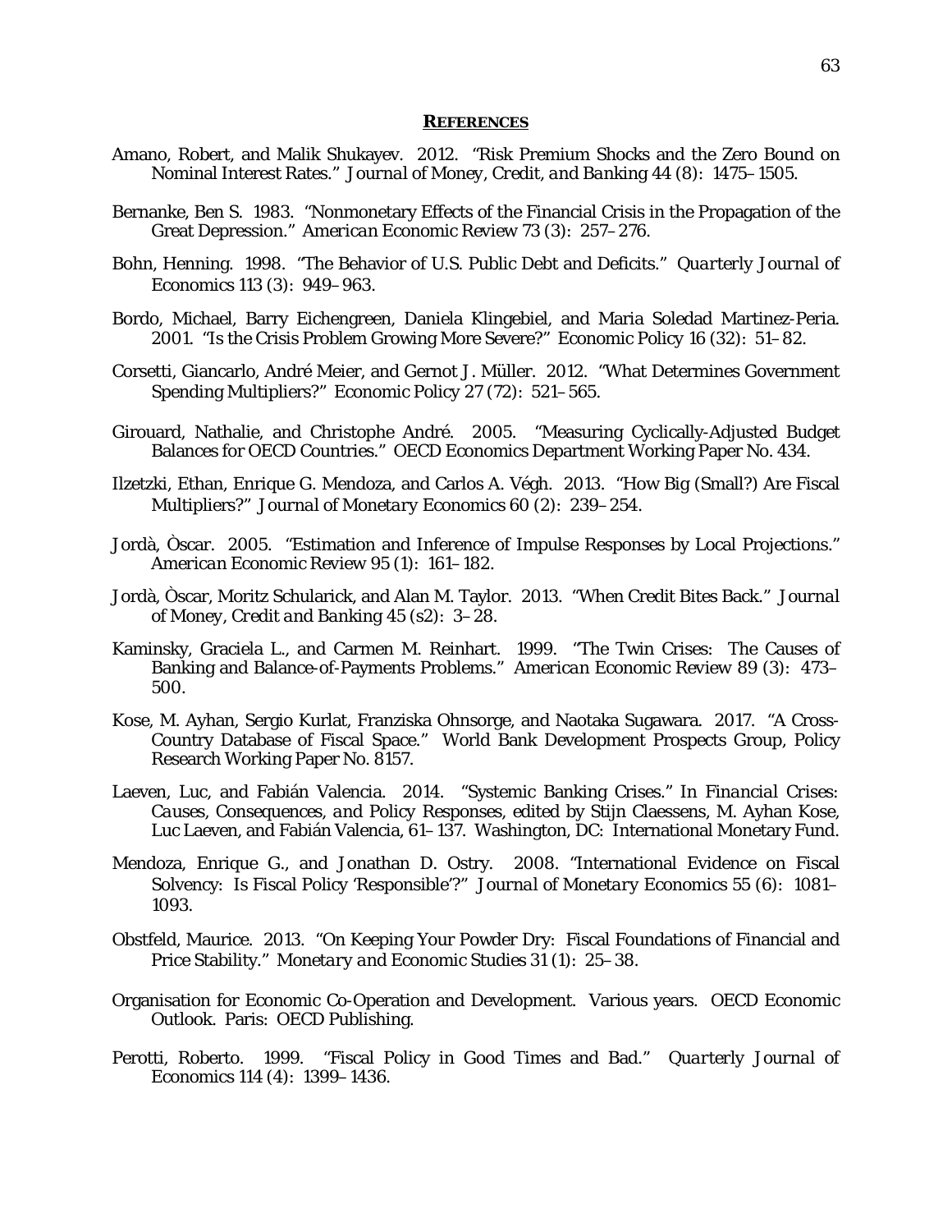## REFERENCES

Amano, Robert, and Malik Shukayev. 2012. "Risk Premium Shocks and the Zero Bound on Nominal Interest Rates." *Journal of Money, Credit, and Banking* 44 (8): 1475–1505.

Bernanke, Ben S. 1983. "Nonmonetary Effects of the Financial Crisis in the Propagation of the Great Depression." *American Economic Review* 73 (3): 257–276.

Bohn, Henning. 1998. "The Behavior of U.S. Public Debt and Deficits." *Quarterly Journal of Economics* 113 (3): 949–963.

Bordo, Michael, Barry Eichengreen, Daniela Klingebiel, and Maria Soledad Martinez-Peria. 2001. "Is the Crisis Problem Growing More Severe?" *Economic Policy* 16 (32): 51–82.

Corsetti, Giancarlo, André Meier, and Gernot J. Müller. 2012. "What Determines Government Spending Multipliers?" *Economic Policy* 27 (72): 521–565.

Girouard, Nathalie, and Christophe André. 2005. "Measuring Cyclically-Adjusted Budget Balances for OECD Countries." OECD Economics Department Working Paper No. 434.

Ilzetzki, Ethan, Enrique G. Mendoza, and Carlos A. Végh. 2013. "How Big (Small?) Are Fiscal Multipliers?" *Journal of Monetary Economics* 60 (2): 239–254.

Jordà, Òscar. 2005. "Estimation and Inference of Impulse Responses by Local Projections." *American Economic Review* 95 (1): 161–182.

Jordà, Òscar, Moritz Schularick, and Alan M. Taylor. 2013. "When Credit Bites Back." *Journal of Money, Credit and Banking* 45 (s2): 3–28.

Kaminsky, Graciela L., and Carmen M. Reinhart. 1999. "The Twin Crises: The Causes of Banking and Balance-of-Payments Problems." *American Economic Review* 89 (3): 473–500.

Kose, M. Ayhan, Sergio Kurlat, Franziska Ohnsorge, and Naotaka Sugawara. 2017. "A Cross-Country Database of Fiscal Space." World Bank Development Prospects Group, Policy Research Working Paper No. 8157.

Laeven, Luc, and Fabián Valencia. 2014. "Systemic Banking Crises." In *Financial Crises: Causes, Consequences, and Policy Responses*, edited by Stijn Claessens, M. Ayhan Kose, Luc Laeven, and Fabián Valencia, 61–137. Washington, DC: International Monetary Fund.

Mendoza, Enrique G., and Jonathan D. Ostry. 2008. "International Evidence on Fiscal Solvency: Is Fiscal Policy 'Responsible'?" *Journal of Monetary Economics* 55 (6): 1081–1093.

Obstfeld, Maurice. 2013. "On Keeping Your Powder Dry: Fiscal Foundations of Financial and Price Stability." *Monetary and Economic Studies* 31 (1): 25–38.

Organisation for Economic Co-Operation and Development. Various years. *OECD Economic Outlook*. Paris: OECD Publishing.

Perotti, Roberto. 1999. "Fiscal Policy in Good Times and Bad." *Quarterly Journal of Economics* 114 (4): 1399–1436.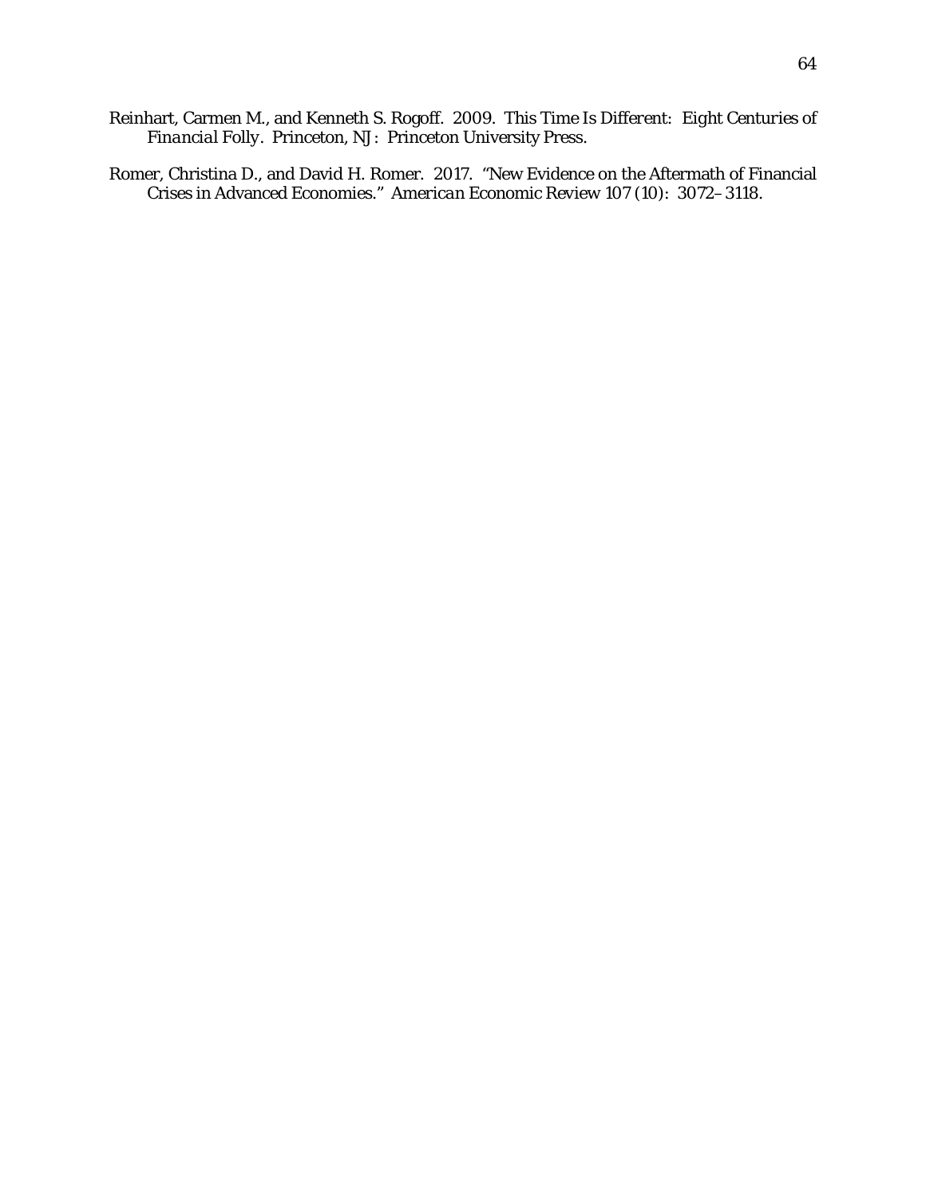Reinhart, Carmen M., and Kenneth S. Rogoff. 2009. *This Time Is Different: Eight Centuries of Financial Folly*. Princeton, NJ: Princeton University Press.

Romer, Christina D., and David H. Romer. 2017. "New Evidence on the Aftermath of Financial Crises in Advanced Economies." *American Economic Review* 107 (10): 3072–3118.